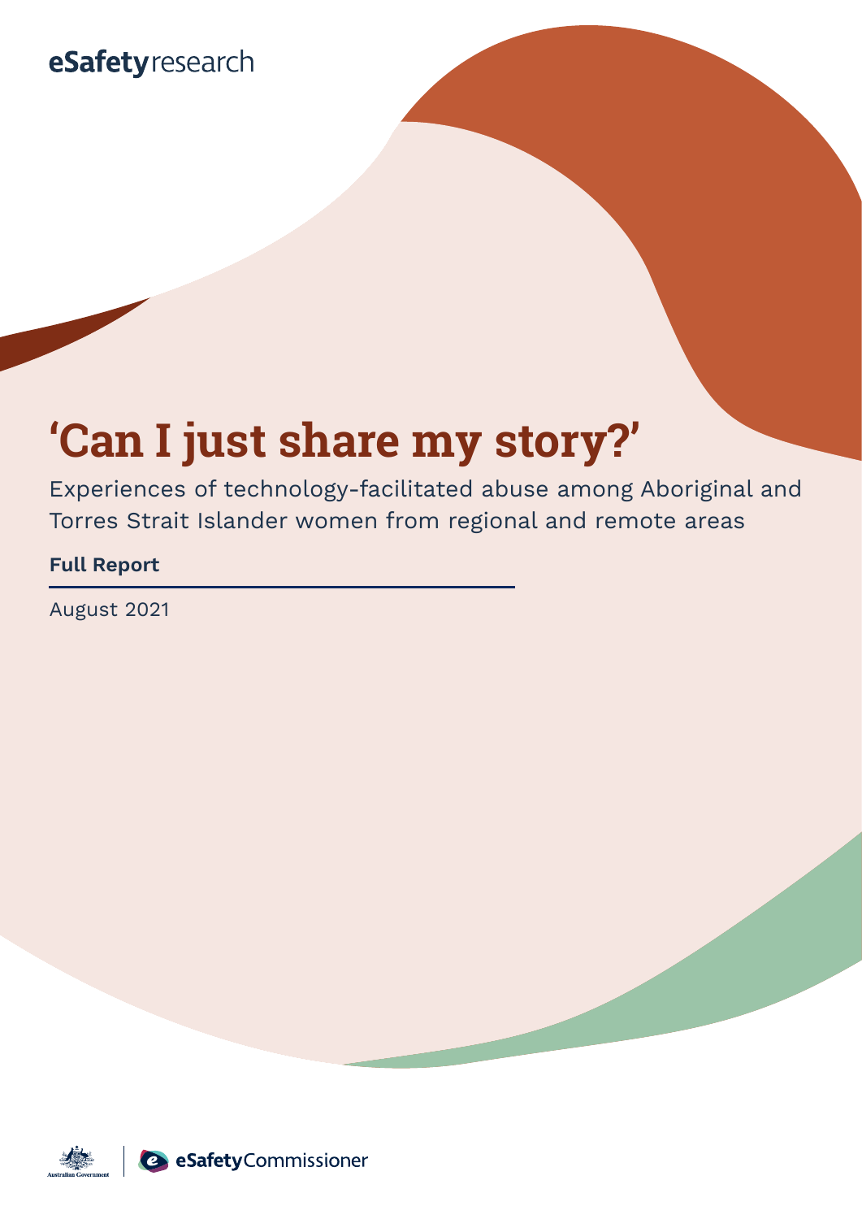eSafetyresearch

# 'Can I just share my story?'

Experiences of technology-facilitated abuse among Aboriginal and Torres Strait Islander women from regional and remote areas

**Full Report**

August 2021

Australian Government | eSafetyCommissioner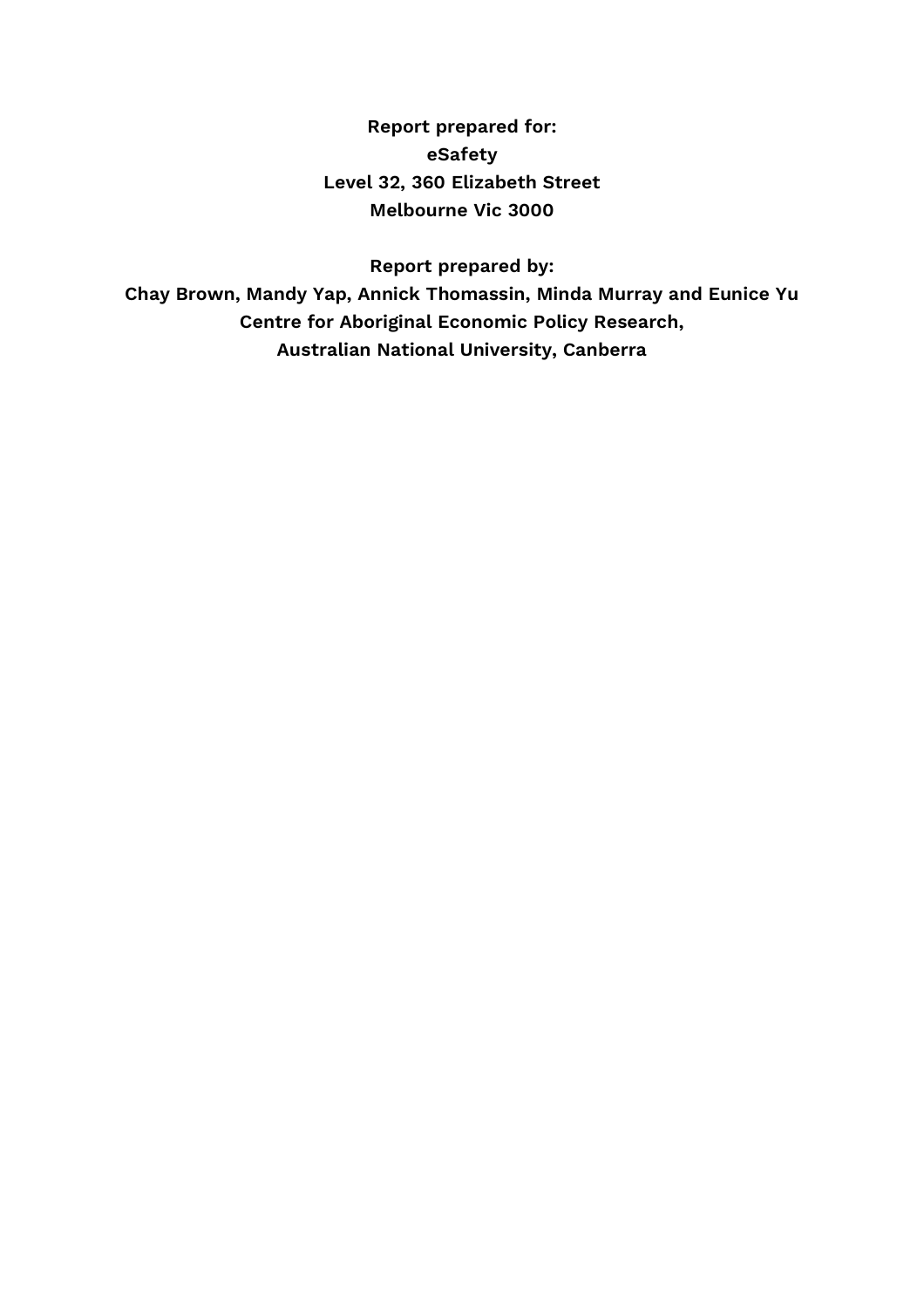**Report prepared for:**
**eSafety**
**Level 32, 360 Elizabeth Street**
**Melbourne Vic 3000**

**Report prepared by:**
**Chay Brown, Mandy Yap, Annick Thomassin, Minda Murray and Eunice Yu**
**Centre for Aboriginal Economic Policy Research,**
**Australian National University, Canberra**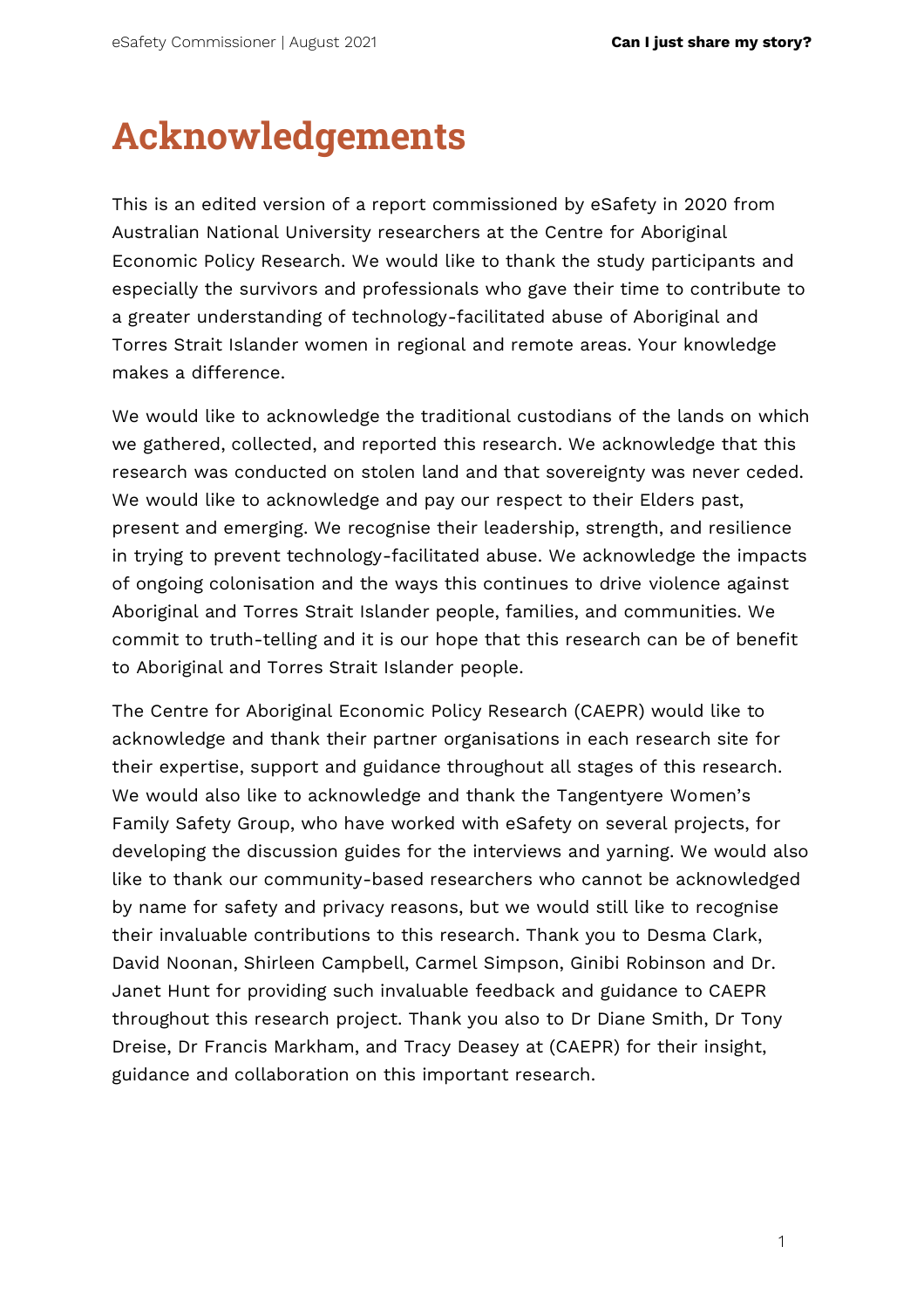# Acknowledgements

This is an edited version of a report commissioned by eSafety in 2020 from Australian National University researchers at the Centre for Aboriginal Economic Policy Research. We would like to thank the study participants and especially the survivors and professionals who gave their time to contribute to a greater understanding of technology-facilitated abuse of Aboriginal and Torres Strait Islander women in regional and remote areas. Your knowledge makes a difference.

We would like to acknowledge the traditional custodians of the lands on which we gathered, collected, and reported this research. We acknowledge that this research was conducted on stolen land and that sovereignty was never ceded. We would like to acknowledge and pay our respect to their Elders past, present and emerging. We recognise their leadership, strength, and resilience in trying to prevent technology-facilitated abuse. We acknowledge the impacts of ongoing colonisation and the ways this continues to drive violence against Aboriginal and Torres Strait Islander people, families, and communities. We commit to truth-telling and it is our hope that this research can be of benefit to Aboriginal and Torres Strait Islander people.

The Centre for Aboriginal Economic Policy Research (CAEPR) would like to acknowledge and thank their partner organisations in each research site for their expertise, support and guidance throughout all stages of this research. We would also like to acknowledge and thank the Tangentyere Women's Family Safety Group, who have worked with eSafety on several projects, for developing the discussion guides for the interviews and yarning. We would also like to thank our community-based researchers who cannot be acknowledged by name for safety and privacy reasons, but we would still like to recognise their invaluable contributions to this research. Thank you to Desma Clark, David Noonan, Shirleen Campbell, Carmel Simpson, Ginibi Robinson and Dr. Janet Hunt for providing such invaluable feedback and guidance to CAEPR throughout this research project. Thank you also to Dr Diane Smith, Dr Tony Dreise, Dr Francis Markham, and Tracy Deasey at (CAEPR) for their insight, guidance and collaboration on this important research.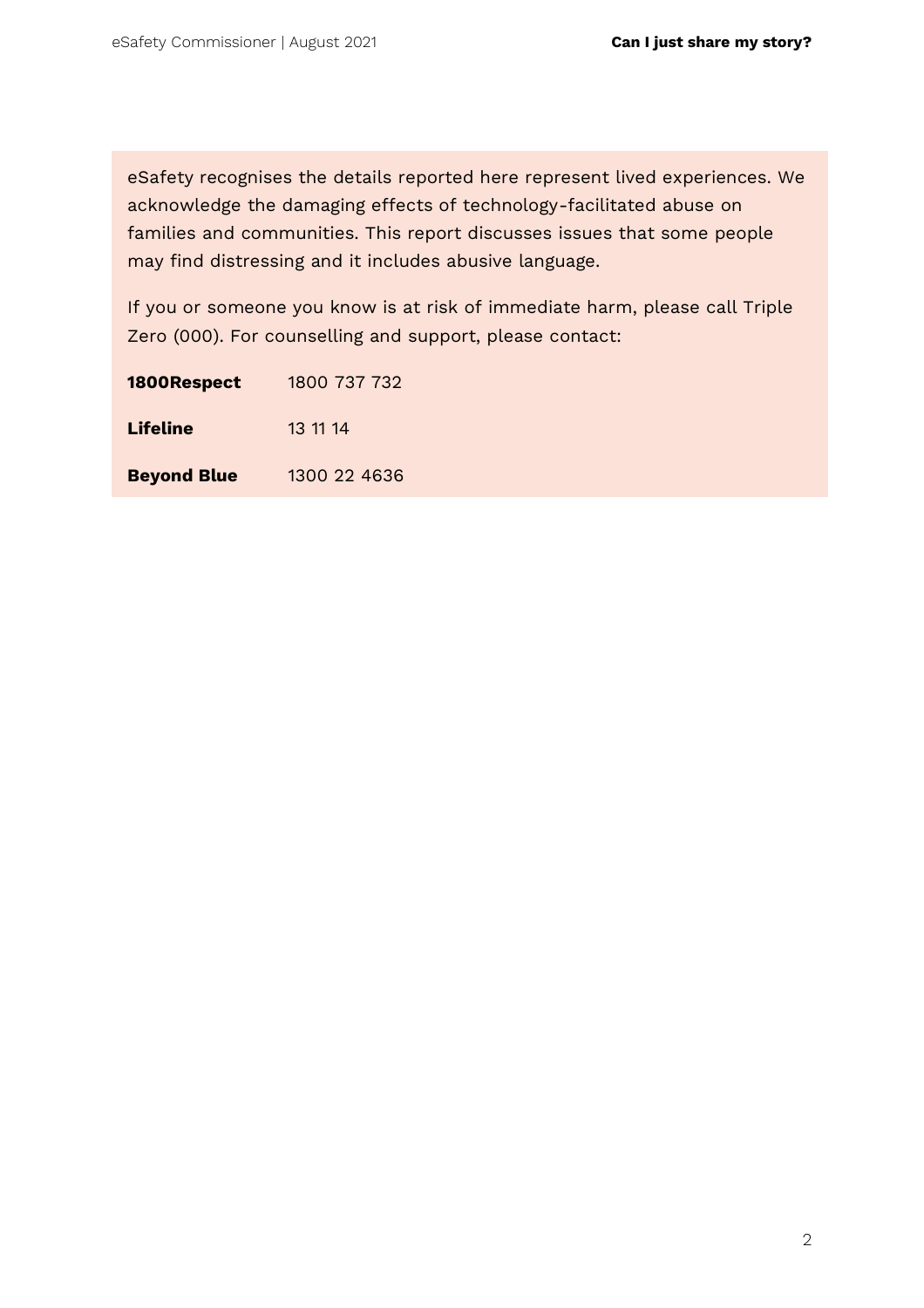eSafety recognises the details reported here represent lived experiences. We acknowledge the damaging effects of technology-facilitated abuse on families and communities. This report discusses issues that some people may find distressing and it includes abusive language.

If you or someone you know is at risk of immediate harm, please call Triple Zero (000). For counselling and support, please contact:

| | |
|---|---|
| **1800Respect** | 1800 737 732 |
| **Lifeline** | 13 11 14 |
| **Beyond Blue** | 1300 22 4636 |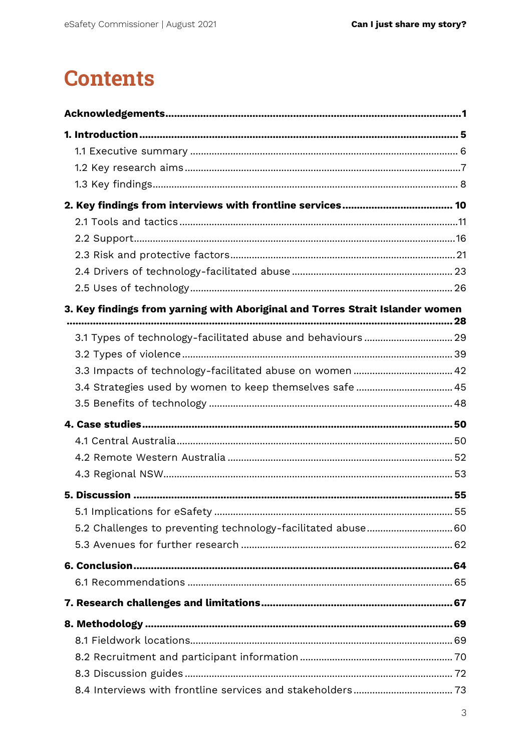# Contents

**Acknowledgements** .......... **1**

**1. Introduction** .......... **5**

- 1.1 Executive summary .......... 6
- 1.2 Key research aims .......... 7
- 1.3 Key findings .......... 8

**2. Key findings from interviews with frontline services** .......... **10**

- 2.1 Tools and tactics .......... 11
- 2.2 Support .......... 16
- 2.3 Risk and protective factors .......... 21
- 2.4 Drivers of technology-facilitated abuse .......... 23
- 2.5 Uses of technology .......... 26

**3. Key findings from yarning with Aboriginal and Torres Strait Islander women** .......... **28**

- 3.1 Types of technology-facilitated abuse and behaviours .......... 29
- 3.2 Types of violence .......... 39
- 3.3 Impacts of technology-facilitated abuse on women .......... 42
- 3.4 Strategies used by women to keep themselves safe .......... 45
- 3.5 Benefits of technology .......... 48

**4. Case studies** .......... **50**

- 4.1 Central Australia .......... 50
- 4.2 Remote Western Australia .......... 52
- 4.3 Regional NSW .......... 53

**5. Discussion** .......... **55**

- 5.1 Implications for eSafety .......... 55
- 5.2 Challenges to preventing technology-facilitated abuse .......... 60
- 5.3 Avenues for further research .......... 62

**6. Conclusion** .......... **64**

- 6.1 Recommendations .......... 65

**7. Research challenges and limitations** .......... **67**

**8. Methodology** .......... **69**

- 8.1 Fieldwork locations .......... 69
- 8.2 Recruitment and participant information .......... 70
- 8.3 Discussion guides .......... 72
- 8.4 Interviews with frontline services and stakeholders .......... 73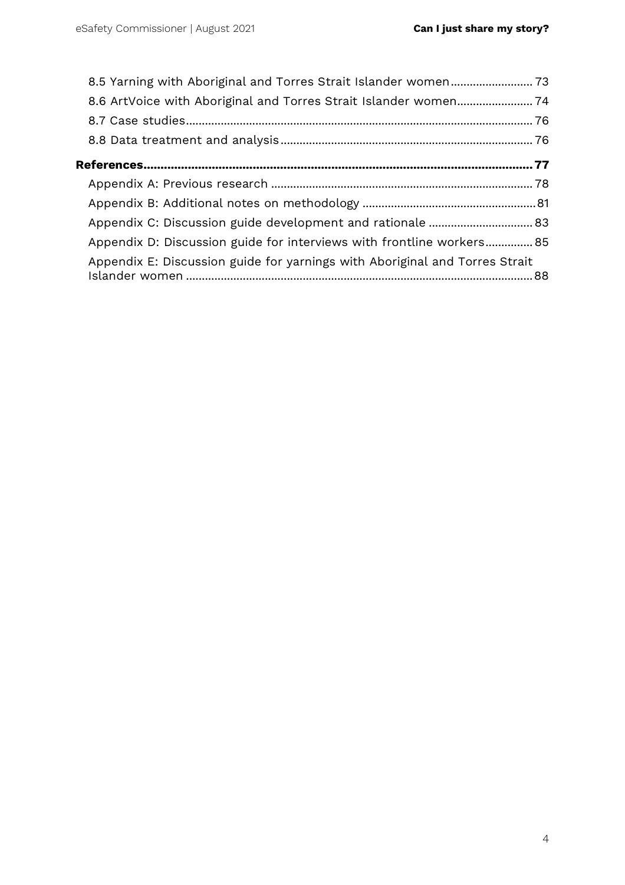8.5 Yarning with Aboriginal and Torres Strait Islander women .......................... 73

8.6 ArtVoice with Aboriginal and Torres Strait Islander women ........................ 74

8.7 Case studies ............................................................................................. 76

8.8 Data treatment and analysis ................................................................... 76

**References ................................................................................................. 77**

Appendix A: Previous research ................................................................... 78

Appendix B: Additional notes on methodology ........................................... 81

Appendix C: Discussion guide development and rationale ........................ 83

Appendix D: Discussion guide for interviews with frontline workers ............... 85

Appendix E: Discussion guide for yarnings with Aboriginal and Torres Strait Islander women ............................................................................................. 88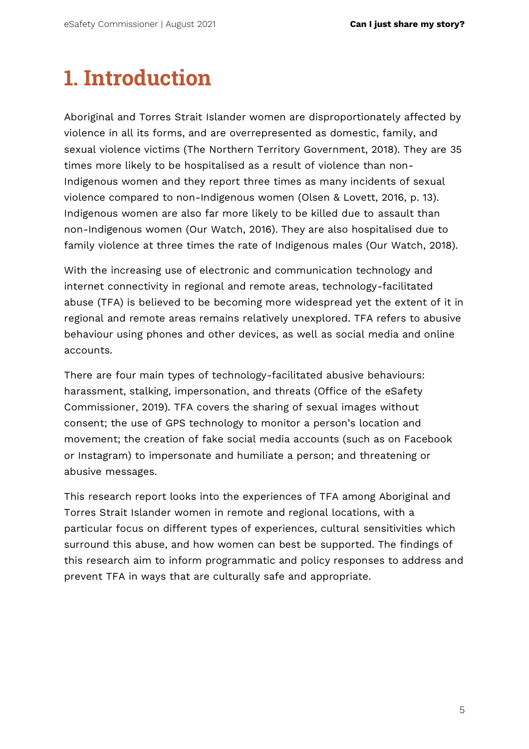# 1. Introduction

Aboriginal and Torres Strait Islander women are disproportionately affected by violence in all its forms, and are overrepresented as domestic, family, and sexual violence victims (The Northern Territory Government, 2018). They are 35 times more likely to be hospitalised as a result of violence than non-Indigenous women and they report three times as many incidents of sexual violence compared to non-Indigenous women (Olsen & Lovett, 2016, p. 13). Indigenous women are also far more likely to be killed due to assault than non-Indigenous women (Our Watch, 2016). They are also hospitalised due to family violence at three times the rate of Indigenous males (Our Watch, 2018).

With the increasing use of electronic and communication technology and internet connectivity in regional and remote areas, technology-facilitated abuse (TFA) is believed to be becoming more widespread yet the extent of it in regional and remote areas remains relatively unexplored. TFA refers to abusive behaviour using phones and other devices, as well as social media and online accounts.

There are four main types of technology-facilitated abusive behaviours: harassment, stalking, impersonation, and threats (Office of the eSafety Commissioner, 2019). TFA covers the sharing of sexual images without consent; the use of GPS technology to monitor a person's location and movement; the creation of fake social media accounts (such as on Facebook or Instagram) to impersonate and humiliate a person; and threatening or abusive messages.

This research report looks into the experiences of TFA among Aboriginal and Torres Strait Islander women in remote and regional locations, with a particular focus on different types of experiences, cultural sensitivities which surround this abuse, and how women can best be supported. The findings of this research aim to inform programmatic and policy responses to address and prevent TFA in ways that are culturally safe and appropriate.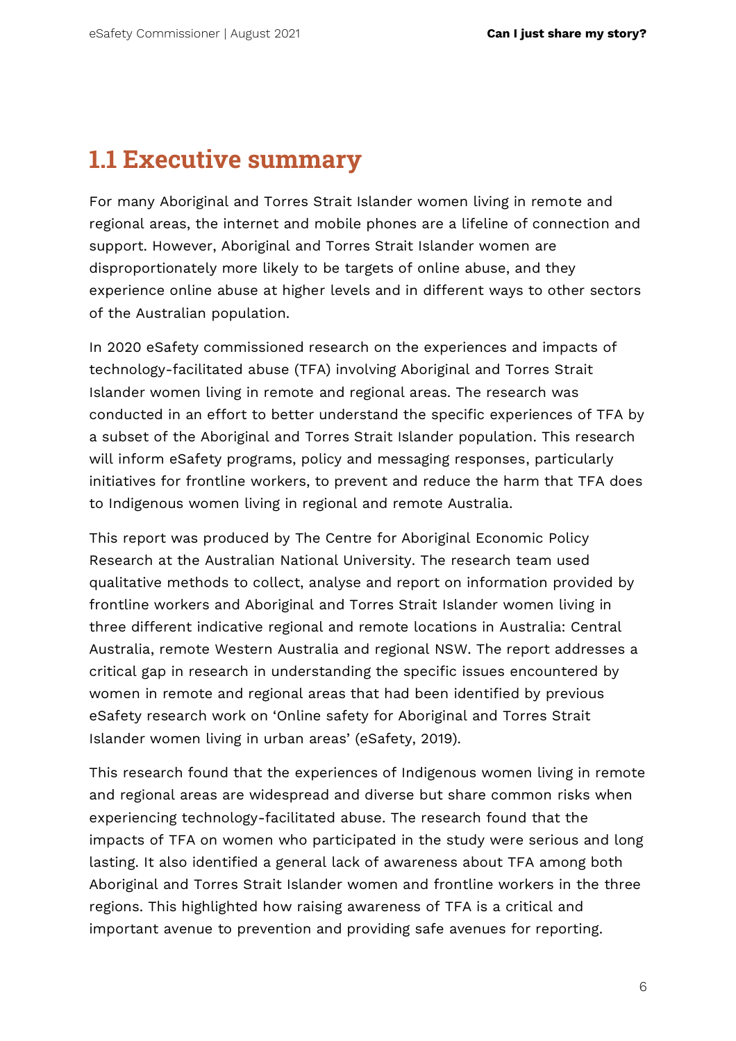## 1.1 Executive summary

For many Aboriginal and Torres Strait Islander women living in remote and regional areas, the internet and mobile phones are a lifeline of connection and support. However, Aboriginal and Torres Strait Islander women are disproportionately more likely to be targets of online abuse, and they experience online abuse at higher levels and in different ways to other sectors of the Australian population.

In 2020 eSafety commissioned research on the experiences and impacts of technology-facilitated abuse (TFA) involving Aboriginal and Torres Strait Islander women living in remote and regional areas. The research was conducted in an effort to better understand the specific experiences of TFA by a subset of the Aboriginal and Torres Strait Islander population. This research will inform eSafety programs, policy and messaging responses, particularly initiatives for frontline workers, to prevent and reduce the harm that TFA does to Indigenous women living in regional and remote Australia.

This report was produced by The Centre for Aboriginal Economic Policy Research at the Australian National University. The research team used qualitative methods to collect, analyse and report on information provided by frontline workers and Aboriginal and Torres Strait Islander women living in three different indicative regional and remote locations in Australia: Central Australia, remote Western Australia and regional NSW. The report addresses a critical gap in research in understanding the specific issues encountered by women in remote and regional areas that had been identified by previous eSafety research work on 'Online safety for Aboriginal and Torres Strait Islander women living in urban areas' (eSafety, 2019).

This research found that the experiences of Indigenous women living in remote and regional areas are widespread and diverse but share common risks when experiencing technology-facilitated abuse. The research found that the impacts of TFA on women who participated in the study were serious and long lasting. It also identified a general lack of awareness about TFA among both Aboriginal and Torres Strait Islander women and frontline workers in the three regions. This highlighted how raising awareness of TFA is a critical and important avenue to prevention and providing safe avenues for reporting.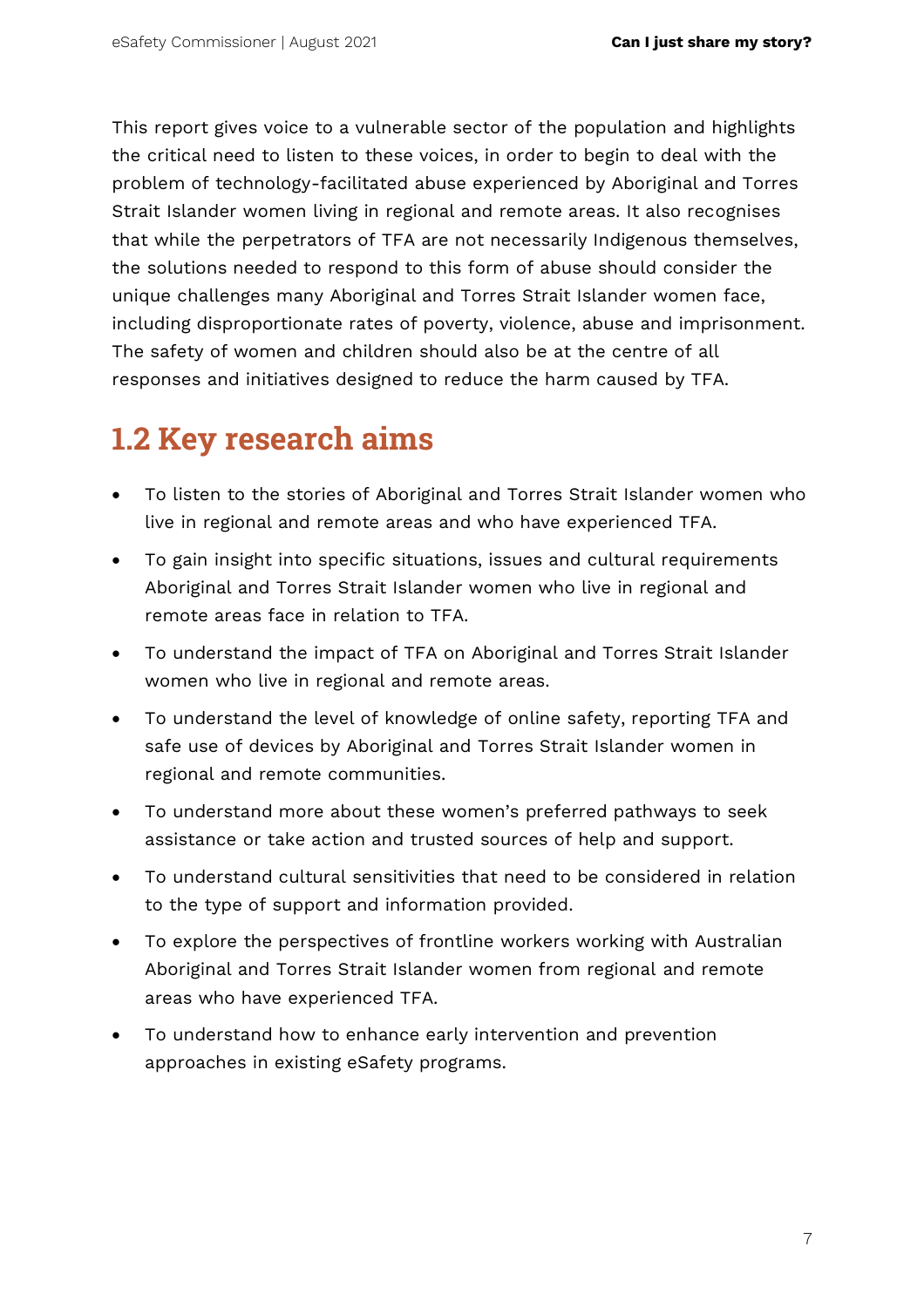This report gives voice to a vulnerable sector of the population and highlights the critical need to listen to these voices, in order to begin to deal with the problem of technology-facilitated abuse experienced by Aboriginal and Torres Strait Islander women living in regional and remote areas. It also recognises that while the perpetrators of TFA are not necessarily Indigenous themselves, the solutions needed to respond to this form of abuse should consider the unique challenges many Aboriginal and Torres Strait Islander women face, including disproportionate rates of poverty, violence, abuse and imprisonment. The safety of women and children should also be at the centre of all responses and initiatives designed to reduce the harm caused by TFA.

## 1.2 Key research aims

- To listen to the stories of Aboriginal and Torres Strait Islander women who live in regional and remote areas and who have experienced TFA.
- To gain insight into specific situations, issues and cultural requirements Aboriginal and Torres Strait Islander women who live in regional and remote areas face in relation to TFA.
- To understand the impact of TFA on Aboriginal and Torres Strait Islander women who live in regional and remote areas.
- To understand the level of knowledge of online safety, reporting TFA and safe use of devices by Aboriginal and Torres Strait Islander women in regional and remote communities.
- To understand more about these women's preferred pathways to seek assistance or take action and trusted sources of help and support.
- To understand cultural sensitivities that need to be considered in relation to the type of support and information provided.
- To explore the perspectives of frontline workers working with Australian Aboriginal and Torres Strait Islander women from regional and remote areas who have experienced TFA.
- To understand how to enhance early intervention and prevention approaches in existing eSafety programs.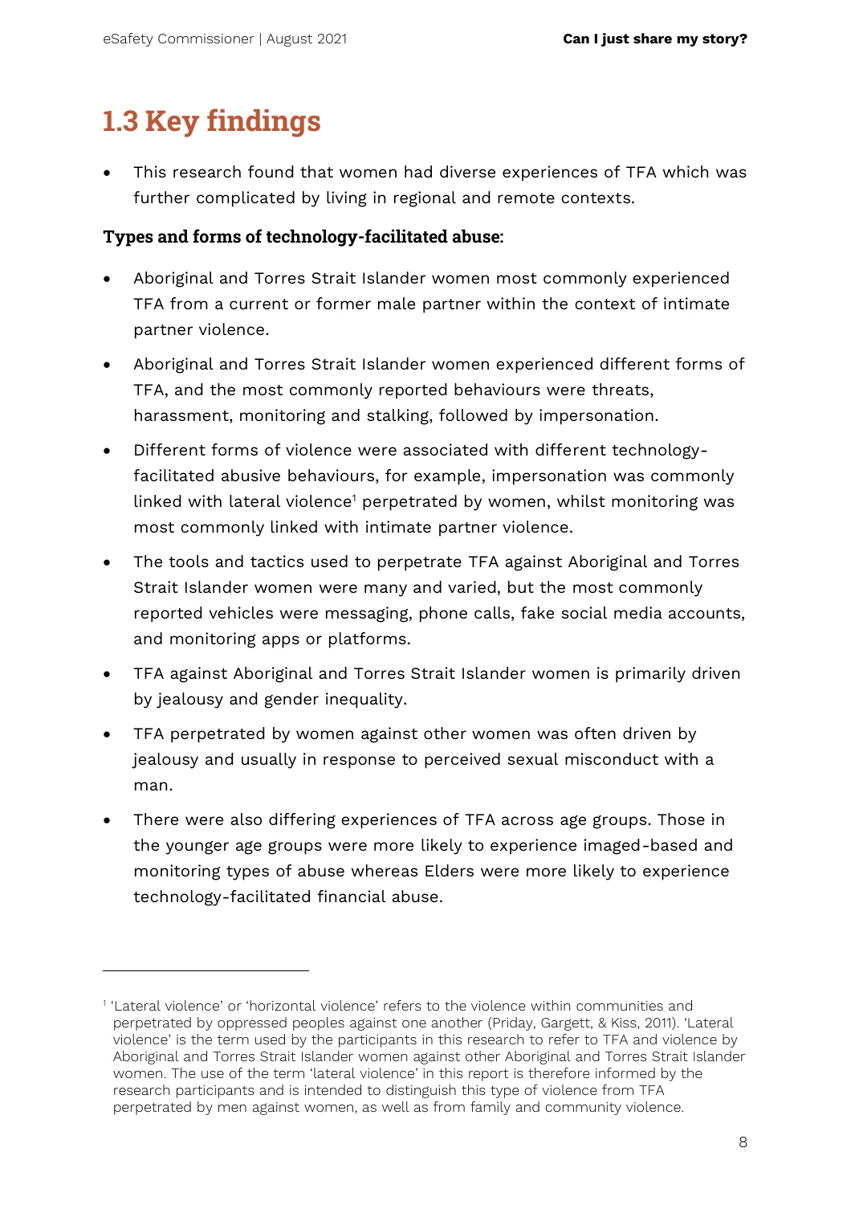## 1.3 Key findings

- This research found that women had diverse experiences of TFA which was further complicated by living in regional and remote contexts.

**Types and forms of technology-facilitated abuse:**

- Aboriginal and Torres Strait Islander women most commonly experienced TFA from a current or former male partner within the context of intimate partner violence.
- Aboriginal and Torres Strait Islander women experienced different forms of TFA, and the most commonly reported behaviours were threats, harassment, monitoring and stalking, followed by impersonation.
- Different forms of violence were associated with different technology-facilitated abusive behaviours, for example, impersonation was commonly linked with lateral violence[1] perpetrated by women, whilst monitoring was most commonly linked with intimate partner violence.
- The tools and tactics used to perpetrate TFA against Aboriginal and Torres Strait Islander women were many and varied, but the most commonly reported vehicles were messaging, phone calls, fake social media accounts, and monitoring apps or platforms.
- TFA against Aboriginal and Torres Strait Islander women is primarily driven by jealousy and gender inequality.
- TFA perpetrated by women against other women was often driven by jealousy and usually in response to perceived sexual misconduct with a man.
- There were also differing experiences of TFA across age groups. Those in the younger age groups were more likely to experience imaged-based and monitoring types of abuse whereas Elders were more likely to experience technology-facilitated financial abuse.

[1] 'Lateral violence' or 'horizontal violence' refers to the violence within communities and perpetrated by oppressed peoples against one another (Priday, Gargett, & Kiss, 2011). 'Lateral violence' is the term used by the participants in this research to refer to TFA and violence by Aboriginal and Torres Strait Islander women against other Aboriginal and Torres Strait Islander women. The use of the term 'lateral violence' in this report is therefore informed by the research participants and is intended to distinguish this type of violence from TFA perpetrated by men against women, as well as from family and community violence.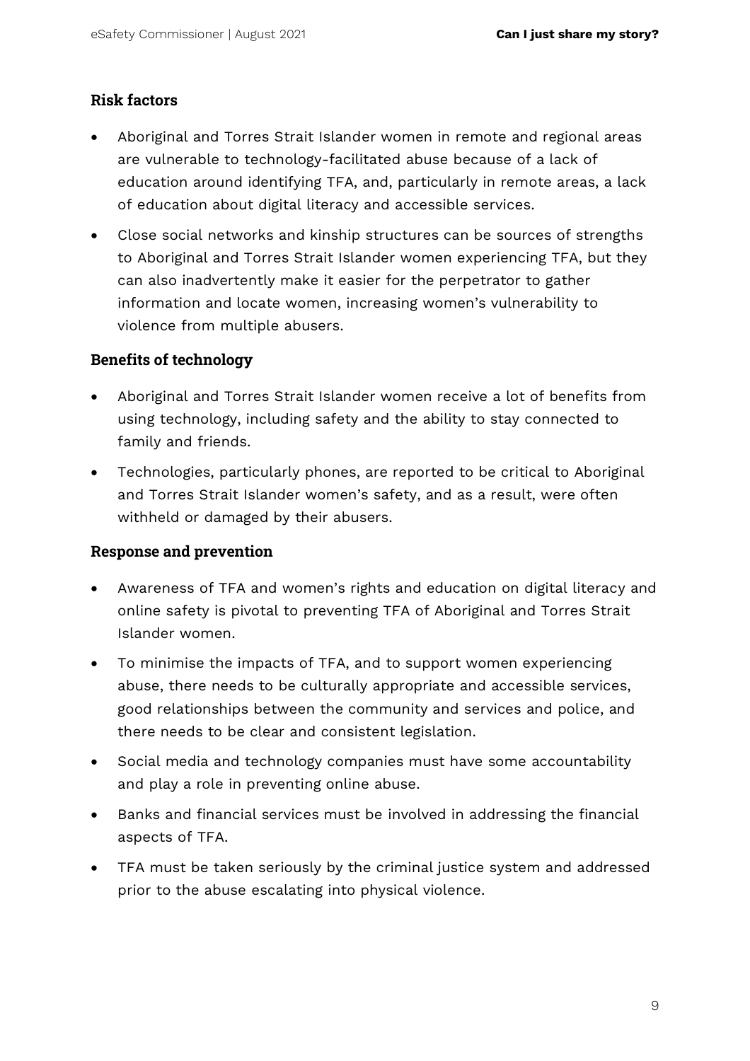### Risk factors

- Aboriginal and Torres Strait Islander women in remote and regional areas are vulnerable to technology-facilitated abuse because of a lack of education around identifying TFA, and, particularly in remote areas, a lack of education about digital literacy and accessible services.
- Close social networks and kinship structures can be sources of strengths to Aboriginal and Torres Strait Islander women experiencing TFA, but they can also inadvertently make it easier for the perpetrator to gather information and locate women, increasing women's vulnerability to violence from multiple abusers.

### Benefits of technology

- Aboriginal and Torres Strait Islander women receive a lot of benefits from using technology, including safety and the ability to stay connected to family and friends.
- Technologies, particularly phones, are reported to be critical to Aboriginal and Torres Strait Islander women's safety, and as a result, were often withheld or damaged by their abusers.

### Response and prevention

- Awareness of TFA and women's rights and education on digital literacy and online safety is pivotal to preventing TFA of Aboriginal and Torres Strait Islander women.
- To minimise the impacts of TFA, and to support women experiencing abuse, there needs to be culturally appropriate and accessible services, good relationships between the community and services and police, and there needs to be clear and consistent legislation.
- Social media and technology companies must have some accountability and play a role in preventing online abuse.
- Banks and financial services must be involved in addressing the financial aspects of TFA.
- TFA must be taken seriously by the criminal justice system and addressed prior to the abuse escalating into physical violence.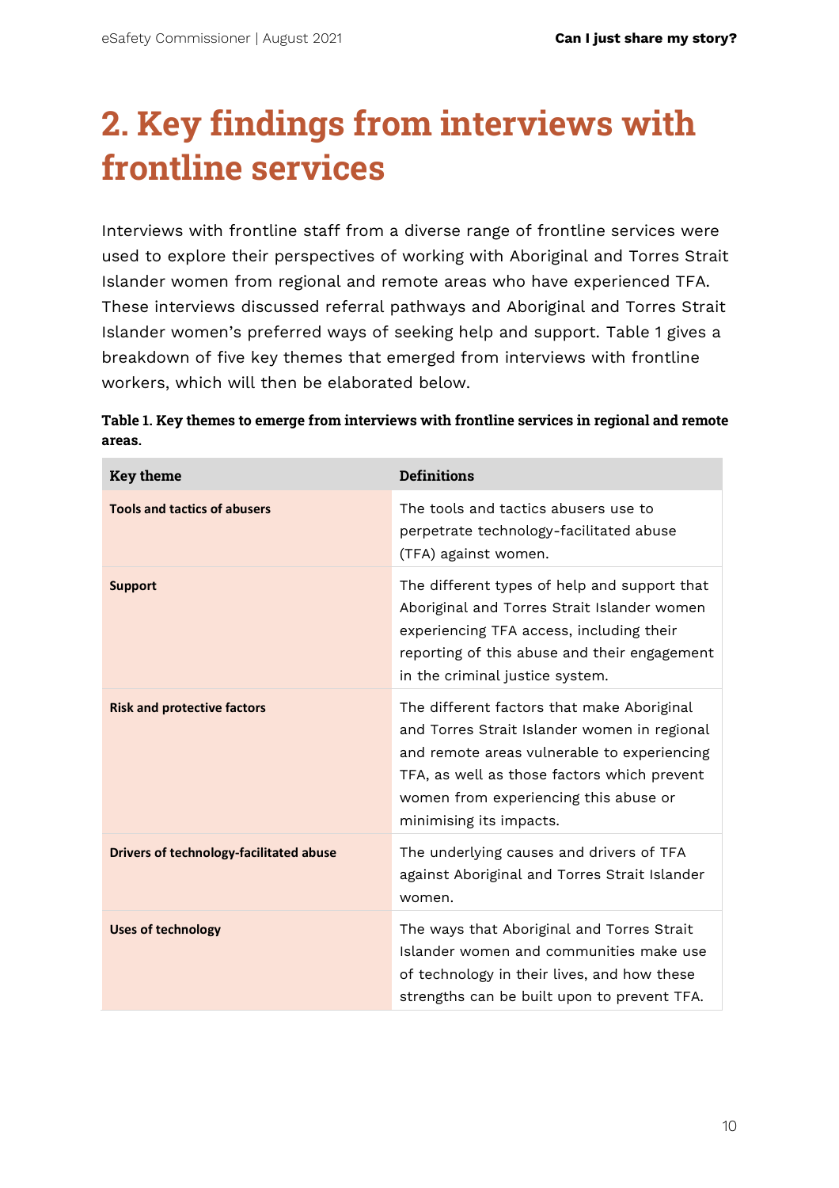# 2. Key findings from interviews with frontline services

Interviews with frontline staff from a diverse range of frontline services were used to explore their perspectives of working with Aboriginal and Torres Strait Islander women from regional and remote areas who have experienced TFA. These interviews discussed referral pathways and Aboriginal and Torres Strait Islander women's preferred ways of seeking help and support. Table 1 gives a breakdown of five key themes that emerged from interviews with frontline workers, which will then be elaborated below.

**Table 1. Key themes to emerge from interviews with frontline services in regional and remote areas.**

| Key theme | Definitions |
|---|---|
| **Tools and tactics of abusers** | The tools and tactics abusers use to perpetrate technology-facilitated abuse (TFA) against women. |
| **Support** | The different types of help and support that Aboriginal and Torres Strait Islander women experiencing TFA access, including their reporting of this abuse and their engagement in the criminal justice system. |
| **Risk and protective factors** | The different factors that make Aboriginal and Torres Strait Islander women in regional and remote areas vulnerable to experiencing TFA, as well as those factors which prevent women from experiencing this abuse or minimising its impacts. |
| **Drivers of technology-facilitated abuse** | The underlying causes and drivers of TFA against Aboriginal and Torres Strait Islander women. |
| **Uses of technology** | The ways that Aboriginal and Torres Strait Islander women and communities make use of technology in their lives, and how these strengths can be built upon to prevent TFA. |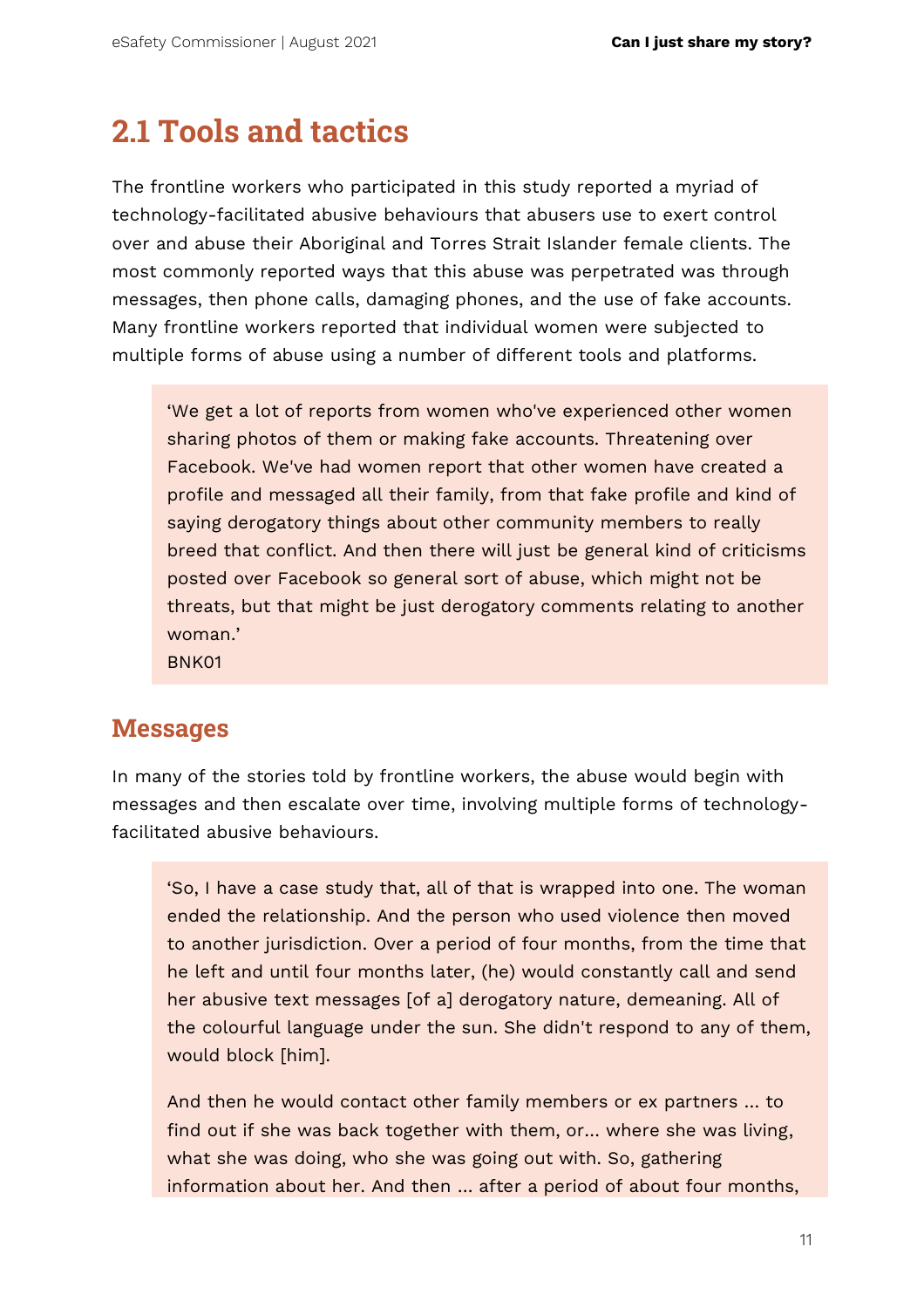## 2.1 Tools and tactics

The frontline workers who participated in this study reported a myriad of technology-facilitated abusive behaviours that abusers use to exert control over and abuse their Aboriginal and Torres Strait Islander female clients. The most commonly reported ways that this abuse was perpetrated was through messages, then phone calls, damaging phones, and the use of fake accounts. Many frontline workers reported that individual women were subjected to multiple forms of abuse using a number of different tools and platforms.

> 'We get a lot of reports from women who've experienced other women sharing photos of them or making fake accounts. Threatening over Facebook. We've had women report that other women have created a profile and messaged all their family, from that fake profile and kind of saying derogatory things about other community members to really breed that conflict. And then there will just be general kind of criticisms posted over Facebook so general sort of abuse, which might not be threats, but that might be just derogatory comments relating to another woman.'
> BNK01

### Messages

In many of the stories told by frontline workers, the abuse would begin with messages and then escalate over time, involving multiple forms of technology-facilitated abusive behaviours.

> 'So, I have a case study that, all of that is wrapped into one. The woman ended the relationship. And the person who used violence then moved to another jurisdiction. Over a period of four months, from the time that he left and until four months later, (he) would constantly call and send her abusive text messages [of a] derogatory nature, demeaning. All of the colourful language under the sun. She didn't respond to any of them, would block [him].
>
> And then he would contact other family members or ex partners ... to find out if she was back together with them, or... where she was living, what she was doing, who she was going out with. So, gathering information about her. And then ... after a period of about four months,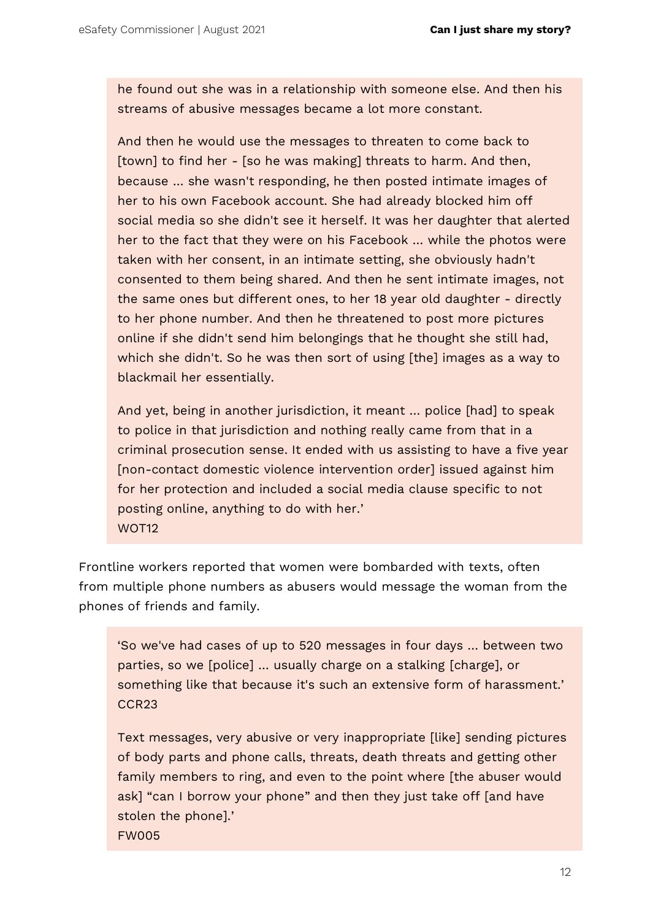> he found out she was in a relationship with someone else. And then his streams of abusive messages became a lot more constant.
>
> And then he would use the messages to threaten to come back to [town] to find her - [so he was making] threats to harm. And then, because ... she wasn't responding, he then posted intimate images of her to his own Facebook account. She had already blocked him off social media so she didn't see it herself. It was her daughter that alerted her to the fact that they were on his Facebook ... while the photos were taken with her consent, in an intimate setting, she obviously hadn't consented to them being shared. And then he sent intimate images, not the same ones but different ones, to her 18 year old daughter - directly to her phone number. And then he threatened to post more pictures online if she didn't send him belongings that he thought she still had, which she didn't. So he was then sort of using [the] images as a way to blackmail her essentially.
>
> And yet, being in another jurisdiction, it meant ... police [had] to speak to police in that jurisdiction and nothing really came from that in a criminal prosecution sense. It ended with us assisting to have a five year [non-contact domestic violence intervention order] issued against him for her protection and included a social media clause specific to not posting online, anything to do with her.'
> WOT12

Frontline workers reported that women were bombarded with texts, often from multiple phone numbers as abusers would message the woman from the phones of friends and family.

> 'So we've had cases of up to 520 messages in four days ... between two parties, so we [police] ... usually charge on a stalking [charge], or something like that because it's such an extensive form of harassment.'
> CCR23

> Text messages, very abusive or very inappropriate [like] sending pictures of body parts and phone calls, threats, death threats and getting other family members to ring, and even to the point where [the abuser would ask] "can I borrow your phone" and then they just take off [and have stolen the phone].'
> FW005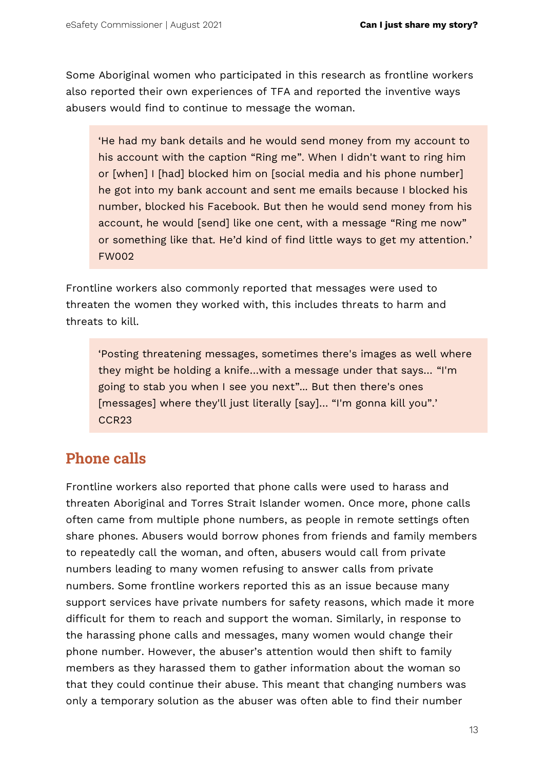Some Aboriginal women who participated in this research as frontline workers also reported their own experiences of TFA and reported the inventive ways abusers would find to continue to message the woman.

> ‘He had my bank details and he would send money from my account to his account with the caption “Ring me”. When I didn't want to ring him or [when] I [had] blocked him on [social media and his phone number] he got into my bank account and sent me emails because I blocked his number, blocked his Facebook. But then he would send money from his account, he would [send] like one cent, with a message “Ring me now” or something like that. He’d kind of find little ways to get my attention.’ FW002

Frontline workers also commonly reported that messages were used to threaten the women they worked with, this includes threats to harm and threats to kill.

> ‘Posting threatening messages, sometimes there's images as well where they might be holding a knife...with a message under that says... “I'm going to stab you when I see you next”... But then there's ones [messages] where they'll just literally [say]... “I'm gonna kill you”.’ CCR23

## Phone calls

Frontline workers also reported that phone calls were used to harass and threaten Aboriginal and Torres Strait Islander women. Once more, phone calls often came from multiple phone numbers, as people in remote settings often share phones. Abusers would borrow phones from friends and family members to repeatedly call the woman, and often, abusers would call from private numbers leading to many women refusing to answer calls from private numbers. Some frontline workers reported this as an issue because many support services have private numbers for safety reasons, which made it more difficult for them to reach and support the woman. Similarly, in response to the harassing phone calls and messages, many women would change their phone number. However, the abuser’s attention would then shift to family members as they harassed them to gather information about the woman so that they could continue their abuse. This meant that changing numbers was only a temporary solution as the abuser was often able to find their number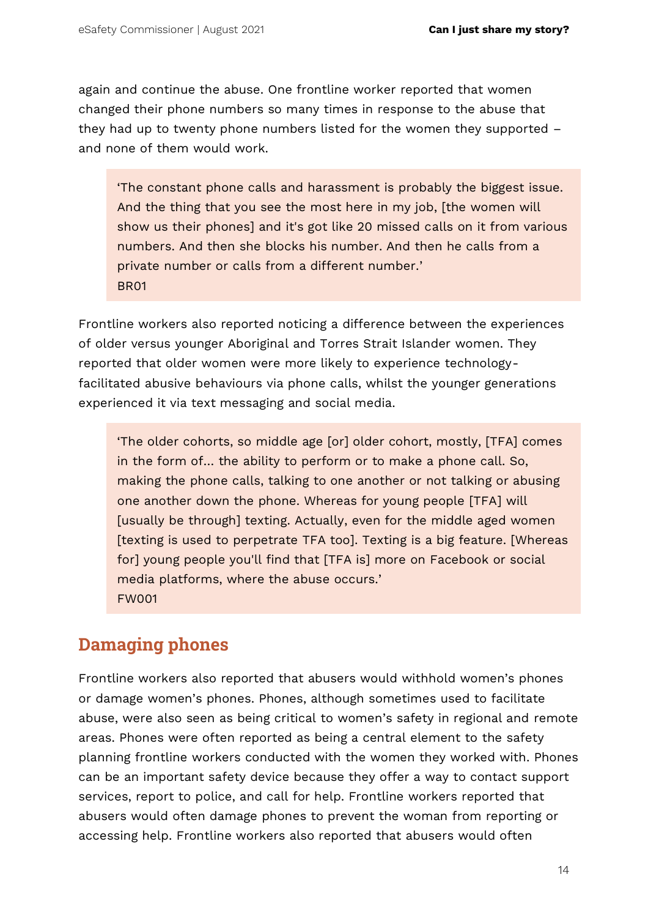again and continue the abuse. One frontline worker reported that women changed their phone numbers so many times in response to the abuse that they had up to twenty phone numbers listed for the women they supported – and none of them would work.

> 'The constant phone calls and harassment is probably the biggest issue. And the thing that you see the most here in my job, [the women will show us their phones] and it's got like 20 missed calls on it from various numbers. And then she blocks his number. And then he calls from a private number or calls from a different number.'
> BR01

Frontline workers also reported noticing a difference between the experiences of older versus younger Aboriginal and Torres Strait Islander women. They reported that older women were more likely to experience technology-facilitated abusive behaviours via phone calls, whilst the younger generations experienced it via text messaging and social media.

> 'The older cohorts, so middle age [or] older cohort, mostly, [TFA] comes in the form of… the ability to perform or to make a phone call. So, making the phone calls, talking to one another or not talking or abusing one another down the phone. Whereas for young people [TFA] will [usually be through] texting. Actually, even for the middle aged women [texting is used to perpetrate TFA too]. Texting is a big feature. [Whereas for] young people you'll find that [TFA is] more on Facebook or social media platforms, where the abuse occurs.'
> FW001

## Damaging phones

Frontline workers also reported that abusers would withhold women's phones or damage women's phones. Phones, although sometimes used to facilitate abuse, were also seen as being critical to women's safety in regional and remote areas. Phones were often reported as being a central element to the safety planning frontline workers conducted with the women they worked with. Phones can be an important safety device because they offer a way to contact support services, report to police, and call for help. Frontline workers reported that abusers would often damage phones to prevent the woman from reporting or accessing help. Frontline workers also reported that abusers would often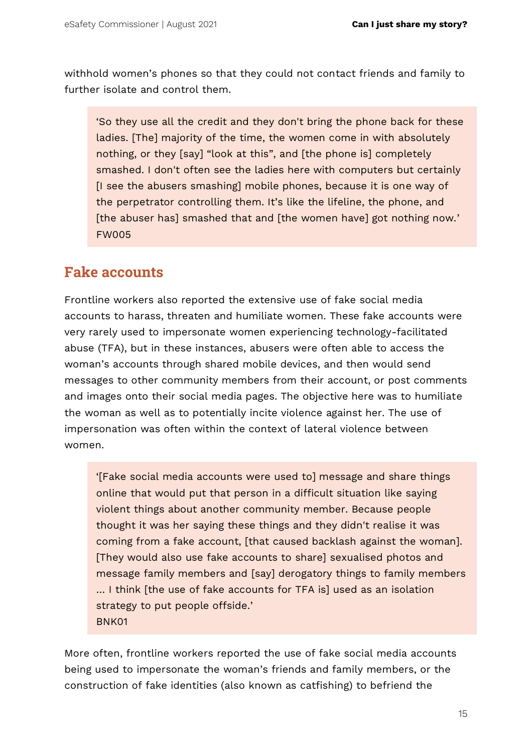withhold women's phones so that they could not contact friends and family to further isolate and control them.

> 'So they use all the credit and they don't bring the phone back for these ladies. [The] majority of the time, the women come in with absolutely nothing, or they [say] "look at this", and [the phone is] completely smashed. I don't often see the ladies here with computers but certainly [I see the abusers smashing] mobile phones, because it is one way of the perpetrator controlling them. It's like the lifeline, the phone, and [the abuser has] smashed that and [the women have] got nothing now.'
> FW005

## Fake accounts

Frontline workers also reported the extensive use of fake social media accounts to harass, threaten and humiliate women. These fake accounts were very rarely used to impersonate women experiencing technology-facilitated abuse (TFA), but in these instances, abusers were often able to access the woman's accounts through shared mobile devices, and then would send messages to other community members from their account, or post comments and images onto their social media pages. The objective here was to humiliate the woman as well as to potentially incite violence against her. The use of impersonation was often within the context of lateral violence between women.

> '[Fake social media accounts were used to] message and share things online that would put that person in a difficult situation like saying violent things about another community member. Because people thought it was her saying these things and they didn't realise it was coming from a fake account, [that caused backlash against the woman]. [They would also use fake accounts to share] sexualised photos and message family members and [say] derogatory things to family members ... I think [the use of fake accounts for TFA is] used as an isolation strategy to put people offside.'
> BNK01

More often, frontline workers reported the use of fake social media accounts being used to impersonate the woman's friends and family members, or the construction of fake identities (also known as catfishing) to befriend the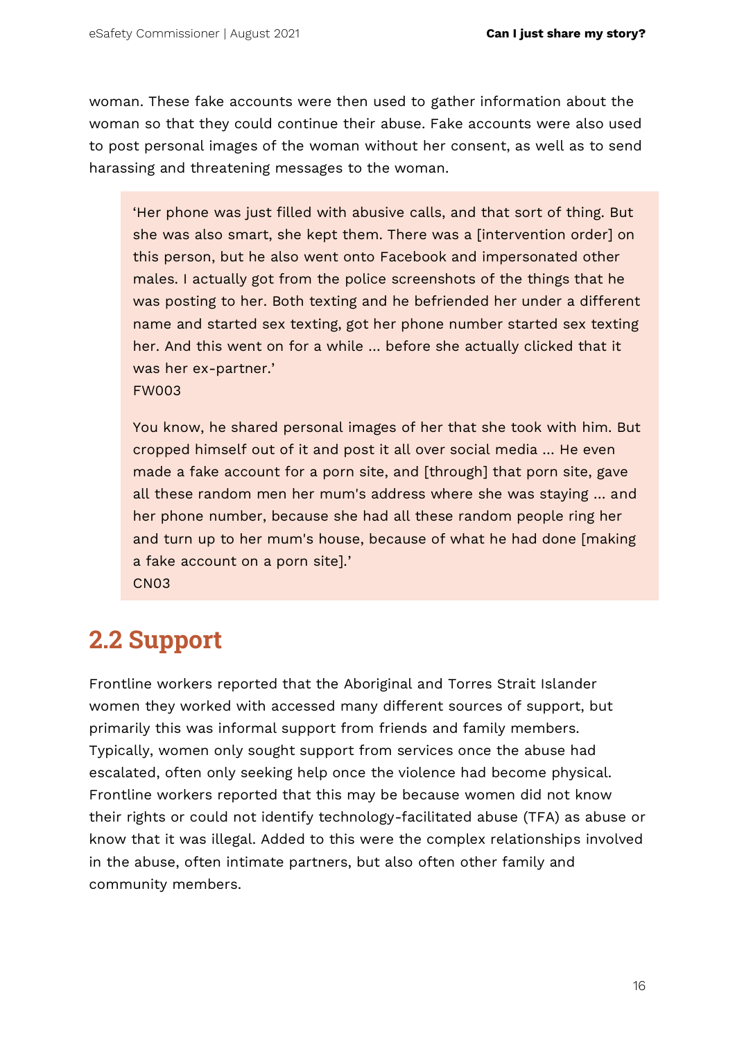woman. These fake accounts were then used to gather information about the woman so that they could continue their abuse. Fake accounts were also used to post personal images of the woman without her consent, as well as to send harassing and threatening messages to the woman.

> 'Her phone was just filled with abusive calls, and that sort of thing. But she was also smart, she kept them. There was a [intervention order] on this person, but he also went onto Facebook and impersonated other males. I actually got from the police screenshots of the things that he was posting to her. Both texting and he befriended her under a different name and started sex texting, got her phone number started sex texting her. And this went on for a while ... before she actually clicked that it was her ex-partner.'
> FW003
>
> You know, he shared personal images of her that she took with him. But cropped himself out of it and post it all over social media ... He even made a fake account for a porn site, and [through] that porn site, gave all these random men her mum's address where she was staying ... and her phone number, because she had all these random people ring her and turn up to her mum's house, because of what he had done [making a fake account on a porn site].'
> CN03

## 2.2 Support

Frontline workers reported that the Aboriginal and Torres Strait Islander women they worked with accessed many different sources of support, but primarily this was informal support from friends and family members. Typically, women only sought support from services once the abuse had escalated, often only seeking help once the violence had become physical. Frontline workers reported that this may be because women did not know their rights or could not identify technology-facilitated abuse (TFA) as abuse or know that it was illegal. Added to this were the complex relationships involved in the abuse, often intimate partners, but also often other family and community members.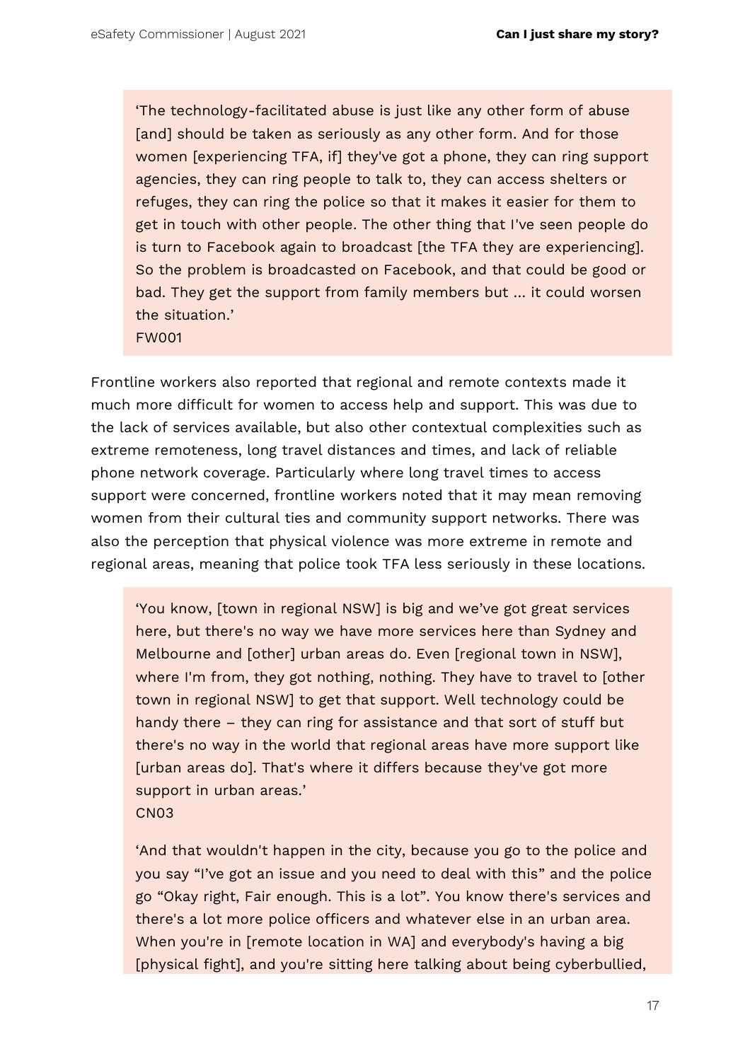> 'The technology-facilitated abuse is just like any other form of abuse [and] should be taken as seriously as any other form. And for those women [experiencing TFA, if] they've got a phone, they can ring support agencies, they can ring people to talk to, they can access shelters or refuges, they can ring the police so that it makes it easier for them to get in touch with other people. The other thing that I've seen people do is turn to Facebook again to broadcast [the TFA they are experiencing]. So the problem is broadcasted on Facebook, and that could be good or bad. They get the support from family members but ... it could worsen the situation.'
> FW001

Frontline workers also reported that regional and remote contexts made it much more difficult for women to access help and support. This was due to the lack of services available, but also other contextual complexities such as extreme remoteness, long travel distances and times, and lack of reliable phone network coverage. Particularly where long travel times to access support were concerned, frontline workers noted that it may mean removing women from their cultural ties and community support networks. There was also the perception that physical violence was more extreme in remote and regional areas, meaning that police took TFA less seriously in these locations.

> 'You know, [town in regional NSW] is big and we've got great services here, but there's no way we have more services here than Sydney and Melbourne and [other] urban areas do. Even [regional town in NSW], where I'm from, they got nothing, nothing. They have to travel to [other town in regional NSW] to get that support. Well technology could be handy there – they can ring for assistance and that sort of stuff but there's no way in the world that regional areas have more support like [urban areas do]. That's where it differs because they've got more support in urban areas.'
> CN03

> 'And that wouldn't happen in the city, because you go to the police and you say "I've got an issue and you need to deal with this" and the police go "Okay right, Fair enough. This is a lot". You know there's services and there's a lot more police officers and whatever else in an urban area. When you're in [remote location in WA] and everybody's having a big [physical fight], and you're sitting here talking about being cyberbullied,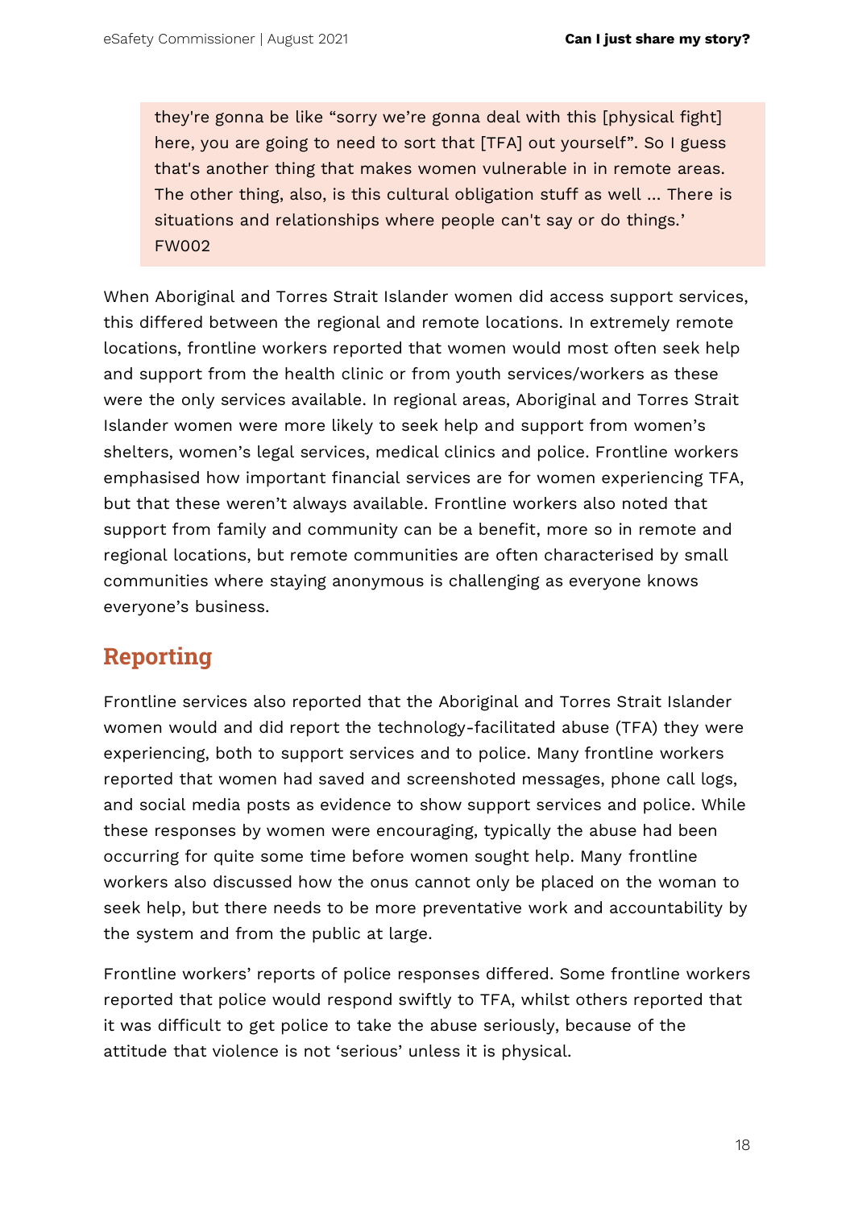> they're gonna be like "sorry we're gonna deal with this [physical fight] here, you are going to need to sort that [TFA] out yourself". So I guess that's another thing that makes women vulnerable in in remote areas. The other thing, also, is this cultural obligation stuff as well ... There is situations and relationships where people can't say or do things.'
> FW002

When Aboriginal and Torres Strait Islander women did access support services, this differed between the regional and remote locations. In extremely remote locations, frontline workers reported that women would most often seek help and support from the health clinic or from youth services/workers as these were the only services available. In regional areas, Aboriginal and Torres Strait Islander women were more likely to seek help and support from women's shelters, women's legal services, medical clinics and police. Frontline workers emphasised how important financial services are for women experiencing TFA, but that these weren't always available. Frontline workers also noted that support from family and community can be a benefit, more so in remote and regional locations, but remote communities are often characterised by small communities where staying anonymous is challenging as everyone knows everyone's business.

## Reporting

Frontline services also reported that the Aboriginal and Torres Strait Islander women would and did report the technology-facilitated abuse (TFA) they were experiencing, both to support services and to police. Many frontline workers reported that women had saved and screenshoted messages, phone call logs, and social media posts as evidence to show support services and police. While these responses by women were encouraging, typically the abuse had been occurring for quite some time before women sought help. Many frontline workers also discussed how the onus cannot only be placed on the woman to seek help, but there needs to be more preventative work and accountability by the system and from the public at large.

Frontline workers' reports of police responses differed. Some frontline workers reported that police would respond swiftly to TFA, whilst others reported that it was difficult to get police to take the abuse seriously, because of the attitude that violence is not 'serious' unless it is physical.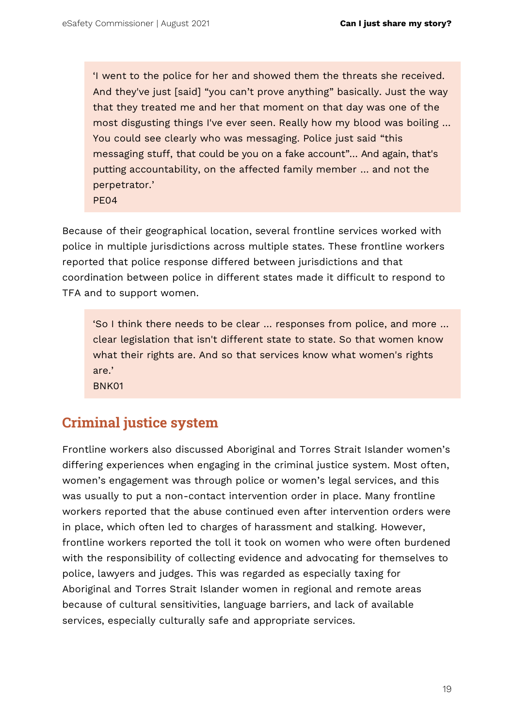> 'I went to the police for her and showed them the threats she received. And they've just [said] "you can't prove anything" basically. Just the way that they treated me and her that moment on that day was one of the most disgusting things I've ever seen. Really how my blood was boiling ... You could see clearly who was messaging. Police just said "this messaging stuff, that could be you on a fake account"... And again, that's putting accountability, on the affected family member ... and not the perpetrator.'
> PE04

Because of their geographical location, several frontline services worked with police in multiple jurisdictions across multiple states. These frontline workers reported that police response differed between jurisdictions and that coordination between police in different states made it difficult to respond to TFA and to support women.

> 'So I think there needs to be clear ... responses from police, and more ... clear legislation that isn't different state to state. So that women know what their rights are. And so that services know what women's rights are.'
> BNK01

## Criminal justice system

Frontline workers also discussed Aboriginal and Torres Strait Islander women's differing experiences when engaging in the criminal justice system. Most often, women's engagement was through police or women's legal services, and this was usually to put a non-contact intervention order in place. Many frontline workers reported that the abuse continued even after intervention orders were in place, which often led to charges of harassment and stalking. However, frontline workers reported the toll it took on women who were often burdened with the responsibility of collecting evidence and advocating for themselves to police, lawyers and judges. This was regarded as especially taxing for Aboriginal and Torres Strait Islander women in regional and remote areas because of cultural sensitivities, language barriers, and lack of available services, especially culturally safe and appropriate services.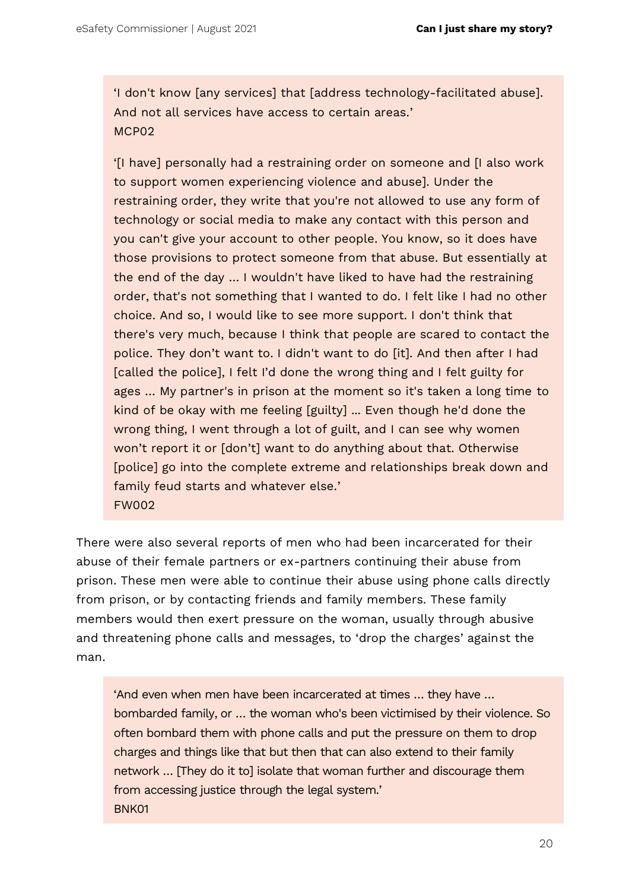> 'I don't know [any services] that [address technology-facilitated abuse]. And not all services have access to certain areas.'
> MCP02

> '[I have] personally had a restraining order on someone and [I also work to support women experiencing violence and abuse]. Under the restraining order, they write that you're not allowed to use any form of technology or social media to make any contact with this person and you can't give your account to other people. You know, so it does have those provisions to protect someone from that abuse. But essentially at the end of the day ... I wouldn't have liked to have had the restraining order, that's not something that I wanted to do. I felt like I had no other choice. And so, I would like to see more support. I don't think that there's very much, because I think that people are scared to contact the police. They don't want to. I didn't want to do [it]. And then after I had [called the police], I felt I'd done the wrong thing and I felt guilty for ages ... My partner's in prison at the moment so it's taken a long time to kind of be okay with me feeling [guilty] ... Even though he'd done the wrong thing, I went through a lot of guilt, and I can see why women won't report it or [don't] want to do anything about that. Otherwise [police] go into the complete extreme and relationships break down and family feud starts and whatever else.'
> FW002

There were also several reports of men who had been incarcerated for their abuse of their female partners or ex-partners continuing their abuse from prison. These men were able to continue their abuse using phone calls directly from prison, or by contacting friends and family members. These family members would then exert pressure on the woman, usually through abusive and threatening phone calls and messages, to 'drop the charges' against the man.

> 'And even when men have been incarcerated at times ... they have ... bombarded family, or ... the woman who's been victimised by their violence. So often bombard them with phone calls and put the pressure on them to drop charges and things like that but then that can also extend to their family network ... [They do it to] isolate that woman further and discourage them from accessing justice through the legal system.'
> BNK01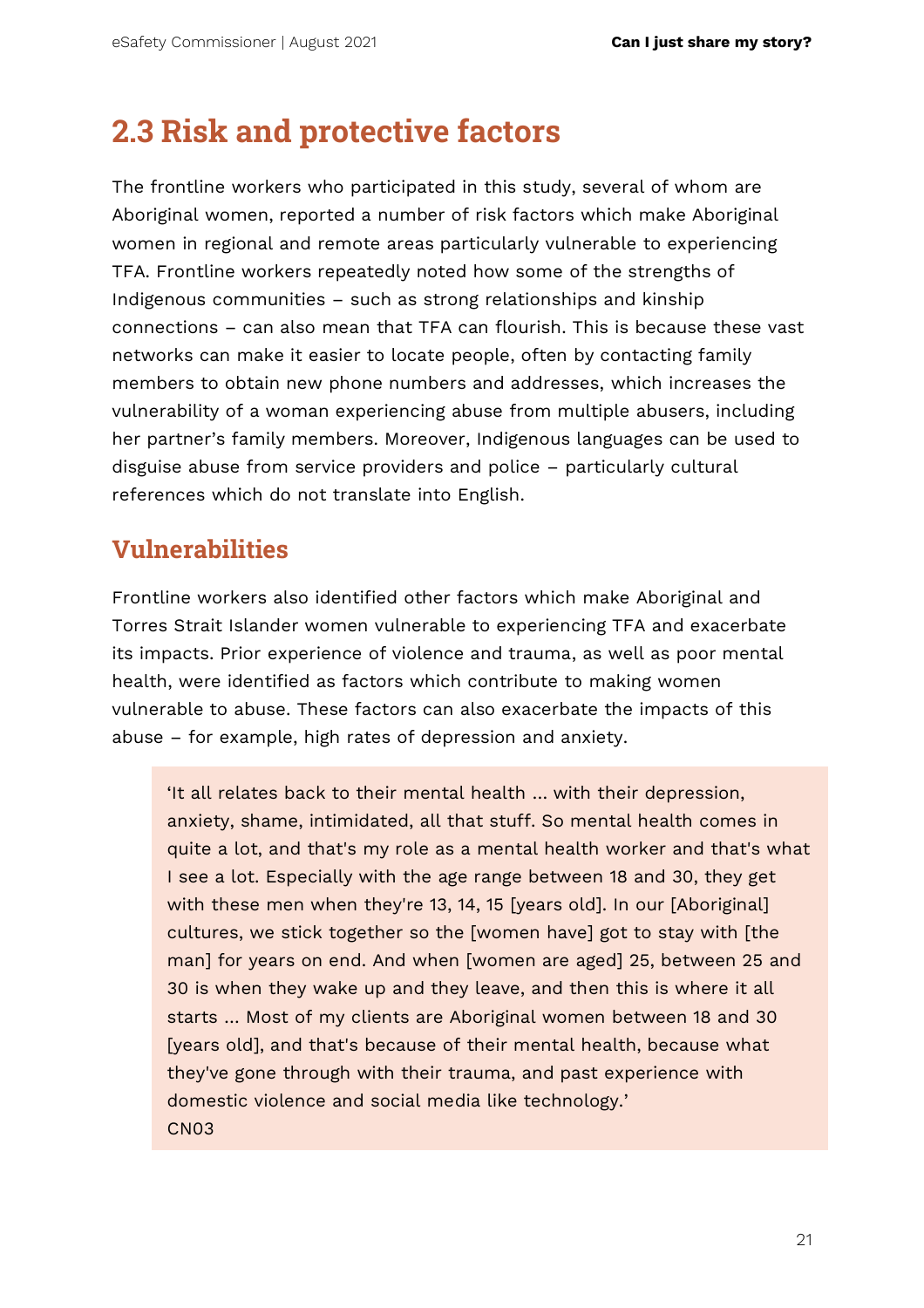## 2.3 Risk and protective factors

The frontline workers who participated in this study, several of whom are Aboriginal women, reported a number of risk factors which make Aboriginal women in regional and remote areas particularly vulnerable to experiencing TFA. Frontline workers repeatedly noted how some of the strengths of Indigenous communities – such as strong relationships and kinship connections – can also mean that TFA can flourish. This is because these vast networks can make it easier to locate people, often by contacting family members to obtain new phone numbers and addresses, which increases the vulnerability of a woman experiencing abuse from multiple abusers, including her partner's family members. Moreover, Indigenous languages can be used to disguise abuse from service providers and police – particularly cultural references which do not translate into English.

### Vulnerabilities

Frontline workers also identified other factors which make Aboriginal and Torres Strait Islander women vulnerable to experiencing TFA and exacerbate its impacts. Prior experience of violence and trauma, as well as poor mental health, were identified as factors which contribute to making women vulnerable to abuse. These factors can also exacerbate the impacts of this abuse – for example, high rates of depression and anxiety.

> 'It all relates back to their mental health ... with their depression, anxiety, shame, intimidated, all that stuff. So mental health comes in quite a lot, and that's my role as a mental health worker and that's what I see a lot. Especially with the age range between 18 and 30, they get with these men when they're 13, 14, 15 [years old]. In our [Aboriginal] cultures, we stick together so the [women have] got to stay with [the man] for years on end. And when [women are aged] 25, between 25 and 30 is when they wake up and they leave, and then this is where it all starts ... Most of my clients are Aboriginal women between 18 and 30 [years old], and that's because of their mental health, because what they've gone through with their trauma, and past experience with domestic violence and social media like technology.'
> CN03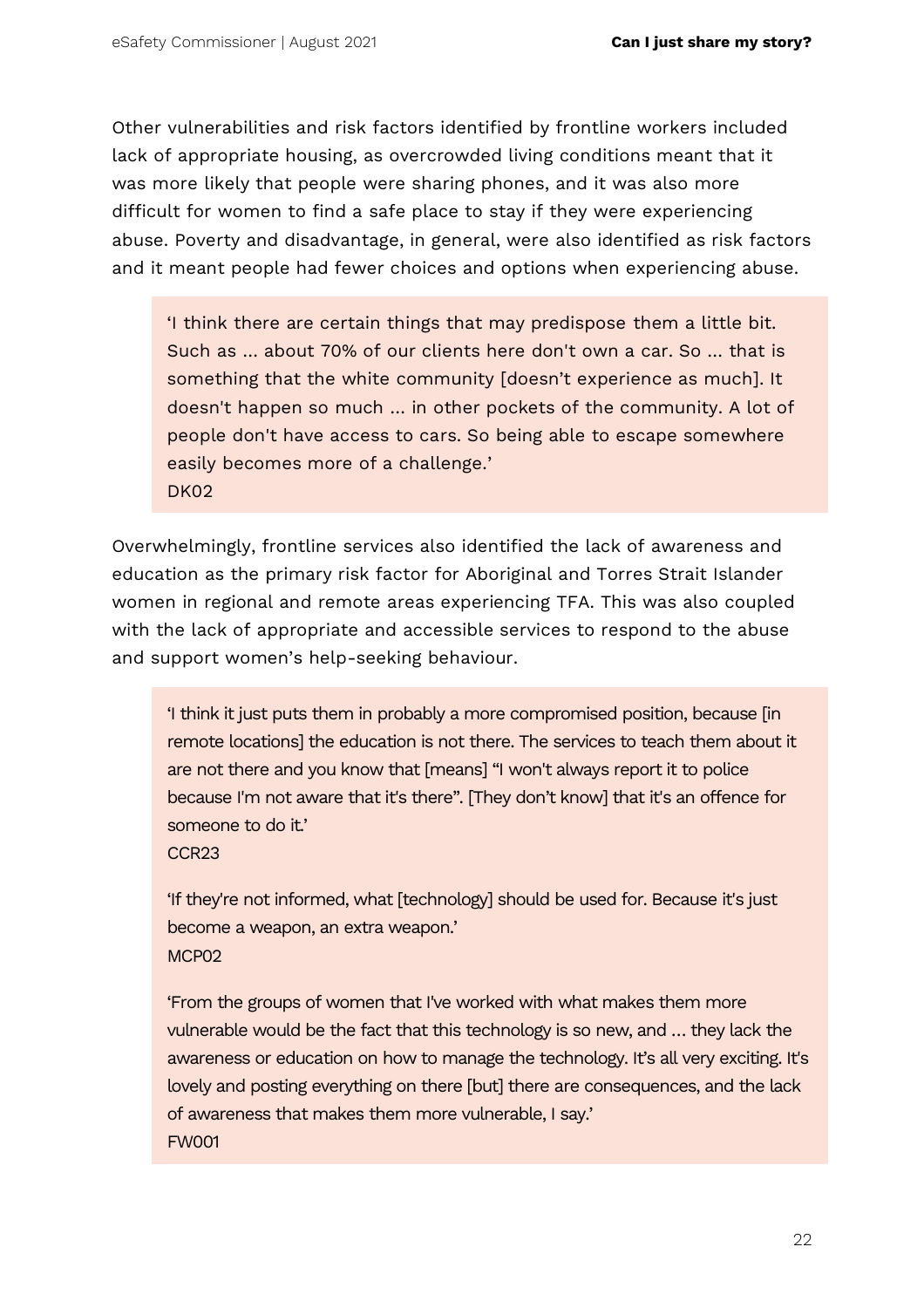Other vulnerabilities and risk factors identified by frontline workers included lack of appropriate housing, as overcrowded living conditions meant that it was more likely that people were sharing phones, and it was also more difficult for women to find a safe place to stay if they were experiencing abuse. Poverty and disadvantage, in general, were also identified as risk factors and it meant people had fewer choices and options when experiencing abuse.

> 'I think there are certain things that may predispose them a little bit. Such as … about 70% of our clients here don't own a car. So … that is something that the white community [doesn't experience as much]. It doesn't happen so much … in other pockets of the community. A lot of people don't have access to cars. So being able to escape somewhere easily becomes more of a challenge.'
> DK02

Overwhelmingly, frontline services also identified the lack of awareness and education as the primary risk factor for Aboriginal and Torres Strait Islander women in regional and remote areas experiencing TFA. This was also coupled with the lack of appropriate and accessible services to respond to the abuse and support women's help-seeking behaviour.

> 'I think it just puts them in probably a more compromised position, because [in remote locations] the education is not there. The services to teach them about it are not there and you know that [means] "I won't always report it to police because I'm not aware that it's there". [They don't know] that it's an offence for someone to do it.'
> CCR23

> 'If they're not informed, what [technology] should be used for. Because it's just become a weapon, an extra weapon.'
> MCP02

> 'From the groups of women that I've worked with what makes them more vulnerable would be the fact that this technology is so new, and … they lack the awareness or education on how to manage the technology. It's all very exciting. It's lovely and posting everything on there [but] there are consequences, and the lack of awareness that makes them more vulnerable, I say.'
> FW001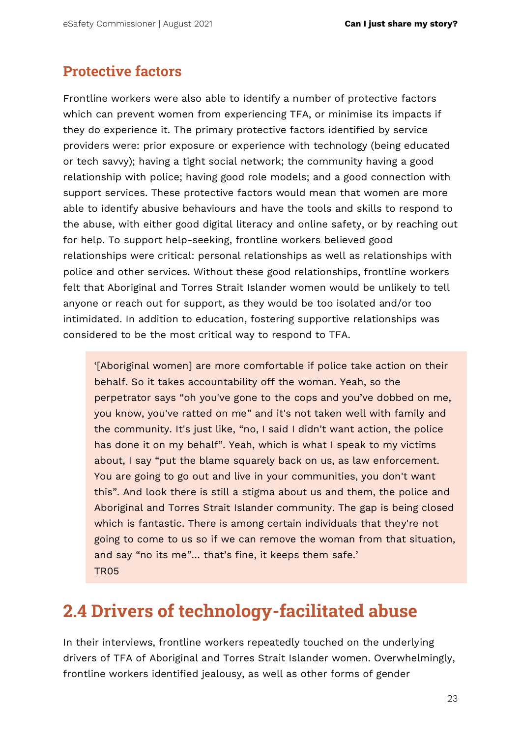### Protective factors

Frontline workers were also able to identify a number of protective factors which can prevent women from experiencing TFA, or minimise its impacts if they do experience it. The primary protective factors identified by service providers were: prior exposure or experience with technology (being educated or tech savvy); having a tight social network; the community having a good relationship with police; having good role models; and a good connection with support services. These protective factors would mean that women are more able to identify abusive behaviours and have the tools and skills to respond to the abuse, with either good digital literacy and online safety, or by reaching out for help. To support help-seeking, frontline workers believed good relationships were critical: personal relationships as well as relationships with police and other services. Without these good relationships, frontline workers felt that Aboriginal and Torres Strait Islander women would be unlikely to tell anyone or reach out for support, as they would be too isolated and/or too intimidated. In addition to education, fostering supportive relationships was considered to be the most critical way to respond to TFA.

> '[Aboriginal women] are more comfortable if police take action on their behalf. So it takes accountability off the woman. Yeah, so the perpetrator says "oh you've gone to the cops and you've dobbed on me, you know, you've ratted on me" and it's not taken well with family and the community. It's just like, "no, I said I didn't want action, the police has done it on my behalf". Yeah, which is what I speak to my victims about, I say "put the blame squarely back on us, as law enforcement. You are going to go out and live in your communities, you don't want this". And look there is still a stigma about us and them, the police and Aboriginal and Torres Strait Islander community. The gap is being closed which is fantastic. There is among certain individuals that they're not going to come to us so if we can remove the woman from that situation, and say "no its me"... that's fine, it keeps them safe.'
> TR05

## 2.4 Drivers of technology-facilitated abuse

In their interviews, frontline workers repeatedly touched on the underlying drivers of TFA of Aboriginal and Torres Strait Islander women. Overwhelmingly, frontline workers identified jealousy, as well as other forms of gender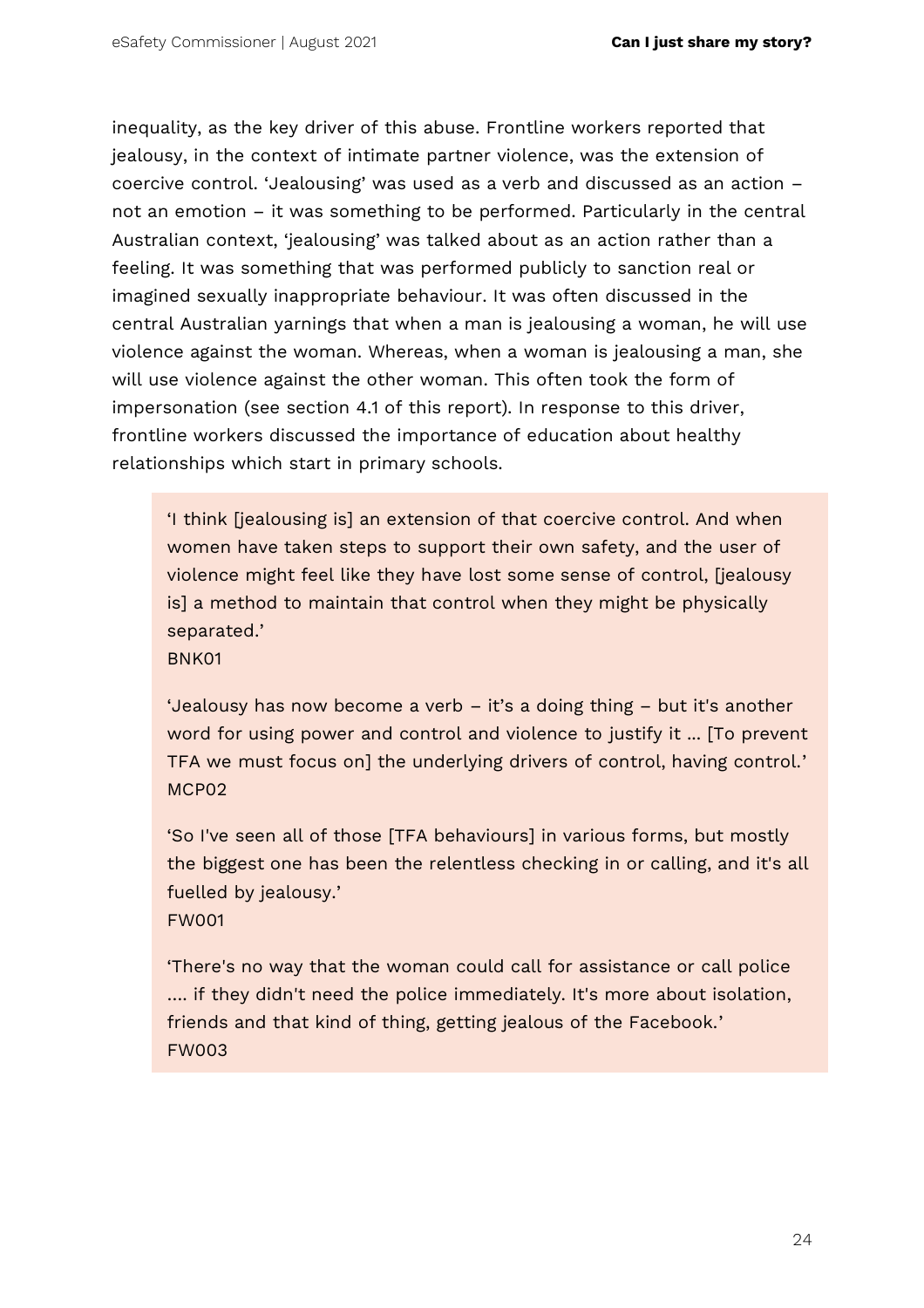inequality, as the key driver of this abuse. Frontline workers reported that jealousy, in the context of intimate partner violence, was the extension of coercive control. 'Jealousing' was used as a verb and discussed as an action – not an emotion – it was something to be performed. Particularly in the central Australian context, 'jealousing' was talked about as an action rather than a feeling. It was something that was performed publicly to sanction real or imagined sexually inappropriate behaviour. It was often discussed in the central Australian yarnings that when a man is jealousing a woman, he will use violence against the woman. Whereas, when a woman is jealousing a man, she will use violence against the other woman. This often took the form of impersonation (see section 4.1 of this report). In response to this driver, frontline workers discussed the importance of education about healthy relationships which start in primary schools.

> 'I think [jealousing is] an extension of that coercive control. And when women have taken steps to support their own safety, and the user of violence might feel like they have lost some sense of control, [jealousy is] a method to maintain that control when they might be physically separated.'
> BNK01
>
> 'Jealousy has now become a verb – it's a doing thing – but it's another word for using power and control and violence to justify it ... [To prevent TFA we must focus on] the underlying drivers of control, having control.'
> MCP02
>
> 'So I've seen all of those [TFA behaviours] in various forms, but mostly the biggest one has been the relentless checking in or calling, and it's all fuelled by jealousy.'
> FW001
>
> 'There's no way that the woman could call for assistance or call police .... if they didn't need the police immediately. It's more about isolation, friends and that kind of thing, getting jealous of the Facebook.'
> FW003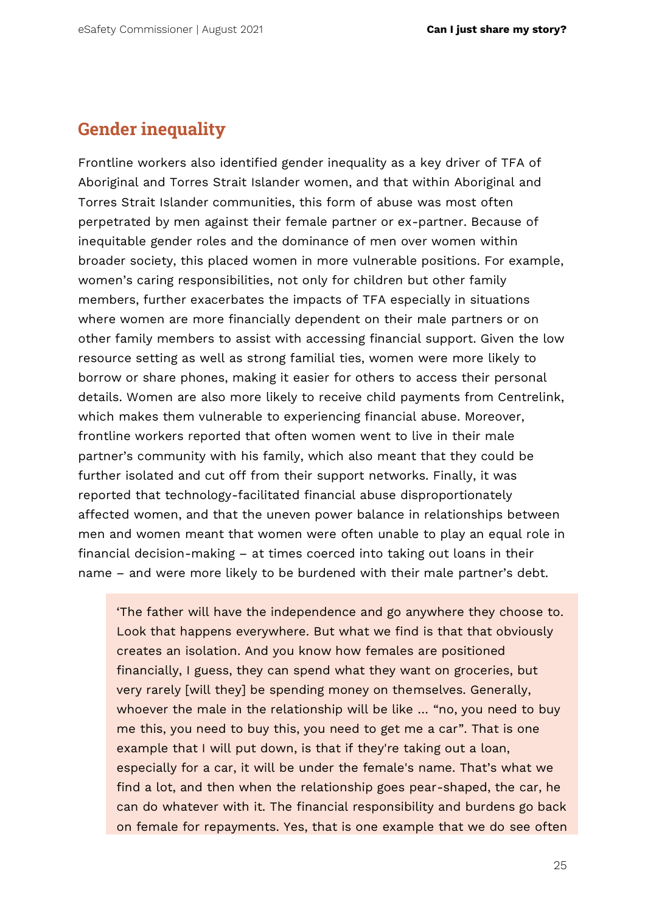## Gender inequality

Frontline workers also identified gender inequality as a key driver of TFA of Aboriginal and Torres Strait Islander women, and that within Aboriginal and Torres Strait Islander communities, this form of abuse was most often perpetrated by men against their female partner or ex-partner. Because of inequitable gender roles and the dominance of men over women within broader society, this placed women in more vulnerable positions. For example, women's caring responsibilities, not only for children but other family members, further exacerbates the impacts of TFA especially in situations where women are more financially dependent on their male partners or on other family members to assist with accessing financial support. Given the low resource setting as well as strong familial ties, women were more likely to borrow or share phones, making it easier for others to access their personal details. Women are also more likely to receive child payments from Centrelink, which makes them vulnerable to experiencing financial abuse. Moreover, frontline workers reported that often women went to live in their male partner's community with his family, which also meant that they could be further isolated and cut off from their support networks. Finally, it was reported that technology-facilitated financial abuse disproportionately affected women, and that the uneven power balance in relationships between men and women meant that women were often unable to play an equal role in financial decision-making – at times coerced into taking out loans in their name – and were more likely to be burdened with their male partner's debt.

> 'The father will have the independence and go anywhere they choose to. Look that happens everywhere. But what we find is that that obviously creates an isolation. And you know how females are positioned financially, I guess, they can spend what they want on groceries, but very rarely [will they] be spending money on themselves. Generally, whoever the male in the relationship will be like … "no, you need to buy me this, you need to buy this, you need to get me a car". That is one example that I will put down, is that if they're taking out a loan, especially for a car, it will be under the female's name. That's what we find a lot, and then when the relationship goes pear-shaped, the car, he can do whatever with it. The financial responsibility and burdens go back on female for repayments. Yes, that is one example that we do see often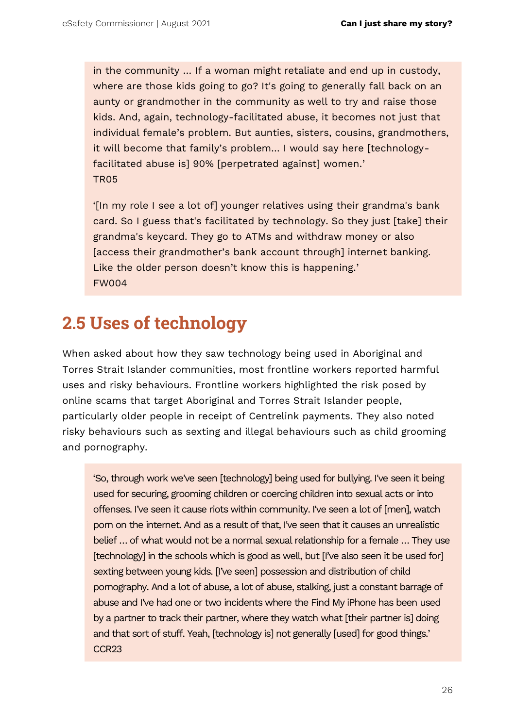> in the community ... If a woman might retaliate and end up in custody, where are those kids going to go? It's going to generally fall back on an aunty or grandmother in the community as well to try and raise those kids. And, again, technology-facilitated abuse, it becomes not just that individual female's problem. But aunties, sisters, cousins, grandmothers, it will become that family's problem... I would say here [technology-facilitated abuse is] 90% [perpetrated against] women.'
> TR05

> '[In my role I see a lot of] younger relatives using their grandma's bank card. So I guess that's facilitated by technology. So they just [take] their grandma's keycard. They go to ATMs and withdraw money or also [access their grandmother's bank account through] internet banking. Like the older person doesn't know this is happening.'
> FW004

## 2.5 Uses of technology

When asked about how they saw technology being used in Aboriginal and Torres Strait Islander communities, most frontline workers reported harmful uses and risky behaviours. Frontline workers highlighted the risk posed by online scams that target Aboriginal and Torres Strait Islander people, particularly older people in receipt of Centrelink payments. They also noted risky behaviours such as sexting and illegal behaviours such as child grooming and pornography.

> 'So, through work we've seen [technology] being used for bullying. I've seen it being used for securing, grooming children or coercing children into sexual acts or into offenses. I've seen it cause riots within community. I've seen a lot of [men], watch porn on the internet. And as a result of that, I've seen that it causes an unrealistic belief ... of what would not be a normal sexual relationship for a female ... They use [technology] in the schools which is good as well, but [I've also seen it be used for] sexting between young kids. [I've seen] possession and distribution of child pornography. And a lot of abuse, a lot of abuse, stalking, just a constant barrage of abuse and I've had one or two incidents where the Find My iPhone has been used by a partner to track their partner, where they watch what [their partner is] doing and that sort of stuff. Yeah, [technology is] not generally [used] for good things.'
> CCR23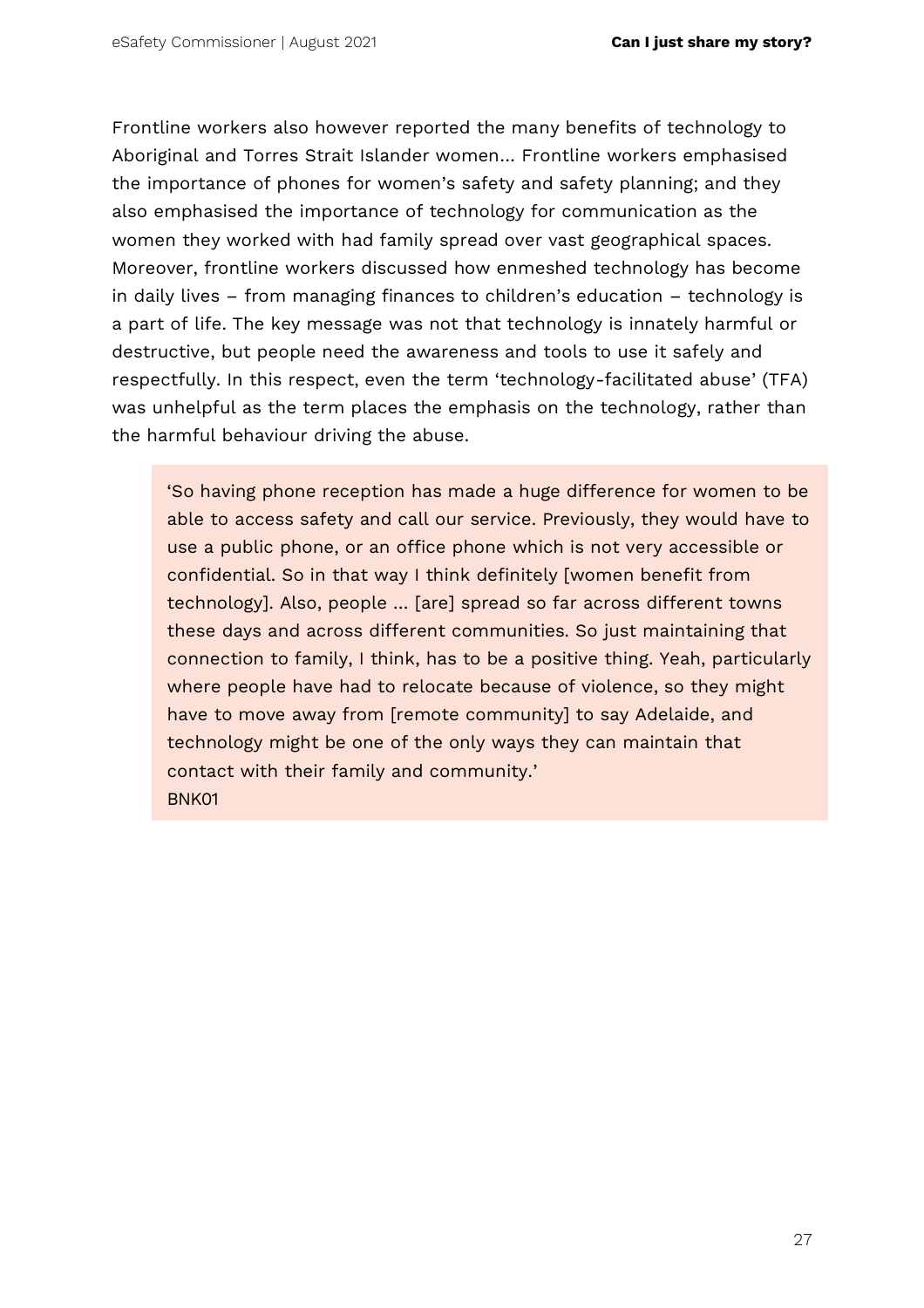Frontline workers also however reported the many benefits of technology to Aboriginal and Torres Strait Islander women… Frontline workers emphasised the importance of phones for women's safety and safety planning; and they also emphasised the importance of technology for communication as the women they worked with had family spread over vast geographical spaces. Moreover, frontline workers discussed how enmeshed technology has become in daily lives – from managing finances to children's education – technology is a part of life. The key message was not that technology is innately harmful or destructive, but people need the awareness and tools to use it safely and respectfully. In this respect, even the term 'technology-facilitated abuse' (TFA) was unhelpful as the term places the emphasis on the technology, rather than the harmful behaviour driving the abuse.

> 'So having phone reception has made a huge difference for women to be able to access safety and call our service. Previously, they would have to use a public phone, or an office phone which is not very accessible or confidential. So in that way I think definitely [women benefit from technology]. Also, people … [are] spread so far across different towns these days and across different communities. So just maintaining that connection to family, I think, has to be a positive thing. Yeah, particularly where people have had to relocate because of violence, so they might have to move away from [remote community] to say Adelaide, and technology might be one of the only ways they can maintain that contact with their family and community.'
> BNK01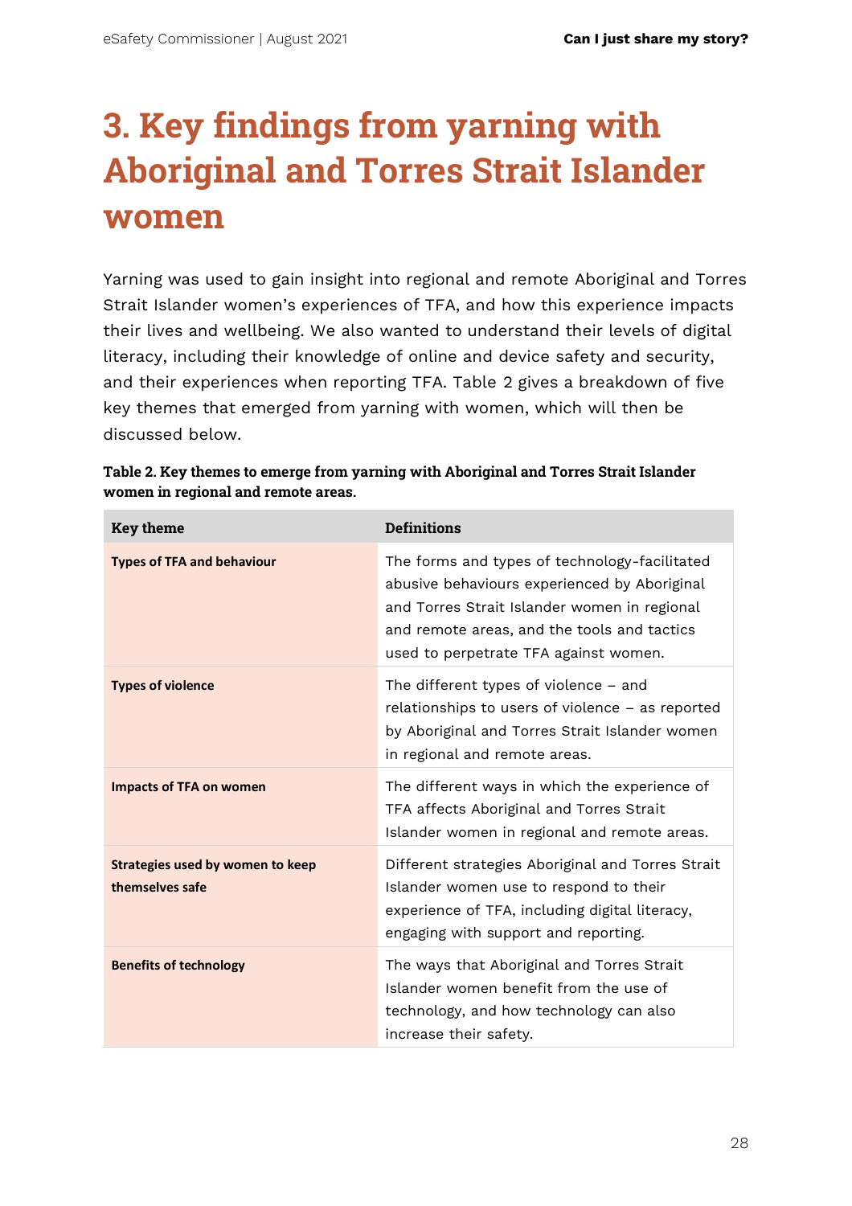# 3. Key findings from yarning with Aboriginal and Torres Strait Islander women

Yarning was used to gain insight into regional and remote Aboriginal and Torres Strait Islander women's experiences of TFA, and how this experience impacts their lives and wellbeing. We also wanted to understand their levels of digital literacy, including their knowledge of online and device safety and security, and their experiences when reporting TFA. Table 2 gives a breakdown of five key themes that emerged from yarning with women, which will then be discussed below.

**Table 2. Key themes to emerge from yarning with Aboriginal and Torres Strait Islander women in regional and remote areas.**

| Key theme | Definitions |
|---|---|
| **Types of TFA and behaviour** | The forms and types of technology-facilitated abusive behaviours experienced by Aboriginal and Torres Strait Islander women in regional and remote areas, and the tools and tactics used to perpetrate TFA against women. |
| **Types of violence** | The different types of violence – and relationships to users of violence – as reported by Aboriginal and Torres Strait Islander women in regional and remote areas. |
| **Impacts of TFA on women** | The different ways in which the experience of TFA affects Aboriginal and Torres Strait Islander women in regional and remote areas. |
| **Strategies used by women to keep themselves safe** | Different strategies Aboriginal and Torres Strait Islander women use to respond to their experience of TFA, including digital literacy, engaging with support and reporting. |
| **Benefits of technology** | The ways that Aboriginal and Torres Strait Islander women benefit from the use of technology, and how technology can also increase their safety. |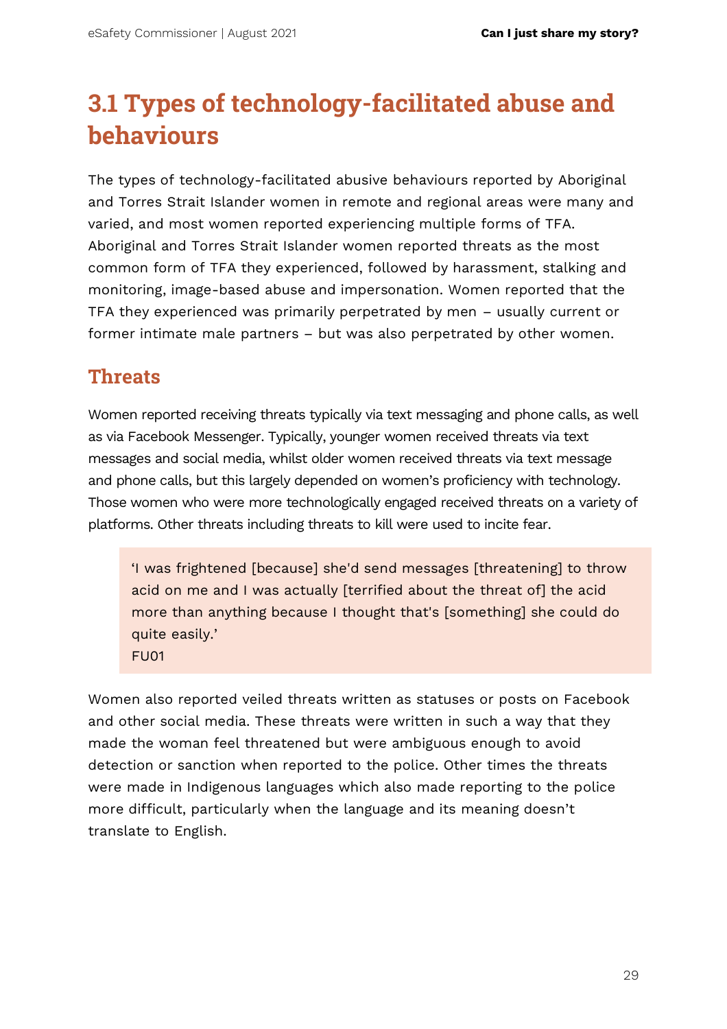## 3.1 Types of technology-facilitated abuse and behaviours

The types of technology-facilitated abusive behaviours reported by Aboriginal and Torres Strait Islander women in remote and regional areas were many and varied, and most women reported experiencing multiple forms of TFA. Aboriginal and Torres Strait Islander women reported threats as the most common form of TFA they experienced, followed by harassment, stalking and monitoring, image-based abuse and impersonation. Women reported that the TFA they experienced was primarily perpetrated by men – usually current or former intimate male partners – but was also perpetrated by other women.

### Threats

Women reported receiving threats typically via text messaging and phone calls, as well as via Facebook Messenger. Typically, younger women received threats via text messages and social media, whilst older women received threats via text message and phone calls, but this largely depended on women's proficiency with technology. Those women who were more technologically engaged received threats on a variety of platforms. Other threats including threats to kill were used to incite fear.

> 'I was frightened [because] she'd send messages [threatening] to throw acid on me and I was actually [terrified about the threat of] the acid more than anything because I thought that's [something] she could do quite easily.'
> FU01

Women also reported veiled threats written as statuses or posts on Facebook and other social media. These threats were written in such a way that they made the woman feel threatened but were ambiguous enough to avoid detection or sanction when reported to the police. Other times the threats were made in Indigenous languages which also made reporting to the police more difficult, particularly when the language and its meaning doesn't translate to English.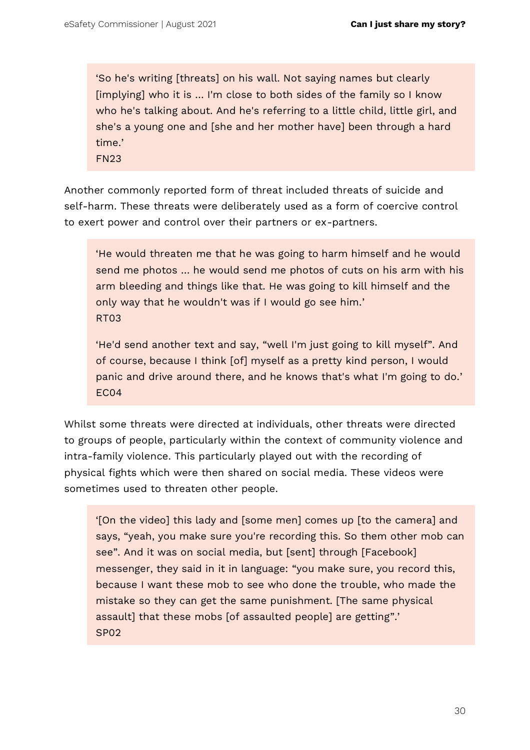> 'So he's writing [threats] on his wall. Not saying names but clearly [implying] who it is ... I'm close to both sides of the family so I know who he's talking about. And he's referring to a little child, little girl, and she's a young one and [she and her mother have] been through a hard time.'
> FN23

Another commonly reported form of threat included threats of suicide and self-harm. These threats were deliberately used as a form of coercive control to exert power and control over their partners or ex-partners.

> 'He would threaten me that he was going to harm himself and he would send me photos ... he would send me photos of cuts on his arm with his arm bleeding and things like that. He was going to kill himself and the only way that he wouldn't was if I would go see him.'
> RT03
>
> 'He'd send another text and say, "well I'm just going to kill myself". And of course, because I think [of] myself as a pretty kind person, I would panic and drive around there, and he knows that's what I'm going to do.'
> EC04

Whilst some threats were directed at individuals, other threats were directed to groups of people, particularly within the context of community violence and intra-family violence. This particularly played out with the recording of physical fights which were then shared on social media. These videos were sometimes used to threaten other people.

> '[On the video] this lady and [some men] comes up [to the camera] and says, "yeah, you make sure you're recording this. So them other mob can see". And it was on social media, but [sent] through [Facebook] messenger, they said in it in language: "you make sure, you record this, because I want these mob to see who done the trouble, who made the mistake so they can get the same punishment. [The same physical assault] that these mobs [of assaulted people] are getting".'
> SP02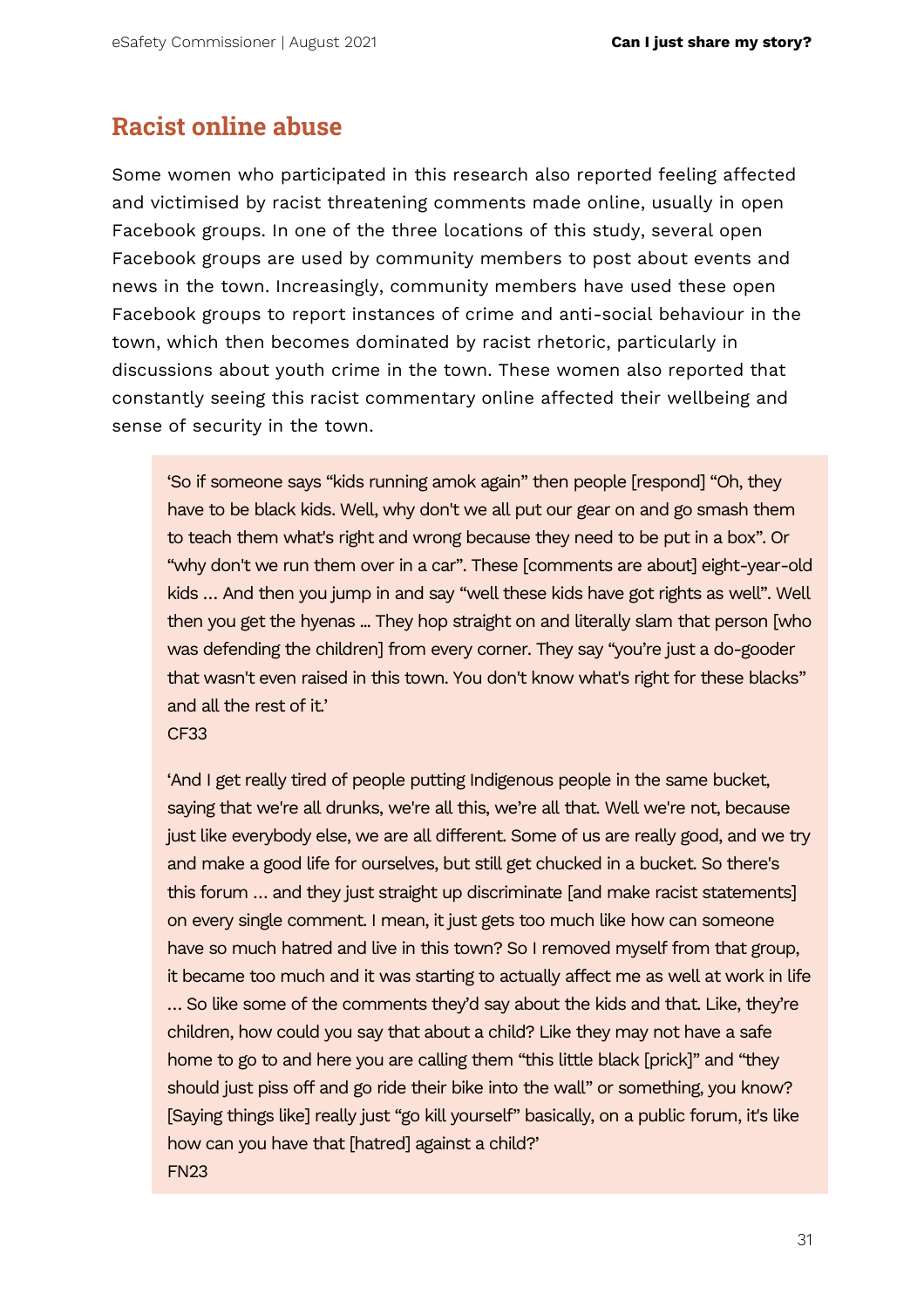## Racist online abuse

Some women who participated in this research also reported feeling affected and victimised by racist threatening comments made online, usually in open Facebook groups. In one of the three locations of this study, several open Facebook groups are used by community members to post about events and news in the town. Increasingly, community members have used these open Facebook groups to report instances of crime and anti-social behaviour in the town, which then becomes dominated by racist rhetoric, particularly in discussions about youth crime in the town. These women also reported that constantly seeing this racist commentary online affected their wellbeing and sense of security in the town.

> 'So if someone says "kids running amok again" then people [respond] "Oh, they have to be black kids. Well, why don't we all put our gear on and go smash them to teach them what's right and wrong because they need to be put in a box". Or "why don't we run them over in a car". These [comments are about] eight-year-old kids ... And then you jump in and say "well these kids have got rights as well". Well then you get the hyenas ... They hop straight on and literally slam that person [who was defending the children] from every corner. They say "you're just a do-gooder that wasn't even raised in this town. You don't know what's right for these blacks" and all the rest of it.'
>
> CF33

> 'And I get really tired of people putting Indigenous people in the same bucket, saying that we're all drunks, we're all this, we're all that. Well we're not, because just like everybody else, we are all different. Some of us are really good, and we try and make a good life for ourselves, but still get chucked in a bucket. So there's this forum ... and they just straight up discriminate [and make racist statements] on every single comment. I mean, it just gets too much like how can someone have so much hatred and live in this town? So I removed myself from that group, it became too much and it was starting to actually affect me as well at work in life ... So like some of the comments they'd say about the kids and that. Like, they're children, how could you say that about a child? Like they may not have a safe home to go to and here you are calling them "this little black [prick]" and "they should just piss off and go ride their bike into the wall" or something, you know? [Saying things like] really just "go kill yourself" basically, on a public forum, it's like how can you have that [hatred] against a child?'
>
> FN23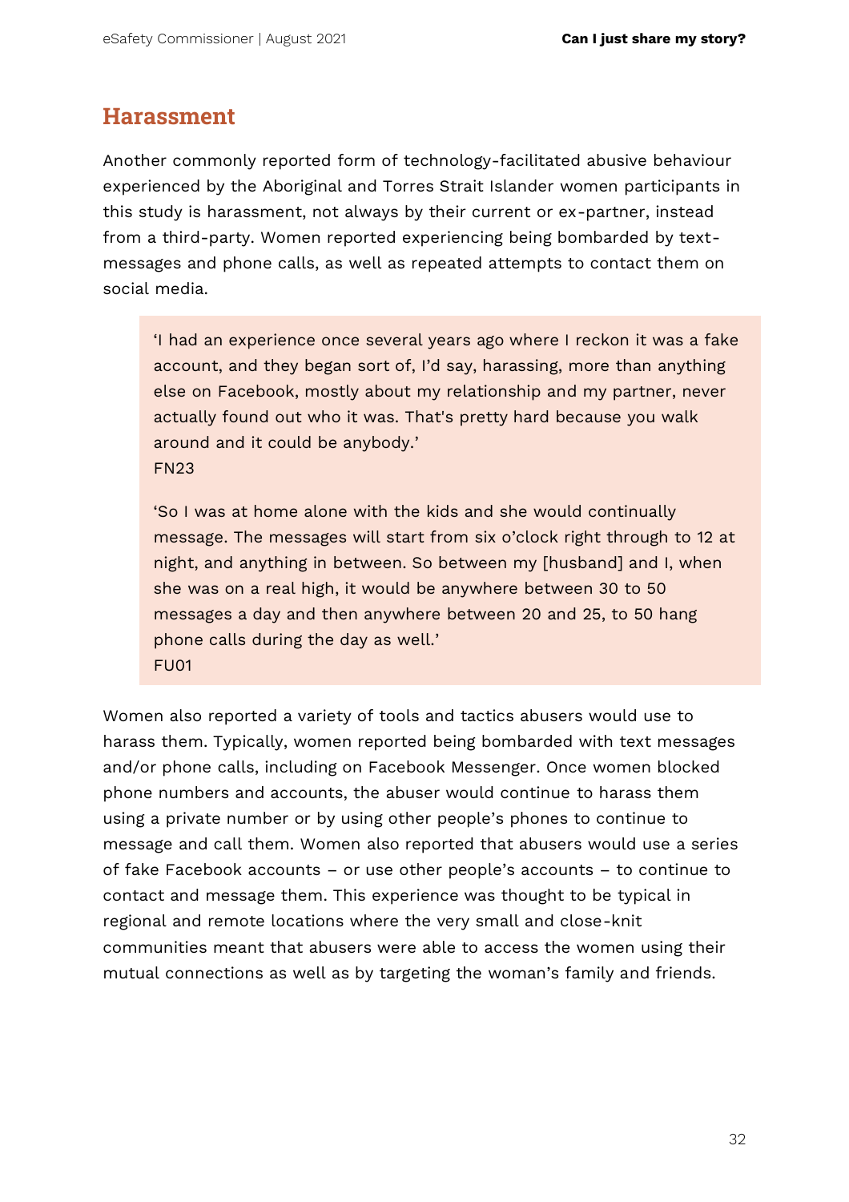## Harassment

Another commonly reported form of technology-facilitated abusive behaviour experienced by the Aboriginal and Torres Strait Islander women participants in this study is harassment, not always by their current or ex-partner, instead from a third-party. Women reported experiencing being bombarded by text-messages and phone calls, as well as repeated attempts to contact them on social media.

> 'I had an experience once several years ago where I reckon it was a fake account, and they began sort of, I'd say, harassing, more than anything else on Facebook, mostly about my relationship and my partner, never actually found out who it was. That's pretty hard because you walk around and it could be anybody.'
> FN23
>
> 'So I was at home alone with the kids and she would continually message. The messages will start from six o'clock right through to 12 at night, and anything in between. So between my [husband] and I, when she was on a real high, it would be anywhere between 30 to 50 messages a day and then anywhere between 20 and 25, to 50 hang phone calls during the day as well.'
> FU01

Women also reported a variety of tools and tactics abusers would use to harass them. Typically, women reported being bombarded with text messages and/or phone calls, including on Facebook Messenger. Once women blocked phone numbers and accounts, the abuser would continue to harass them using a private number or by using other people's phones to continue to message and call them. Women also reported that abusers would use a series of fake Facebook accounts – or use other people's accounts – to continue to contact and message them. This experience was thought to be typical in regional and remote locations where the very small and close-knit communities meant that abusers were able to access the women using their mutual connections as well as by targeting the woman's family and friends.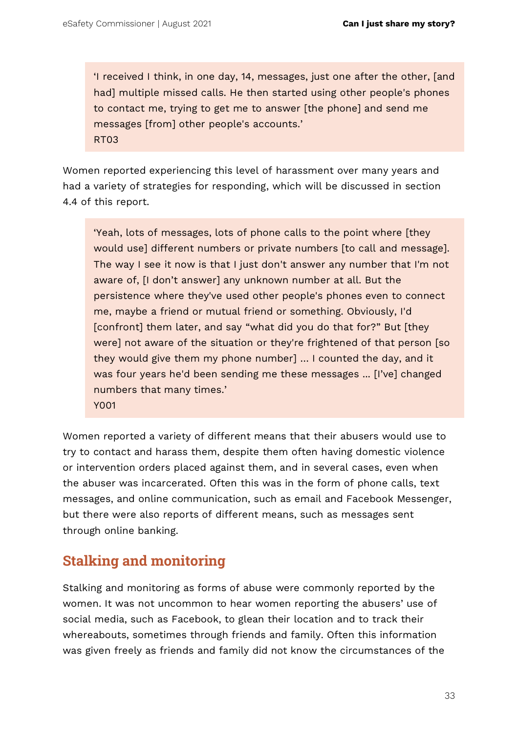> 'I received I think, in one day, 14, messages, just one after the other, [and had] multiple missed calls. He then started using other people's phones to contact me, trying to get me to answer [the phone] and send me messages [from] other people's accounts.'
> RT03

Women reported experiencing this level of harassment over many years and had a variety of strategies for responding, which will be discussed in section 4.4 of this report.

> 'Yeah, lots of messages, lots of phone calls to the point where [they would use] different numbers or private numbers [to call and message]. The way I see it now is that I just don't answer any number that I'm not aware of, [I don't answer] any unknown number at all. But the persistence where they've used other people's phones even to connect me, maybe a friend or mutual friend or something. Obviously, I'd [confront] them later, and say "what did you do that for?" But [they were] not aware of the situation or they're frightened of that person [so they would give them my phone number] … I counted the day, and it was four years he'd been sending me these messages … [I've] changed numbers that many times.'
> Y001

Women reported a variety of different means that their abusers would use to try to contact and harass them, despite them often having domestic violence or intervention orders placed against them, and in several cases, even when the abuser was incarcerated. Often this was in the form of phone calls, text messages, and online communication, such as email and Facebook Messenger, but there were also reports of different means, such as messages sent through online banking.

## Stalking and monitoring

Stalking and monitoring as forms of abuse were commonly reported by the women. It was not uncommon to hear women reporting the abusers' use of social media, such as Facebook, to glean their location and to track their whereabouts, sometimes through friends and family. Often this information was given freely as friends and family did not know the circumstances of the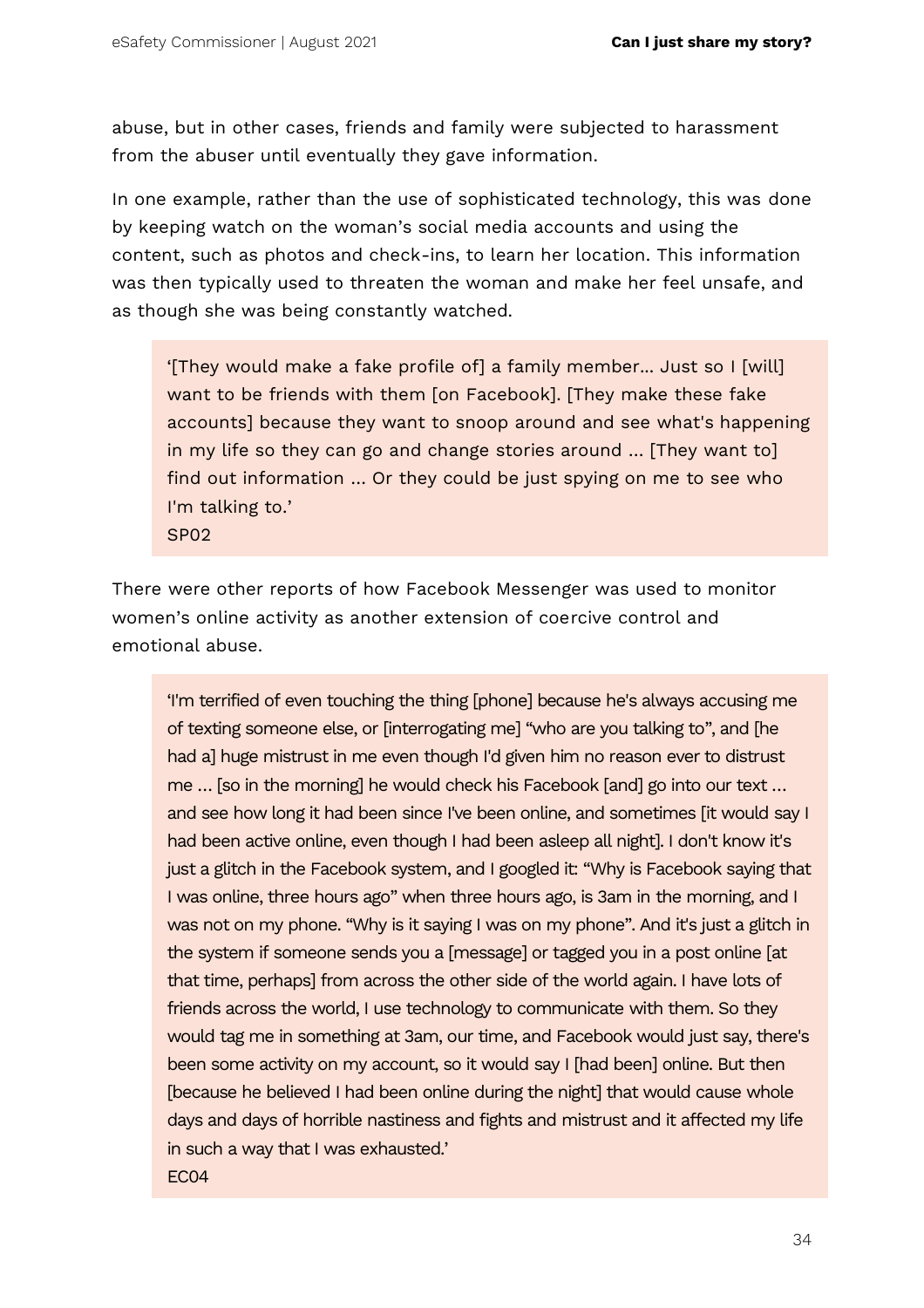abuse, but in other cases, friends and family were subjected to harassment from the abuser until eventually they gave information.

In one example, rather than the use of sophisticated technology, this was done by keeping watch on the woman's social media accounts and using the content, such as photos and check-ins, to learn her location. This information was then typically used to threaten the woman and make her feel unsafe, and as though she was being constantly watched.

> '[They would make a fake profile of] a family member… Just so I [will] want to be friends with them [on Facebook]. [They make these fake accounts] because they want to snoop around and see what's happening in my life so they can go and change stories around … [They want to] find out information … Or they could be just spying on me to see who I'm talking to.'
> SP02

There were other reports of how Facebook Messenger was used to monitor women's online activity as another extension of coercive control and emotional abuse.

> 'I'm terrified of even touching the thing [phone] because he's always accusing me of texting someone else, or [interrogating me] "who are you talking to", and [he had a] huge mistrust in me even though I'd given him no reason ever to distrust me … [so in the morning] he would check his Facebook [and] go into our text … and see how long it had been since I've been online, and sometimes [it would say I had been active online, even though I had been asleep all night]. I don't know it's just a glitch in the Facebook system, and I googled it: "Why is Facebook saying that I was online, three hours ago" when three hours ago, is 3am in the morning, and I was not on my phone. "Why is it saying I was on my phone". And it's just a glitch in the system if someone sends you a [message] or tagged you in a post online [at that time, perhaps] from across the other side of the world again. I have lots of friends across the world, I use technology to communicate with them. So they would tag me in something at 3am, our time, and Facebook would just say, there's been some activity on my account, so it would say I [had been] online. But then [because he believed I had been online during the night] that would cause whole days and days of horrible nastiness and fights and mistrust and it affected my life in such a way that I was exhausted.'
> EC04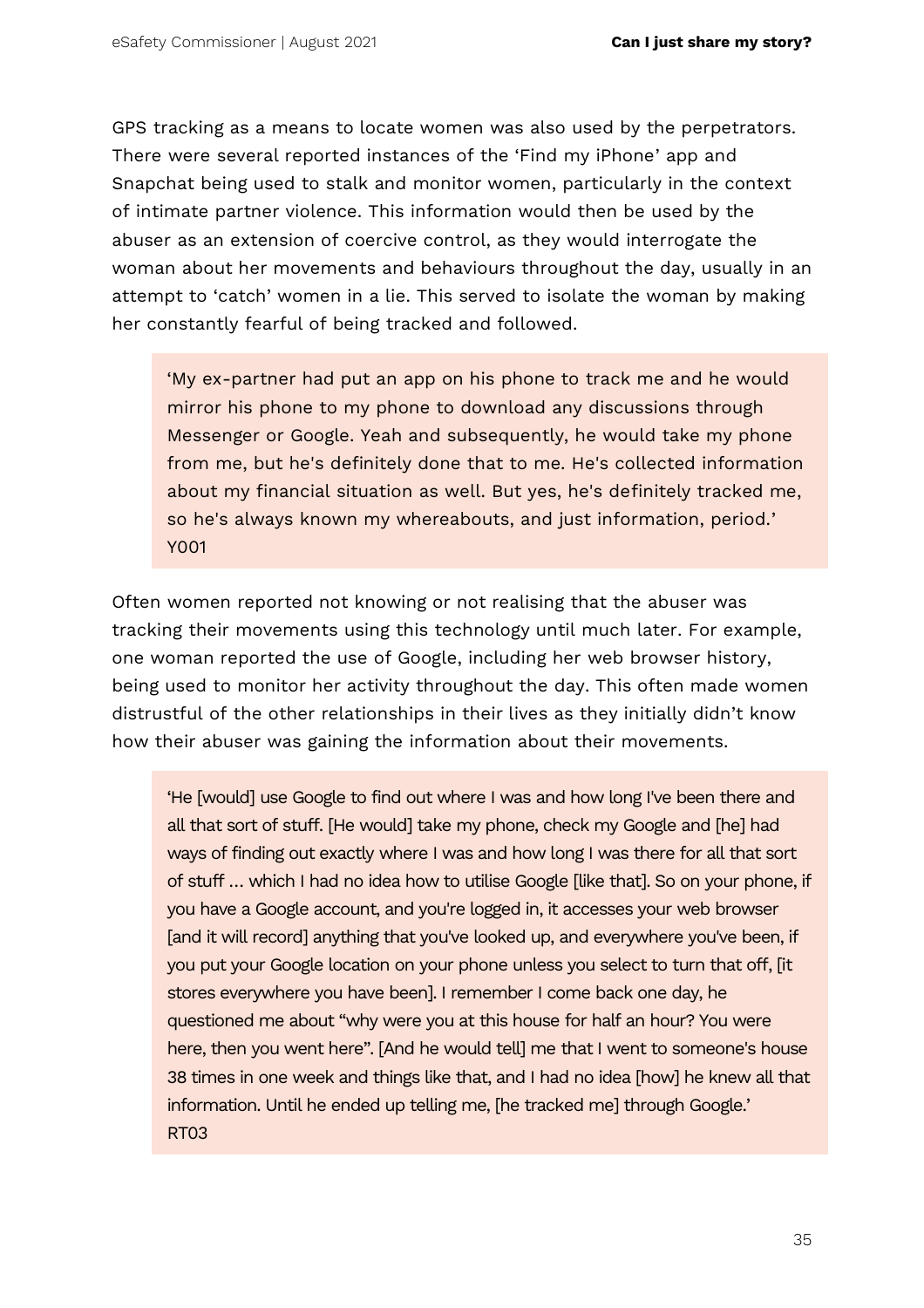GPS tracking as a means to locate women was also used by the perpetrators. There were several reported instances of the 'Find my iPhone' app and Snapchat being used to stalk and monitor women, particularly in the context of intimate partner violence. This information would then be used by the abuser as an extension of coercive control, as they would interrogate the woman about her movements and behaviours throughout the day, usually in an attempt to 'catch' women in a lie. This served to isolate the woman by making her constantly fearful of being tracked and followed.

> 'My ex-partner had put an app on his phone to track me and he would mirror his phone to my phone to download any discussions through Messenger or Google. Yeah and subsequently, he would take my phone from me, but he's definitely done that to me. He's collected information about my financial situation as well. But yes, he's definitely tracked me, so he's always known my whereabouts, and just information, period.'
> Y001

Often women reported not knowing or not realising that the abuser was tracking their movements using this technology until much later. For example, one woman reported the use of Google, including her web browser history, being used to monitor her activity throughout the day. This often made women distrustful of the other relationships in their lives as they initially didn't know how their abuser was gaining the information about their movements.

> 'He [would] use Google to find out where I was and how long I've been there and all that sort of stuff. [He would] take my phone, check my Google and [he] had ways of finding out exactly where I was and how long I was there for all that sort of stuff … which I had no idea how to utilise Google [like that]. So on your phone, if you have a Google account, and you're logged in, it accesses your web browser [and it will record] anything that you've looked up, and everywhere you've been, if you put your Google location on your phone unless you select to turn that off, [it stores everywhere you have been]. I remember I come back one day, he questioned me about "why were you at this house for half an hour? You were here, then you went here". [And he would tell] me that I went to someone's house 38 times in one week and things like that, and I had no idea [how] he knew all that information. Until he ended up telling me, [he tracked me] through Google.'
> RT03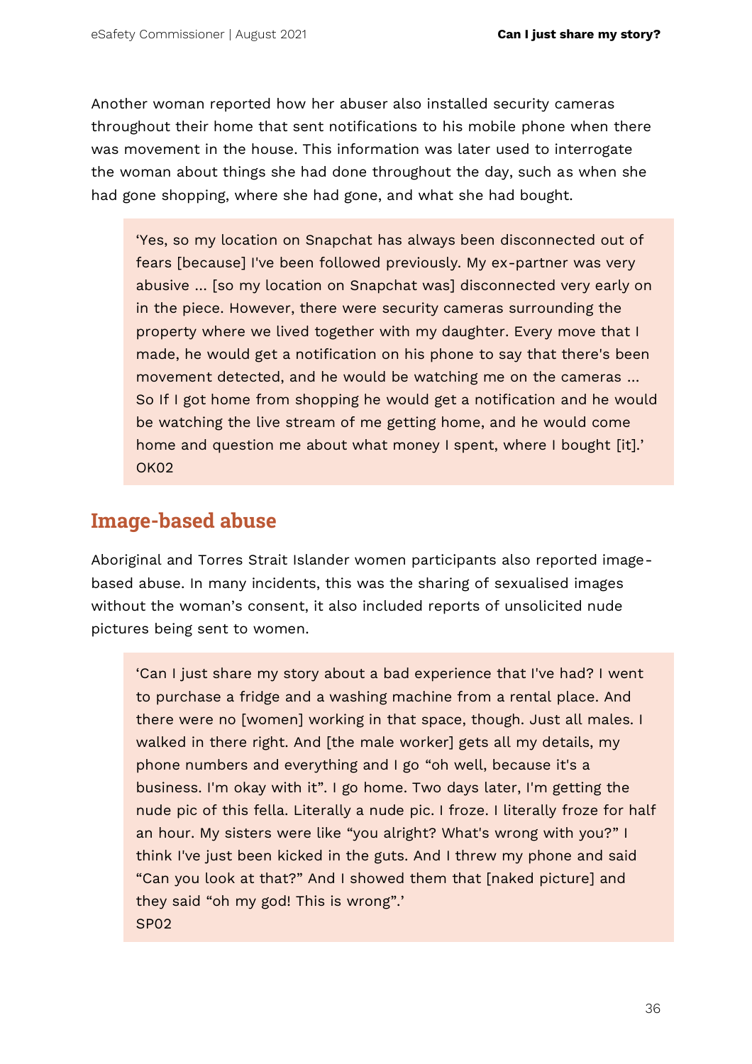Another woman reported how her abuser also installed security cameras throughout their home that sent notifications to his mobile phone when there was movement in the house. This information was later used to interrogate the woman about things she had done throughout the day, such as when she had gone shopping, where she had gone, and what she had bought.

> 'Yes, so my location on Snapchat has always been disconnected out of fears [because] I've been followed previously. My ex-partner was very abusive ... [so my location on Snapchat was] disconnected very early on in the piece. However, there were security cameras surrounding the property where we lived together with my daughter. Every move that I made, he would get a notification on his phone to say that there's been movement detected, and he would be watching me on the cameras ... So If I got home from shopping he would get a notification and he would be watching the live stream of me getting home, and he would come home and question me about what money I spent, where I bought [it].'
> OK02

## Image-based abuse

Aboriginal and Torres Strait Islander women participants also reported image-based abuse. In many incidents, this was the sharing of sexualised images without the woman's consent, it also included reports of unsolicited nude pictures being sent to women.

> 'Can I just share my story about a bad experience that I've had? I went to purchase a fridge and a washing machine from a rental place. And there were no [women] working in that space, though. Just all males. I walked in there right. And [the male worker] gets all my details, my phone numbers and everything and I go "oh well, because it's a business. I'm okay with it". I go home. Two days later, I'm getting the nude pic of this fella. Literally a nude pic. I froze. I literally froze for half an hour. My sisters were like "you alright? What's wrong with you?" I think I've just been kicked in the guts. And I threw my phone and said "Can you look at that?" And I showed them that [naked picture] and they said "oh my god! This is wrong".'
> SP02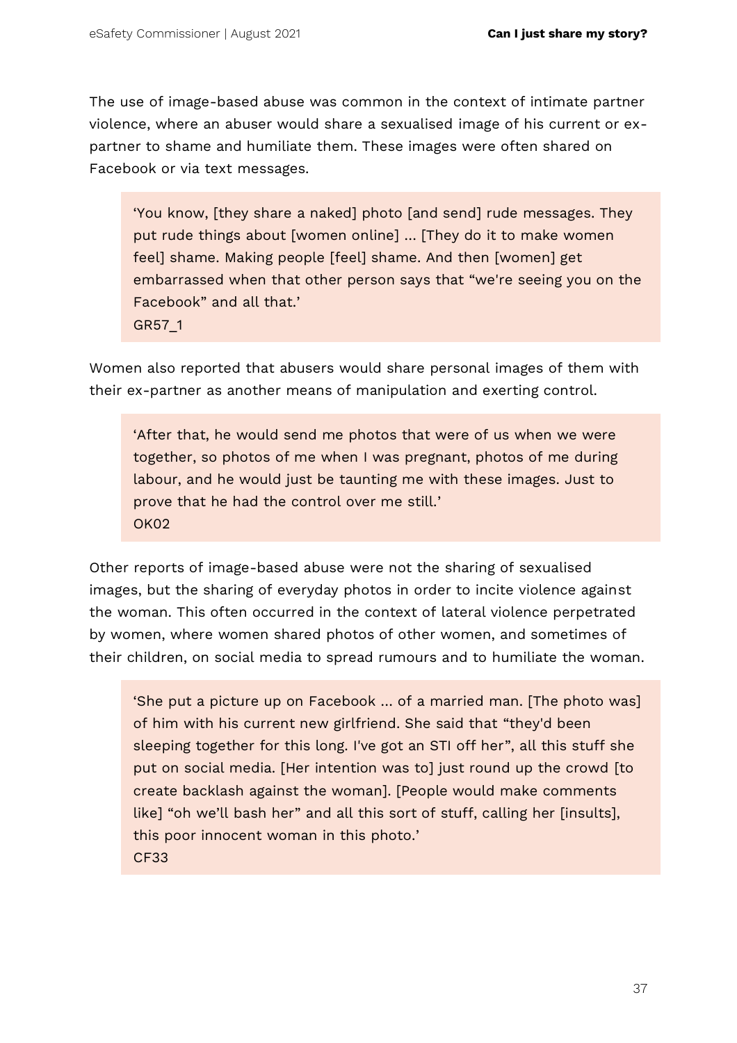The use of image-based abuse was common in the context of intimate partner violence, where an abuser would share a sexualised image of his current or ex-partner to shame and humiliate them. These images were often shared on Facebook or via text messages.

> 'You know, [they share a naked] photo [and send] rude messages. They put rude things about [women online] ... [They do it to make women feel] shame. Making people [feel] shame. And then [women] get embarrassed when that other person says that "we're seeing you on the Facebook" and all that.'
>
> GR57_1

Women also reported that abusers would share personal images of them with their ex-partner as another means of manipulation and exerting control.

> 'After that, he would send me photos that were of us when we were together, so photos of me when I was pregnant, photos of me during labour, and he would just be taunting me with these images. Just to prove that he had the control over me still.'
>
> OK02

Other reports of image-based abuse were not the sharing of sexualised images, but the sharing of everyday photos in order to incite violence against the woman. This often occurred in the context of lateral violence perpetrated by women, where women shared photos of other women, and sometimes of their children, on social media to spread rumours and to humiliate the woman.

> 'She put a picture up on Facebook ... of a married man. [The photo was] of him with his current new girlfriend. She said that "they'd been sleeping together for this long. I've got an STI off her", all this stuff she put on social media. [Her intention was to] just round up the crowd [to create backlash against the woman]. [People would make comments like] "oh we'll bash her" and all this sort of stuff, calling her [insults], this poor innocent woman in this photo.'
>
> CF33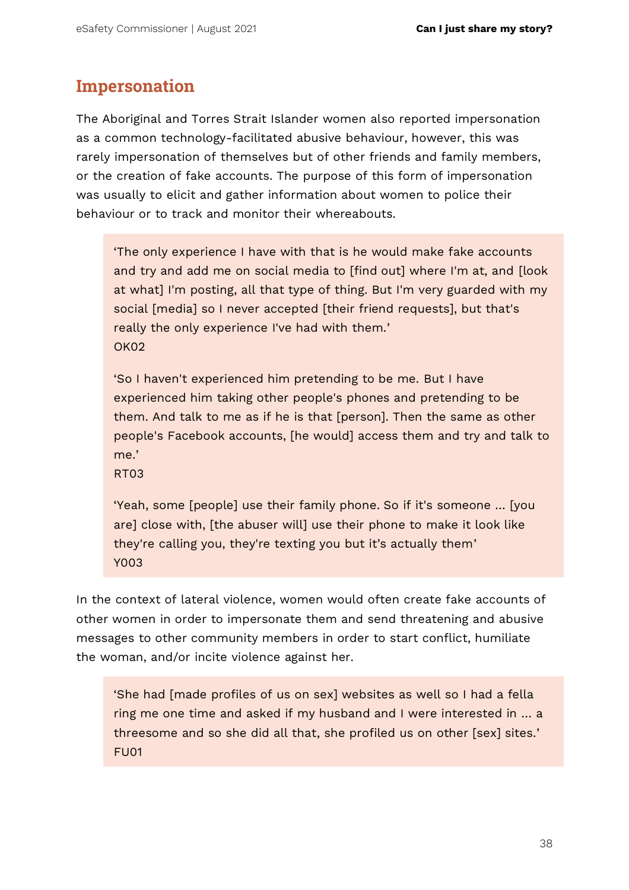## Impersonation

The Aboriginal and Torres Strait Islander women also reported impersonation as a common technology-facilitated abusive behaviour, however, this was rarely impersonation of themselves but of other friends and family members, or the creation of fake accounts. The purpose of this form of impersonation was usually to elicit and gather information about women to police their behaviour or to track and monitor their whereabouts.

> 'The only experience I have with that is he would make fake accounts and try and add me on social media to [find out] where I'm at, and [look at what] I'm posting, all that type of thing. But I'm very guarded with my social [media] so I never accepted [their friend requests], but that's really the only experience I've had with them.'
> OK02
>
> 'So I haven't experienced him pretending to be me. But I have experienced him taking other people's phones and pretending to be them. And talk to me as if he is that [person]. Then the same as other people's Facebook accounts, [he would] access them and try and talk to me.'
> RT03
>
> 'Yeah, some [people] use their family phone. So if it's someone ... [you are] close with, [the abuser will] use their phone to make it look like they're calling you, they're texting you but it's actually them'
> Y003

In the context of lateral violence, women would often create fake accounts of other women in order to impersonate them and send threatening and abusive messages to other community members in order to start conflict, humiliate the woman, and/or incite violence against her.

> 'She had [made profiles of us on sex] websites as well so I had a fella ring me one time and asked if my husband and I were interested in ... a threesome and so she did all that, she profiled us on other [sex] sites.'
> FU01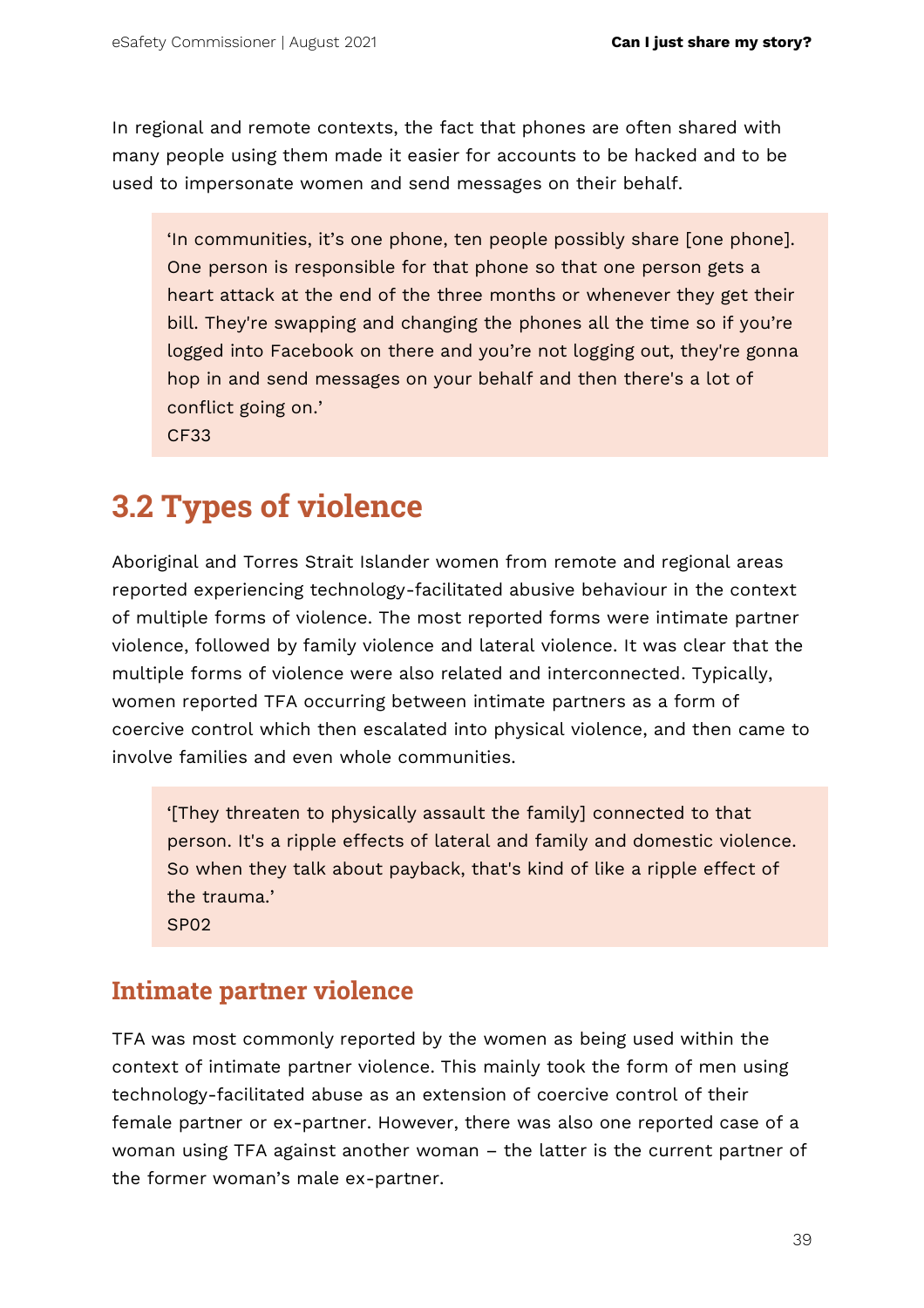In regional and remote contexts, the fact that phones are often shared with many people using them made it easier for accounts to be hacked and to be used to impersonate women and send messages on their behalf.

> 'In communities, it's one phone, ten people possibly share [one phone]. One person is responsible for that phone so that one person gets a heart attack at the end of the three months or whenever they get their bill. They're swapping and changing the phones all the time so if you're logged into Facebook on there and you're not logging out, they're gonna hop in and send messages on your behalf and then there's a lot of conflict going on.'
> CF33

## 3.2 Types of violence

Aboriginal and Torres Strait Islander women from remote and regional areas reported experiencing technology-facilitated abusive behaviour in the context of multiple forms of violence. The most reported forms were intimate partner violence, followed by family violence and lateral violence. It was clear that the multiple forms of violence were also related and interconnected. Typically, women reported TFA occurring between intimate partners as a form of coercive control which then escalated into physical violence, and then came to involve families and even whole communities.

> '[They threaten to physically assault the family] connected to that person. It's a ripple effects of lateral and family and domestic violence. So when they talk about payback, that's kind of like a ripple effect of the trauma.'
> SP02

### Intimate partner violence

TFA was most commonly reported by the women as being used within the context of intimate partner violence. This mainly took the form of men using technology-facilitated abuse as an extension of coercive control of their female partner or ex-partner. However, there was also one reported case of a woman using TFA against another woman – the latter is the current partner of the former woman's male ex-partner.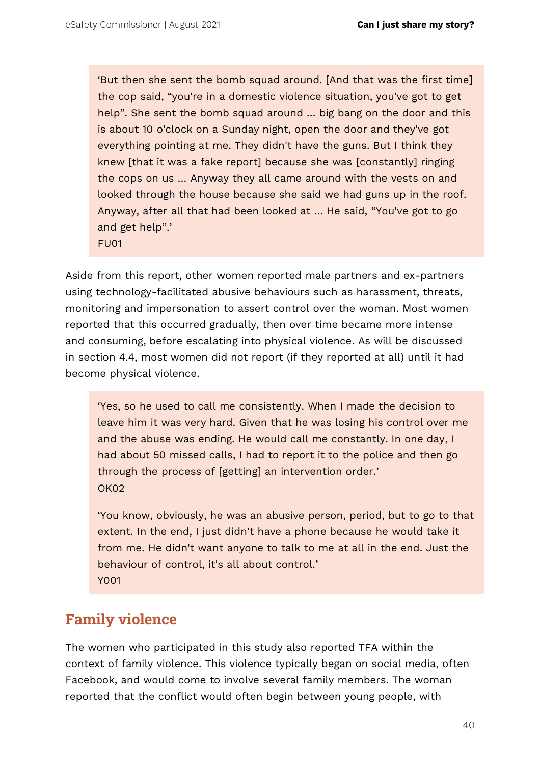> 'But then she sent the bomb squad around. [And that was the first time] the cop said, "you're in a domestic violence situation, you've got to get help". She sent the bomb squad around ... big bang on the door and this is about 10 o'clock on a Sunday night, open the door and they've got everything pointing at me. They didn't have the guns. But I think they knew [that it was a fake report] because she was [constantly] ringing the cops on us ... Anyway they all came around with the vests on and looked through the house because she said we had guns up in the roof. Anyway, after all that had been looked at ... He said, "You've got to go and get help".'
> FU01

Aside from this report, other women reported male partners and ex-partners using technology-facilitated abusive behaviours such as harassment, threats, monitoring and impersonation to assert control over the woman. Most women reported that this occurred gradually, then over time became more intense and consuming, before escalating into physical violence. As will be discussed in section 4.4, most women did not report (if they reported at all) until it had become physical violence.

> 'Yes, so he used to call me consistently. When I made the decision to leave him it was very hard. Given that he was losing his control over me and the abuse was ending. He would call me constantly. In one day, I had about 50 missed calls, I had to report it to the police and then go through the process of [getting] an intervention order.'
> OK02
>
> 'You know, obviously, he was an abusive person, period, but to go to that extent. In the end, I just didn't have a phone because he would take it from me. He didn't want anyone to talk to me at all in the end. Just the behaviour of control, it's all about control.'
> Y001

## Family violence

The women who participated in this study also reported TFA within the context of family violence. This violence typically began on social media, often Facebook, and would come to involve several family members. The woman reported that the conflict would often begin between young people, with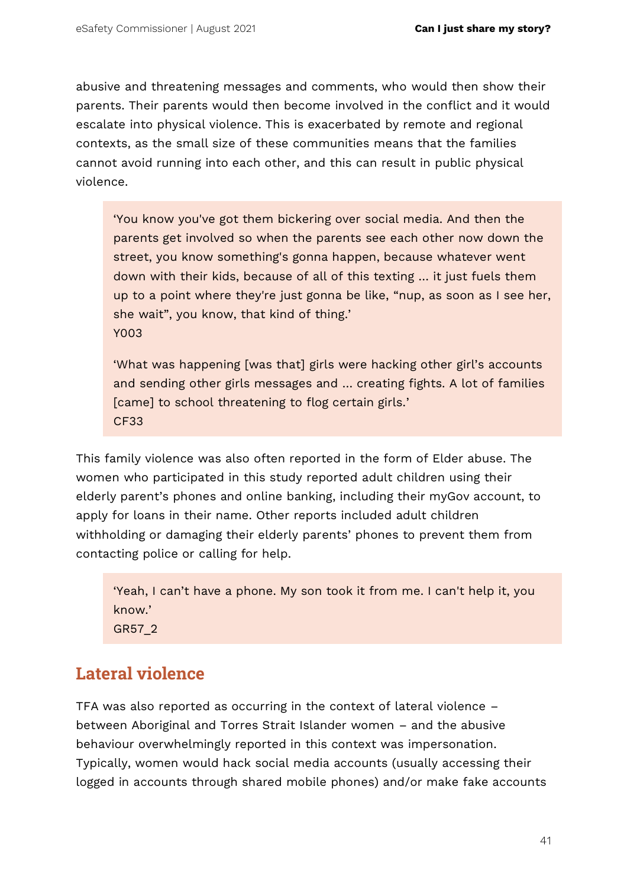abusive and threatening messages and comments, who would then show their parents. Their parents would then become involved in the conflict and it would escalate into physical violence. This is exacerbated by remote and regional contexts, as the small size of these communities means that the families cannot avoid running into each other, and this can result in public physical violence.

> 'You know you've got them bickering over social media. And then the parents get involved so when the parents see each other now down the street, you know something's gonna happen, because whatever went down with their kids, because of all of this texting … it just fuels them up to a point where they're just gonna be like, "nup, as soon as I see her, she wait", you know, that kind of thing.'
> Y003
>
> 'What was happening [was that] girls were hacking other girl's accounts and sending other girls messages and … creating fights. A lot of families [came] to school threatening to flog certain girls.'
> CF33

This family violence was also often reported in the form of Elder abuse. The women who participated in this study reported adult children using their elderly parent's phones and online banking, including their myGov account, to apply for loans in their name. Other reports included adult children withholding or damaging their elderly parents' phones to prevent them from contacting police or calling for help.

> 'Yeah, I can't have a phone. My son took it from me. I can't help it, you know.'
> GR57_2

## Lateral violence

TFA was also reported as occurring in the context of lateral violence – between Aboriginal and Torres Strait Islander women – and the abusive behaviour overwhelmingly reported in this context was impersonation. Typically, women would hack social media accounts (usually accessing their logged in accounts through shared mobile phones) and/or make fake accounts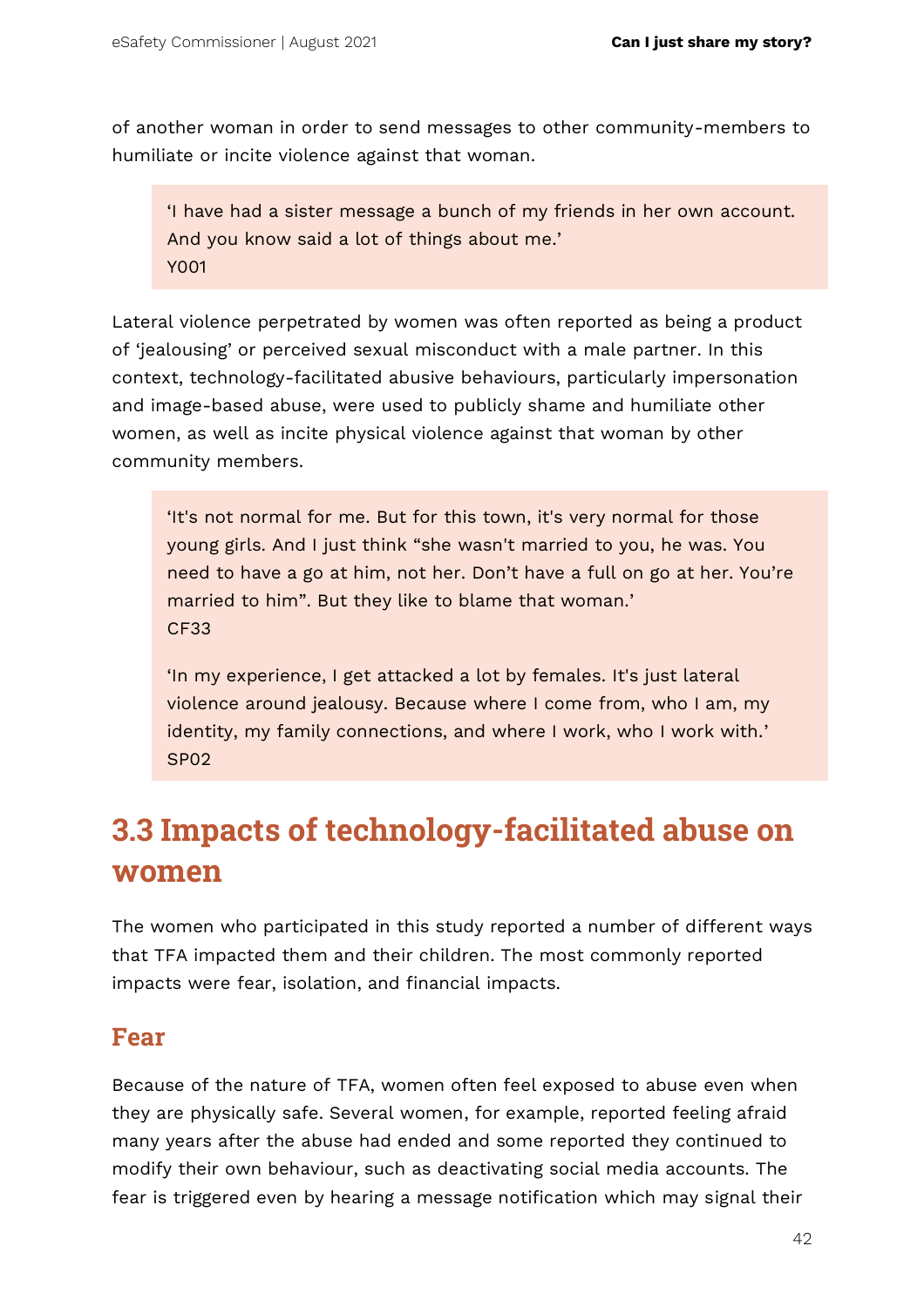of another woman in order to send messages to other community-members to humiliate or incite violence against that woman.

> 'I have had a sister message a bunch of my friends in her own account. And you know said a lot of things about me.'
> Y001

Lateral violence perpetrated by women was often reported as being a product of 'jealousing' or perceived sexual misconduct with a male partner. In this context, technology-facilitated abusive behaviours, particularly impersonation and image-based abuse, were used to publicly shame and humiliate other women, as well as incite physical violence against that woman by other community members.

> 'It's not normal for me. But for this town, it's very normal for those young girls. And I just think "she wasn't married to you, he was. You need to have a go at him, not her. Don't have a full on go at her. You're married to him". But they like to blame that woman.'
> CF33
>
> 'In my experience, I get attacked a lot by females. It's just lateral violence around jealousy. Because where I come from, who I am, my identity, my family connections, and where I work, who I work with.'
> SP02

## 3.3 Impacts of technology-facilitated abuse on women

The women who participated in this study reported a number of different ways that TFA impacted them and their children. The most commonly reported impacts were fear, isolation, and financial impacts.

### Fear

Because of the nature of TFA, women often feel exposed to abuse even when they are physically safe. Several women, for example, reported feeling afraid many years after the abuse had ended and some reported they continued to modify their own behaviour, such as deactivating social media accounts. The fear is triggered even by hearing a message notification which may signal their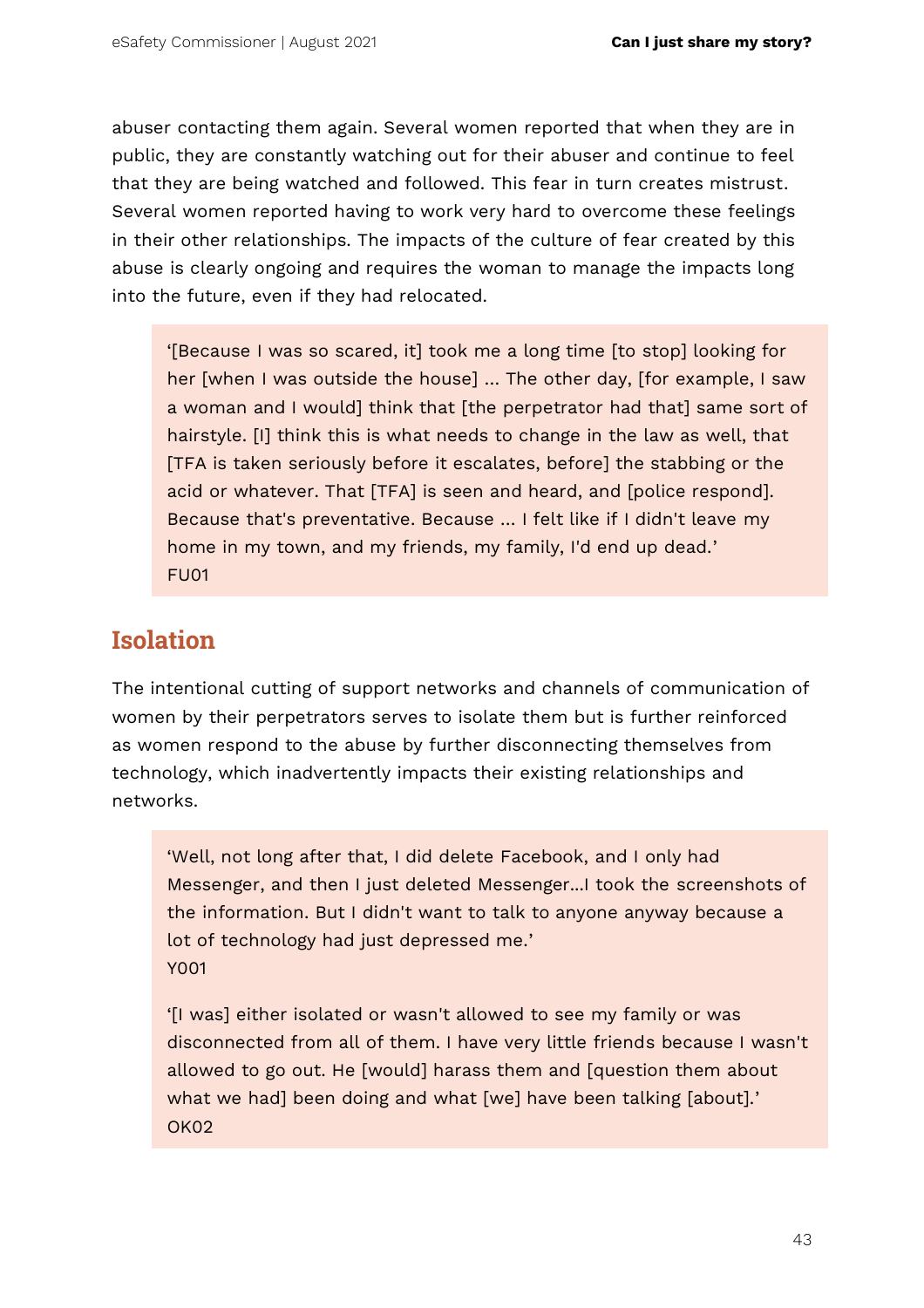abuser contacting them again. Several women reported that when they are in public, they are constantly watching out for their abuser and continue to feel that they are being watched and followed. This fear in turn creates mistrust. Several women reported having to work very hard to overcome these feelings in their other relationships. The impacts of the culture of fear created by this abuse is clearly ongoing and requires the woman to manage the impacts long into the future, even if they had relocated.

> '[Because I was so scared, it] took me a long time [to stop] looking for her [when I was outside the house] ... The other day, [for example, I saw a woman and I would] think that [the perpetrator had that] same sort of hairstyle. [I] think this is what needs to change in the law as well, that [TFA is taken seriously before it escalates, before] the stabbing or the acid or whatever. That [TFA] is seen and heard, and [police respond]. Because that's preventative. Because ... I felt like if I didn't leave my home in my town, and my friends, my family, I'd end up dead.'
> FU01

## Isolation

The intentional cutting of support networks and channels of communication of women by their perpetrators serves to isolate them but is further reinforced as women respond to the abuse by further disconnecting themselves from technology, which inadvertently impacts their existing relationships and networks.

> 'Well, not long after that, I did delete Facebook, and I only had Messenger, and then I just deleted Messenger...I took the screenshots of the information. But I didn't want to talk to anyone anyway because a lot of technology had just depressed me.'
> Y001
>
> '[I was] either isolated or wasn't allowed to see my family or was disconnected from all of them. I have very little friends because I wasn't allowed to go out. He [would] harass them and [question them about what we had] been doing and what [we] have been talking [about].'
> OK02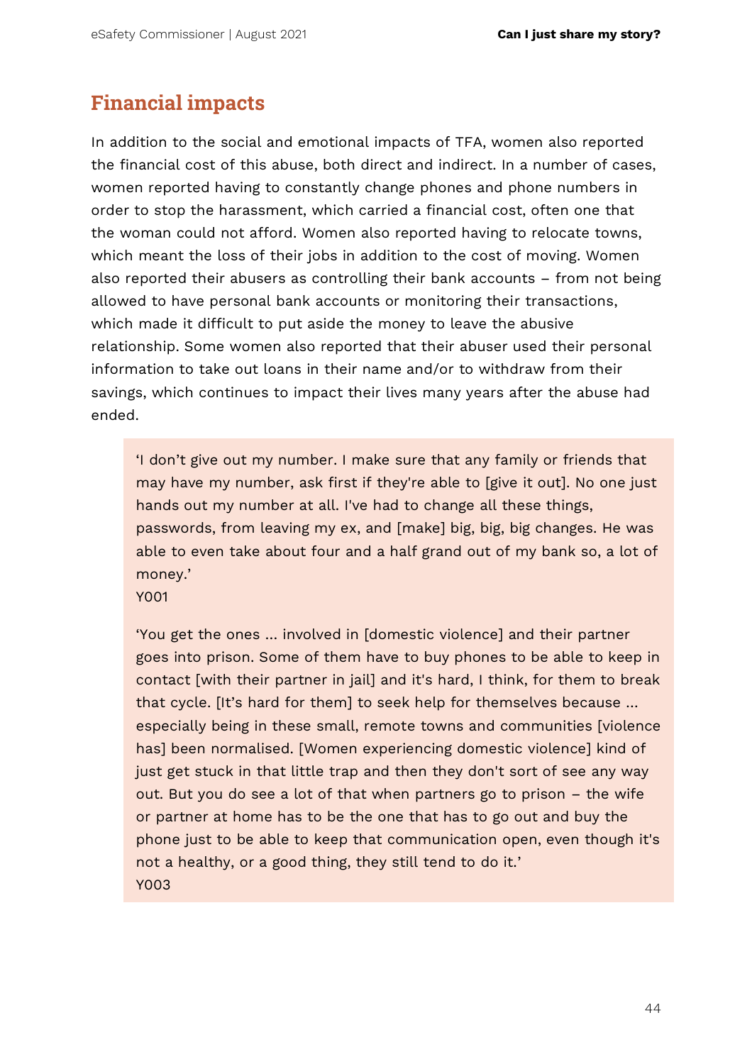## Financial impacts

In addition to the social and emotional impacts of TFA, women also reported the financial cost of this abuse, both direct and indirect. In a number of cases, women reported having to constantly change phones and phone numbers in order to stop the harassment, which carried a financial cost, often one that the woman could not afford. Women also reported having to relocate towns, which meant the loss of their jobs in addition to the cost of moving. Women also reported their abusers as controlling their bank accounts – from not being allowed to have personal bank accounts or monitoring their transactions, which made it difficult to put aside the money to leave the abusive relationship. Some women also reported that their abuser used their personal information to take out loans in their name and/or to withdraw from their savings, which continues to impact their lives many years after the abuse had ended.

> 'I don't give out my number. I make sure that any family or friends that may have my number, ask first if they're able to [give it out]. No one just hands out my number at all. I've had to change all these things, passwords, from leaving my ex, and [make] big, big, big changes. He was able to even take about four and a half grand out of my bank so, a lot of money.'
> Y001
>
> 'You get the ones ... involved in [domestic violence] and their partner goes into prison. Some of them have to buy phones to be able to keep in contact [with their partner in jail] and it's hard, I think, for them to break that cycle. [It's hard for them] to seek help for themselves because ... especially being in these small, remote towns and communities [violence has] been normalised. [Women experiencing domestic violence] kind of just get stuck in that little trap and then they don't sort of see any way out. But you do see a lot of that when partners go to prison – the wife or partner at home has to be the one that has to go out and buy the phone just to be able to keep that communication open, even though it's not a healthy, or a good thing, they still tend to do it.'
> Y003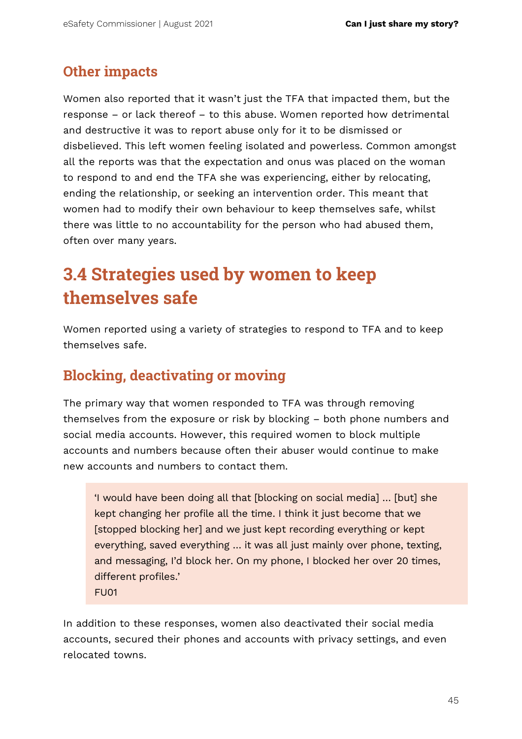### Other impacts

Women also reported that it wasn't just the TFA that impacted them, but the response – or lack thereof – to this abuse. Women reported how detrimental and destructive it was to report abuse only for it to be dismissed or disbelieved. This left women feeling isolated and powerless. Common amongst all the reports was that the expectation and onus was placed on the woman to respond to and end the TFA she was experiencing, either by relocating, ending the relationship, or seeking an intervention order. This meant that women had to modify their own behaviour to keep themselves safe, whilst there was little to no accountability for the person who had abused them, often over many years.

## 3.4 Strategies used by women to keep themselves safe

Women reported using a variety of strategies to respond to TFA and to keep themselves safe.

### Blocking, deactivating or moving

The primary way that women responded to TFA was through removing themselves from the exposure or risk by blocking – both phone numbers and social media accounts. However, this required women to block multiple accounts and numbers because often their abuser would continue to make new accounts and numbers to contact them.

> 'I would have been doing all that [blocking on social media] ... [but] she kept changing her profile all the time. I think it just become that we [stopped blocking her] and we just kept recording everything or kept everything, saved everything ... it was all just mainly over phone, texting, and messaging, I'd block her. On my phone, I blocked her over 20 times, different profiles.'
> FU01

In addition to these responses, women also deactivated their social media accounts, secured their phones and accounts with privacy settings, and even relocated towns.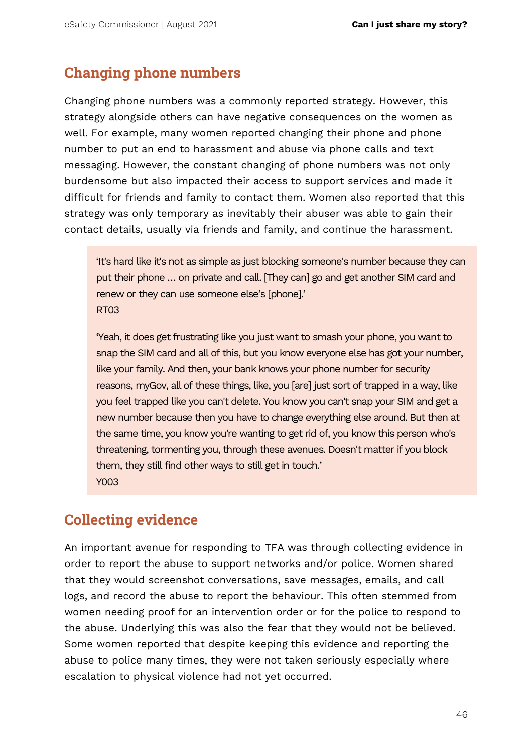## Changing phone numbers

Changing phone numbers was a commonly reported strategy. However, this strategy alongside others can have negative consequences on the women as well. For example, many women reported changing their phone and phone number to put an end to harassment and abuse via phone calls and text messaging. However, the constant changing of phone numbers was not only burdensome but also impacted their access to support services and made it difficult for friends and family to contact them. Women also reported that this strategy was only temporary as inevitably their abuser was able to gain their contact details, usually via friends and family, and continue the harassment.

> 'It's hard like it's not as simple as just blocking someone's number because they can put their phone … on private and call. [They can] go and get another SIM card and renew or they can use someone else's [phone].'
> RT03
>
> 'Yeah, it does get frustrating like you just want to smash your phone, you want to snap the SIM card and all of this, but you know everyone else has got your number, like your family. And then, your bank knows your phone number for security reasons, myGov, all of these things, like, you [are] just sort of trapped in a way, like you feel trapped like you can't delete. You know you can't snap your SIM and get a new number because then you have to change everything else around. But then at the same time, you know you're wanting to get rid of, you know this person who's threatening, tormenting you, through these avenues. Doesn't matter if you block them, they still find other ways to still get in touch.'
> Y003

## Collecting evidence

An important avenue for responding to TFA was through collecting evidence in order to report the abuse to support networks and/or police. Women shared that they would screenshot conversations, save messages, emails, and call logs, and record the abuse to report the behaviour. This often stemmed from women needing proof for an intervention order or for the police to respond to the abuse. Underlying this was also the fear that they would not be believed. Some women reported that despite keeping this evidence and reporting the abuse to police many times, they were not taken seriously especially where escalation to physical violence had not yet occurred.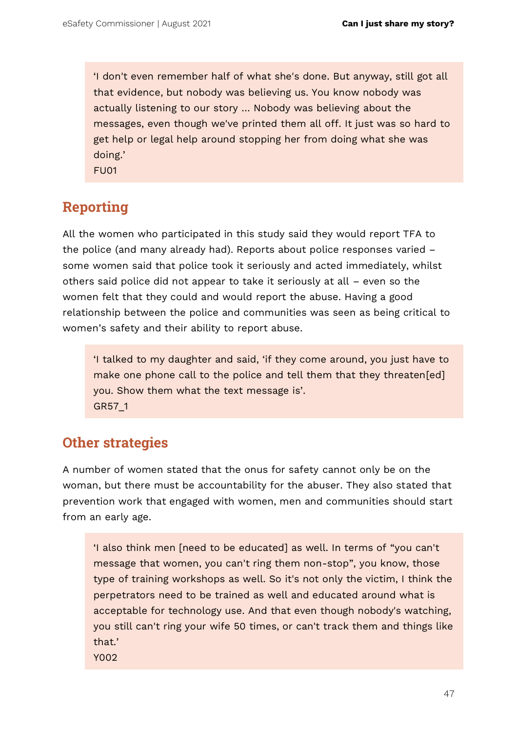> 'I don't even remember half of what she's done. But anyway, still got all that evidence, but nobody was believing us. You know nobody was actually listening to our story ... Nobody was believing about the messages, even though we've printed them all off. It just was so hard to get help or legal help around stopping her from doing what she was doing.'
> FU01

## Reporting

All the women who participated in this study said they would report TFA to the police (and many already had). Reports about police responses varied – some women said that police took it seriously and acted immediately, whilst others said police did not appear to take it seriously at all – even so the women felt that they could and would report the abuse. Having a good relationship between the police and communities was seen as being critical to women's safety and their ability to report abuse.

> 'I talked to my daughter and said, 'if they come around, you just have to make one phone call to the police and tell them that they threaten[ed] you. Show them what the text message is'.
> GR57_1

## Other strategies

A number of women stated that the onus for safety cannot only be on the woman, but there must be accountability for the abuser. They also stated that prevention work that engaged with women, men and communities should start from an early age.

> 'I also think men [need to be educated] as well. In terms of "you can't message that women, you can't ring them non-stop", you know, those type of training workshops as well. So it's not only the victim, I think the perpetrators need to be trained as well and educated around what is acceptable for technology use. And that even though nobody's watching, you still can't ring your wife 50 times, or can't track them and things like that.'
> Y002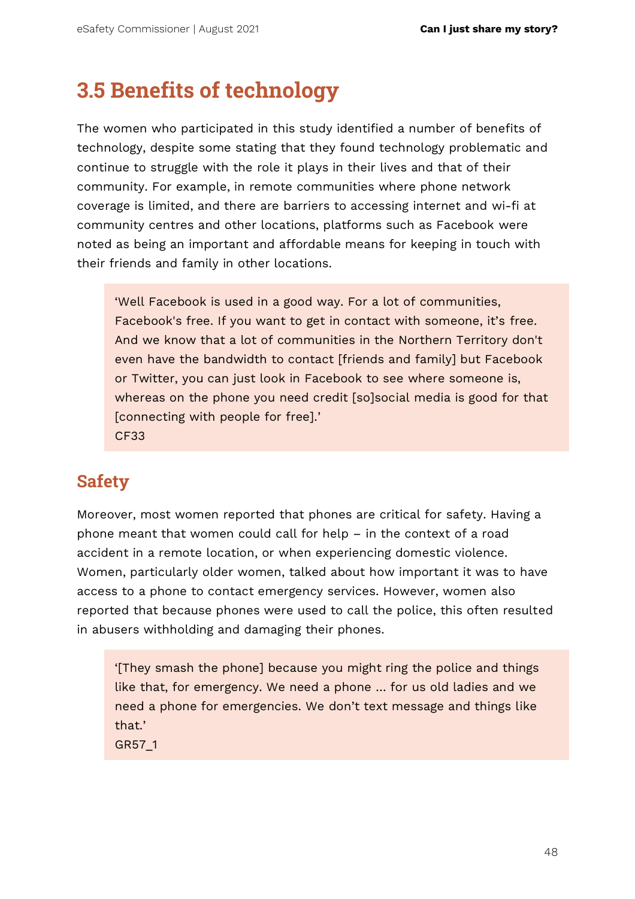## 3.5 Benefits of technology

The women who participated in this study identified a number of benefits of technology, despite some stating that they found technology problematic and continue to struggle with the role it plays in their lives and that of their community. For example, in remote communities where phone network coverage is limited, and there are barriers to accessing internet and wi-fi at community centres and other locations, platforms such as Facebook were noted as being an important and affordable means for keeping in touch with their friends and family in other locations.

> 'Well Facebook is used in a good way. For a lot of communities, Facebook's free. If you want to get in contact with someone, it's free. And we know that a lot of communities in the Northern Territory don't even have the bandwidth to contact [friends and family] but Facebook or Twitter, you can just look in Facebook to see where someone is, whereas on the phone you need credit [so]social media is good for that [connecting with people for free].'
> CF33

### Safety

Moreover, most women reported that phones are critical for safety. Having a phone meant that women could call for help – in the context of a road accident in a remote location, or when experiencing domestic violence. Women, particularly older women, talked about how important it was to have access to a phone to contact emergency services. However, women also reported that because phones were used to call the police, this often resulted in abusers withholding and damaging their phones.

> '[They smash the phone] because you might ring the police and things like that, for emergency. We need a phone ... for us old ladies and we need a phone for emergencies. We don't text message and things like that.'
> GR57_1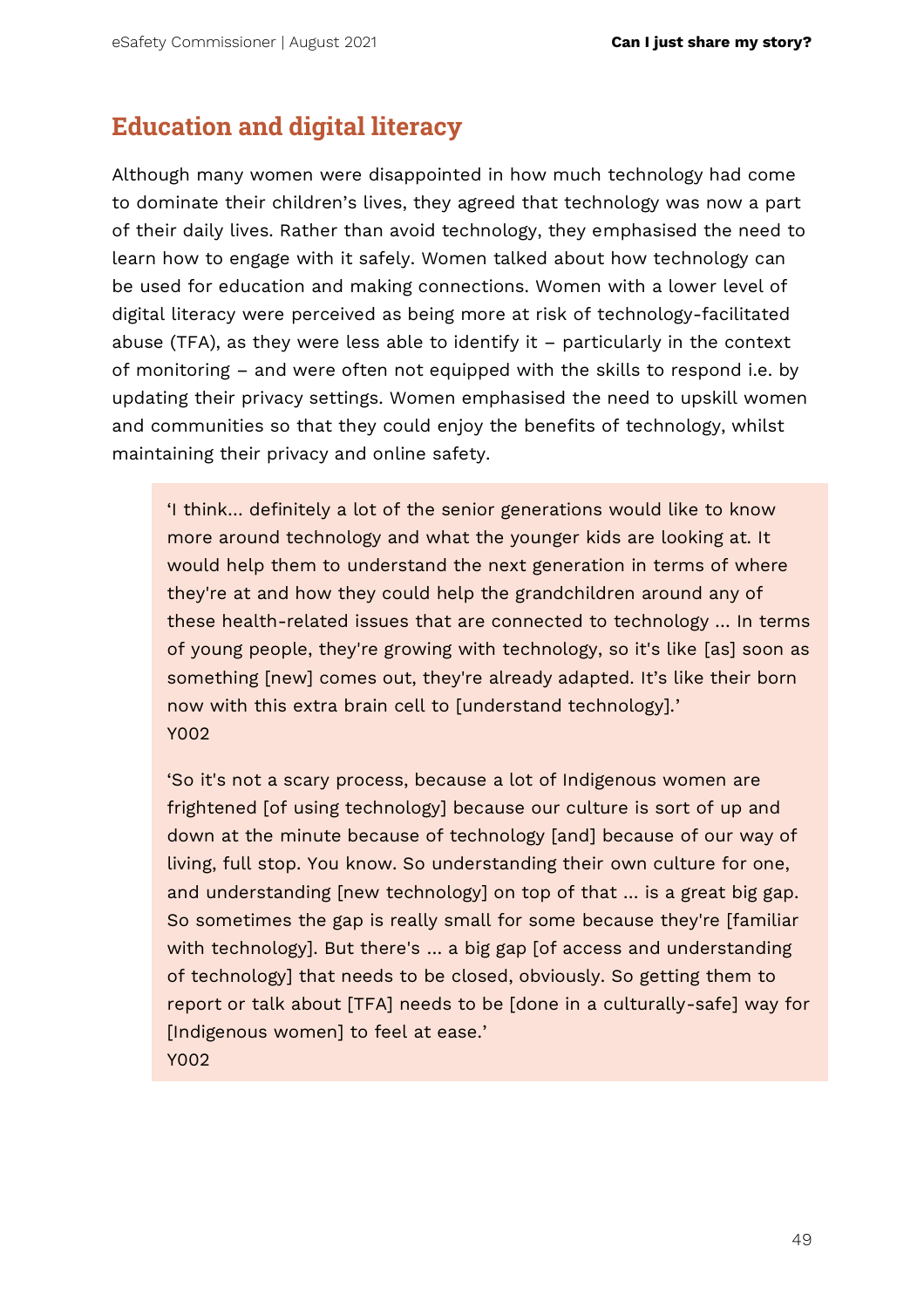## Education and digital literacy

Although many women were disappointed in how much technology had come to dominate their children's lives, they agreed that technology was now a part of their daily lives. Rather than avoid technology, they emphasised the need to learn how to engage with it safely. Women talked about how technology can be used for education and making connections. Women with a lower level of digital literacy were perceived as being more at risk of technology-facilitated abuse (TFA), as they were less able to identify it – particularly in the context of monitoring – and were often not equipped with the skills to respond i.e. by updating their privacy settings. Women emphasised the need to upskill women and communities so that they could enjoy the benefits of technology, whilst maintaining their privacy and online safety.

> 'I think… definitely a lot of the senior generations would like to know more around technology and what the younger kids are looking at. It would help them to understand the next generation in terms of where they're at and how they could help the grandchildren around any of these health-related issues that are connected to technology … In terms of young people, they're growing with technology, so it's like [as] soon as something [new] comes out, they're already adapted. It's like their born now with this extra brain cell to [understand technology].'
> Y002

> 'So it's not a scary process, because a lot of Indigenous women are frightened [of using technology] because our culture is sort of up and down at the minute because of technology [and] because of our way of living, full stop. You know. So understanding their own culture for one, and understanding [new technology] on top of that … is a great big gap. So sometimes the gap is really small for some because they're [familiar with technology]. But there's … a big gap [of access and understanding of technology] that needs to be closed, obviously. So getting them to report or talk about [TFA] needs to be [done in a culturally-safe] way for [Indigenous women] to feel at ease.'
> Y002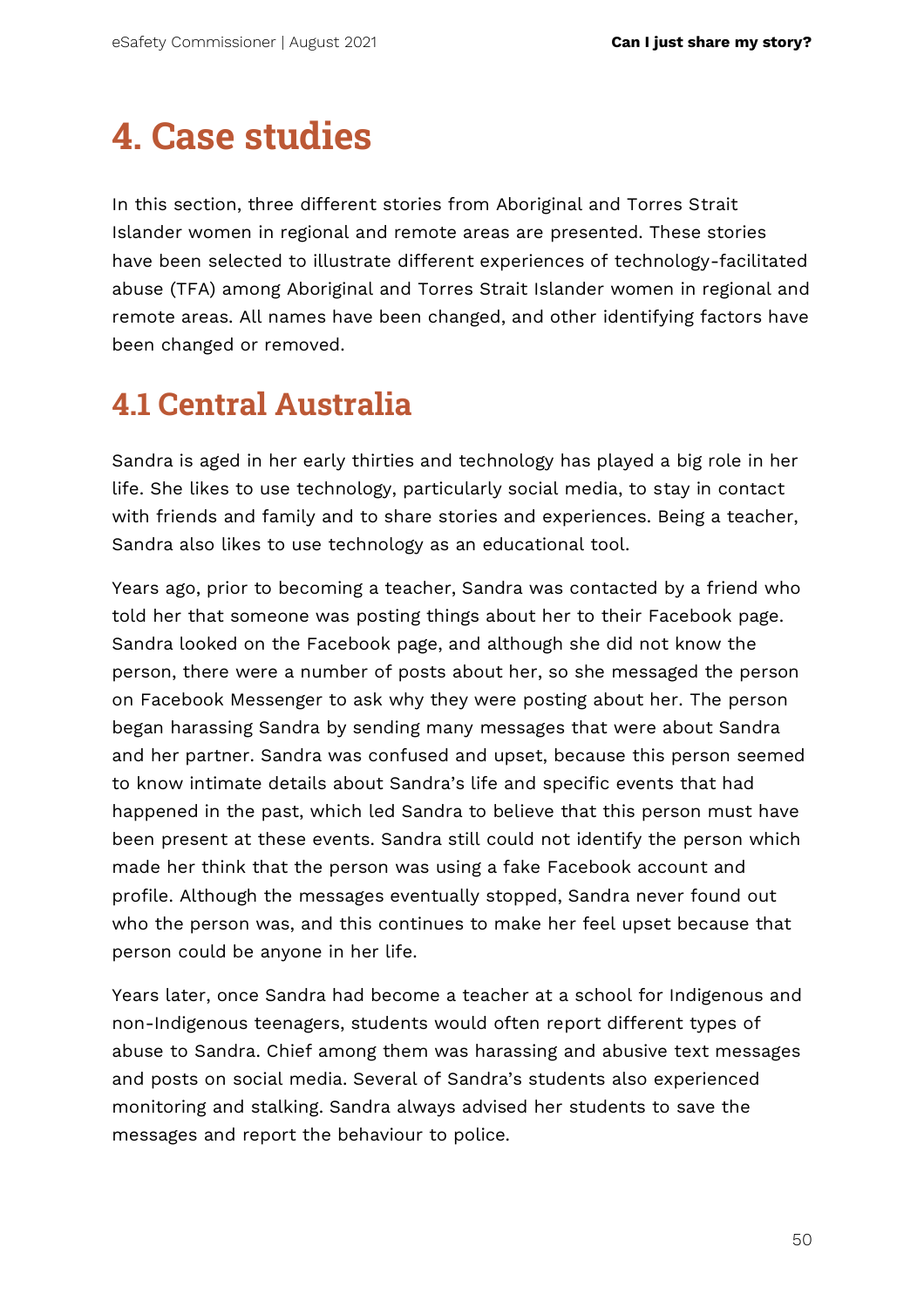# 4. Case studies

In this section, three different stories from Aboriginal and Torres Strait Islander women in regional and remote areas are presented. These stories have been selected to illustrate different experiences of technology-facilitated abuse (TFA) among Aboriginal and Torres Strait Islander women in regional and remote areas. All names have been changed, and other identifying factors have been changed or removed.

## 4.1 Central Australia

Sandra is aged in her early thirties and technology has played a big role in her life. She likes to use technology, particularly social media, to stay in contact with friends and family and to share stories and experiences. Being a teacher, Sandra also likes to use technology as an educational tool.

Years ago, prior to becoming a teacher, Sandra was contacted by a friend who told her that someone was posting things about her to their Facebook page. Sandra looked on the Facebook page, and although she did not know the person, there were a number of posts about her, so she messaged the person on Facebook Messenger to ask why they were posting about her. The person began harassing Sandra by sending many messages that were about Sandra and her partner. Sandra was confused and upset, because this person seemed to know intimate details about Sandra's life and specific events that had happened in the past, which led Sandra to believe that this person must have been present at these events. Sandra still could not identify the person which made her think that the person was using a fake Facebook account and profile. Although the messages eventually stopped, Sandra never found out who the person was, and this continues to make her feel upset because that person could be anyone in her life.

Years later, once Sandra had become a teacher at a school for Indigenous and non-Indigenous teenagers, students would often report different types of abuse to Sandra. Chief among them was harassing and abusive text messages and posts on social media. Several of Sandra's students also experienced monitoring and stalking. Sandra always advised her students to save the messages and report the behaviour to police.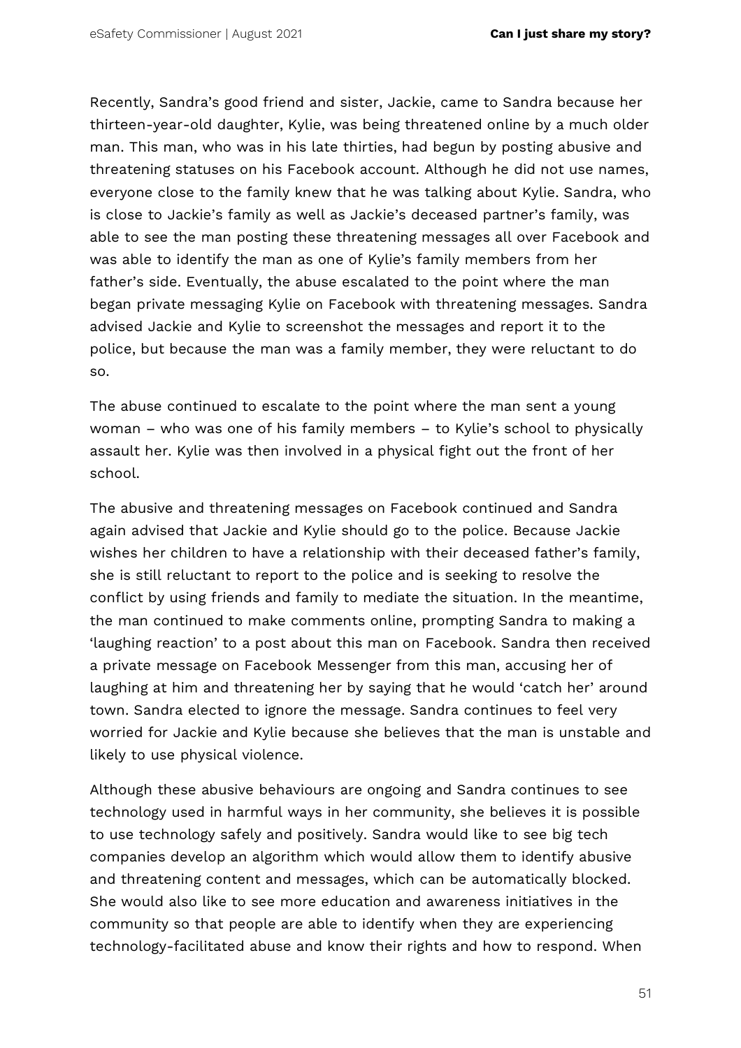Recently, Sandra's good friend and sister, Jackie, came to Sandra because her thirteen-year-old daughter, Kylie, was being threatened online by a much older man. This man, who was in his late thirties, had begun by posting abusive and threatening statuses on his Facebook account. Although he did not use names, everyone close to the family knew that he was talking about Kylie. Sandra, who is close to Jackie's family as well as Jackie's deceased partner's family, was able to see the man posting these threatening messages all over Facebook and was able to identify the man as one of Kylie's family members from her father's side. Eventually, the abuse escalated to the point where the man began private messaging Kylie on Facebook with threatening messages. Sandra advised Jackie and Kylie to screenshot the messages and report it to the police, but because the man was a family member, they were reluctant to do so.

The abuse continued to escalate to the point where the man sent a young woman – who was one of his family members – to Kylie's school to physically assault her. Kylie was then involved in a physical fight out the front of her school.

The abusive and threatening messages on Facebook continued and Sandra again advised that Jackie and Kylie should go to the police. Because Jackie wishes her children to have a relationship with their deceased father's family, she is still reluctant to report to the police and is seeking to resolve the conflict by using friends and family to mediate the situation. In the meantime, the man continued to make comments online, prompting Sandra to making a 'laughing reaction' to a post about this man on Facebook. Sandra then received a private message on Facebook Messenger from this man, accusing her of laughing at him and threatening her by saying that he would 'catch her' around town. Sandra elected to ignore the message. Sandra continues to feel very worried for Jackie and Kylie because she believes that the man is unstable and likely to use physical violence.

Although these abusive behaviours are ongoing and Sandra continues to see technology used in harmful ways in her community, she believes it is possible to use technology safely and positively. Sandra would like to see big tech companies develop an algorithm which would allow them to identify abusive and threatening content and messages, which can be automatically blocked. She would also like to see more education and awareness initiatives in the community so that people are able to identify when they are experiencing technology-facilitated abuse and know their rights and how to respond. When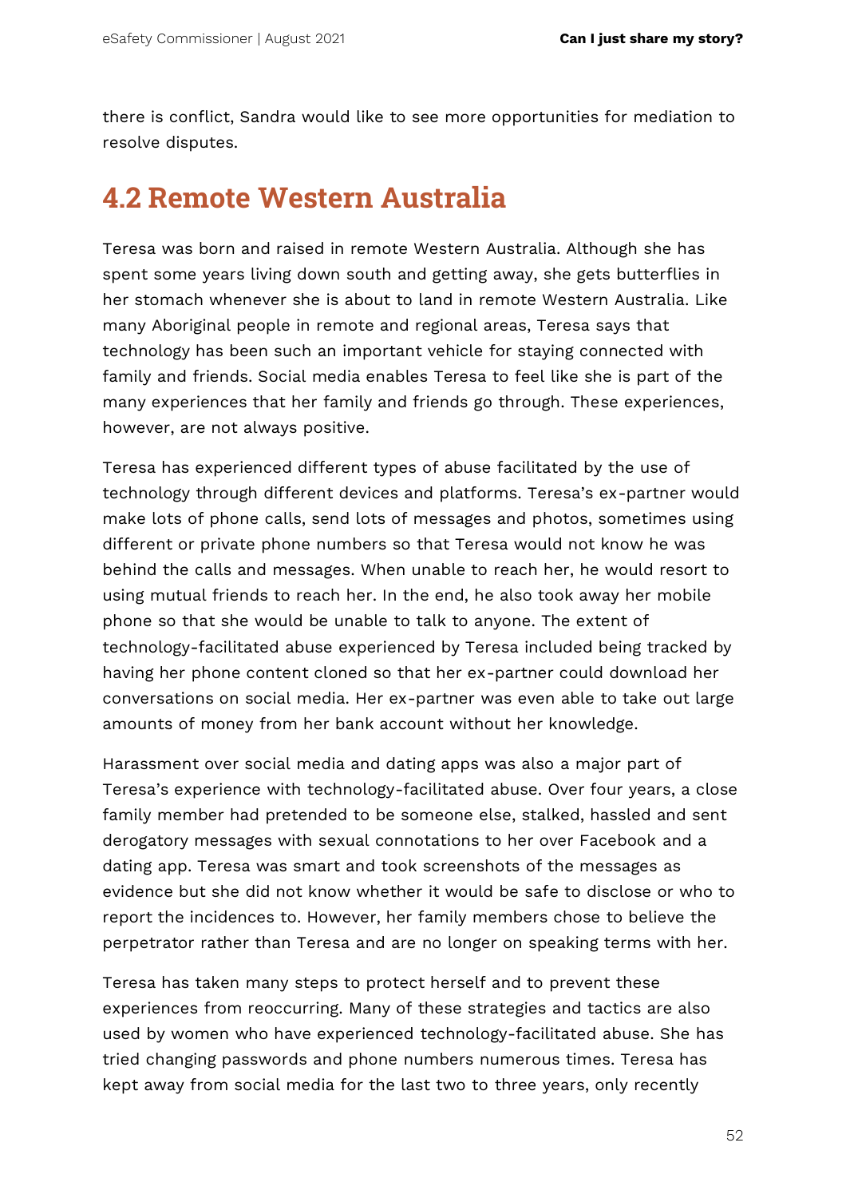there is conflict, Sandra would like to see more opportunities for mediation to resolve disputes.

## 4.2 Remote Western Australia

Teresa was born and raised in remote Western Australia. Although she has spent some years living down south and getting away, she gets butterflies in her stomach whenever she is about to land in remote Western Australia. Like many Aboriginal people in remote and regional areas, Teresa says that technology has been such an important vehicle for staying connected with family and friends. Social media enables Teresa to feel like she is part of the many experiences that her family and friends go through. These experiences, however, are not always positive.

Teresa has experienced different types of abuse facilitated by the use of technology through different devices and platforms. Teresa's ex-partner would make lots of phone calls, send lots of messages and photos, sometimes using different or private phone numbers so that Teresa would not know he was behind the calls and messages. When unable to reach her, he would resort to using mutual friends to reach her. In the end, he also took away her mobile phone so that she would be unable to talk to anyone. The extent of technology-facilitated abuse experienced by Teresa included being tracked by having her phone content cloned so that her ex-partner could download her conversations on social media. Her ex-partner was even able to take out large amounts of money from her bank account without her knowledge.

Harassment over social media and dating apps was also a major part of Teresa's experience with technology-facilitated abuse. Over four years, a close family member had pretended to be someone else, stalked, hassled and sent derogatory messages with sexual connotations to her over Facebook and a dating app. Teresa was smart and took screenshots of the messages as evidence but she did not know whether it would be safe to disclose or who to report the incidences to. However, her family members chose to believe the perpetrator rather than Teresa and are no longer on speaking terms with her.

Teresa has taken many steps to protect herself and to prevent these experiences from reoccurring. Many of these strategies and tactics are also used by women who have experienced technology-facilitated abuse. She has tried changing passwords and phone numbers numerous times. Teresa has kept away from social media for the last two to three years, only recently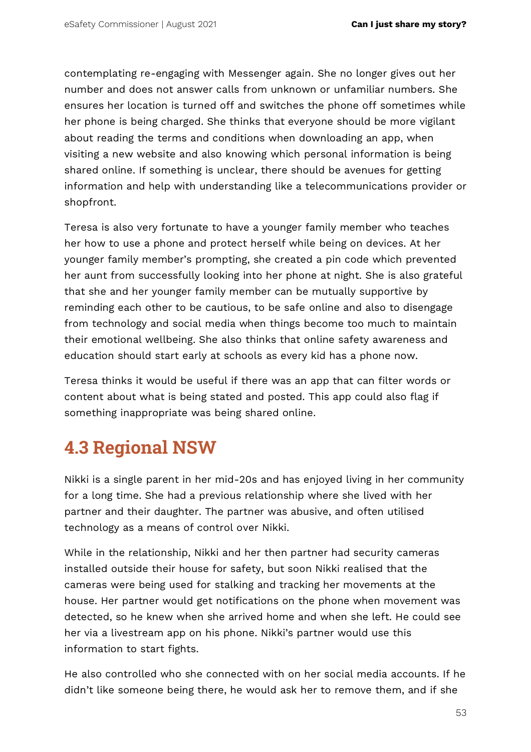contemplating re-engaging with Messenger again. She no longer gives out her number and does not answer calls from unknown or unfamiliar numbers. She ensures her location is turned off and switches the phone off sometimes while her phone is being charged. She thinks that everyone should be more vigilant about reading the terms and conditions when downloading an app, when visiting a new website and also knowing which personal information is being shared online. If something is unclear, there should be avenues for getting information and help with understanding like a telecommunications provider or shopfront.

Teresa is also very fortunate to have a younger family member who teaches her how to use a phone and protect herself while being on devices. At her younger family member's prompting, she created a pin code which prevented her aunt from successfully looking into her phone at night. She is also grateful that she and her younger family member can be mutually supportive by reminding each other to be cautious, to be safe online and also to disengage from technology and social media when things become too much to maintain their emotional wellbeing. She also thinks that online safety awareness and education should start early at schools as every kid has a phone now.

Teresa thinks it would be useful if there was an app that can filter words or content about what is being stated and posted. This app could also flag if something inappropriate was being shared online.

## 4.3 Regional NSW

Nikki is a single parent in her mid-20s and has enjoyed living in her community for a long time. She had a previous relationship where she lived with her partner and their daughter. The partner was abusive, and often utilised technology as a means of control over Nikki.

While in the relationship, Nikki and her then partner had security cameras installed outside their house for safety, but soon Nikki realised that the cameras were being used for stalking and tracking her movements at the house. Her partner would get notifications on the phone when movement was detected, so he knew when she arrived home and when she left. He could see her via a livestream app on his phone. Nikki's partner would use this information to start fights.

He also controlled who she connected with on her social media accounts. If he didn't like someone being there, he would ask her to remove them, and if she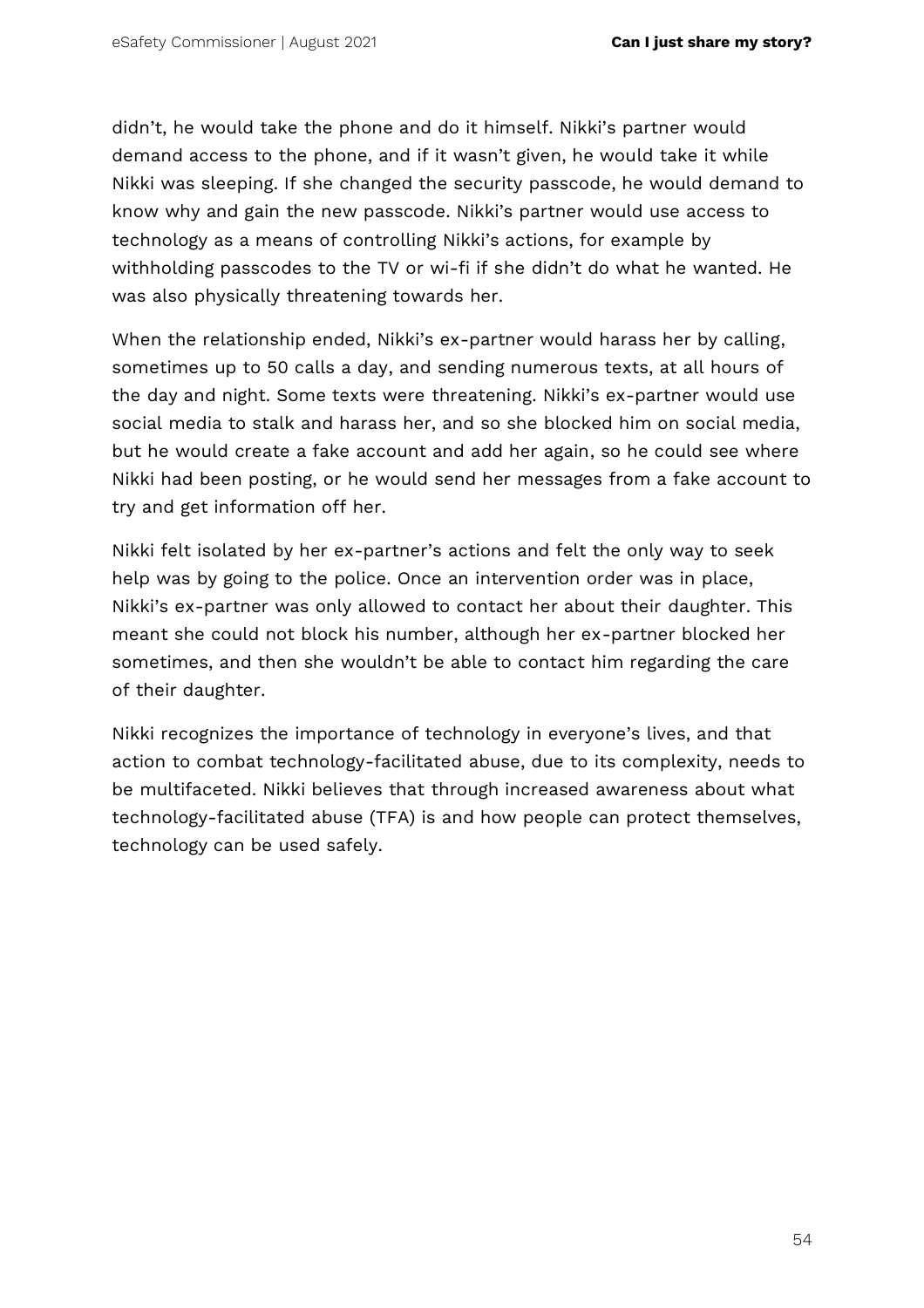didn't, he would take the phone and do it himself. Nikki's partner would demand access to the phone, and if it wasn't given, he would take it while Nikki was sleeping. If she changed the security passcode, he would demand to know why and gain the new passcode. Nikki's partner would use access to technology as a means of controlling Nikki's actions, for example by withholding passcodes to the TV or wi-fi if she didn't do what he wanted. He was also physically threatening towards her.

When the relationship ended, Nikki's ex-partner would harass her by calling, sometimes up to 50 calls a day, and sending numerous texts, at all hours of the day and night. Some texts were threatening. Nikki's ex-partner would use social media to stalk and harass her, and so she blocked him on social media, but he would create a fake account and add her again, so he could see where Nikki had been posting, or he would send her messages from a fake account to try and get information off her.

Nikki felt isolated by her ex-partner's actions and felt the only way to seek help was by going to the police. Once an intervention order was in place, Nikki's ex-partner was only allowed to contact her about their daughter. This meant she could not block his number, although her ex-partner blocked her sometimes, and then she wouldn't be able to contact him regarding the care of their daughter.

Nikki recognizes the importance of technology in everyone's lives, and that action to combat technology-facilitated abuse, due to its complexity, needs to be multifaceted. Nikki believes that through increased awareness about what technology-facilitated abuse (TFA) is and how people can protect themselves, technology can be used safely.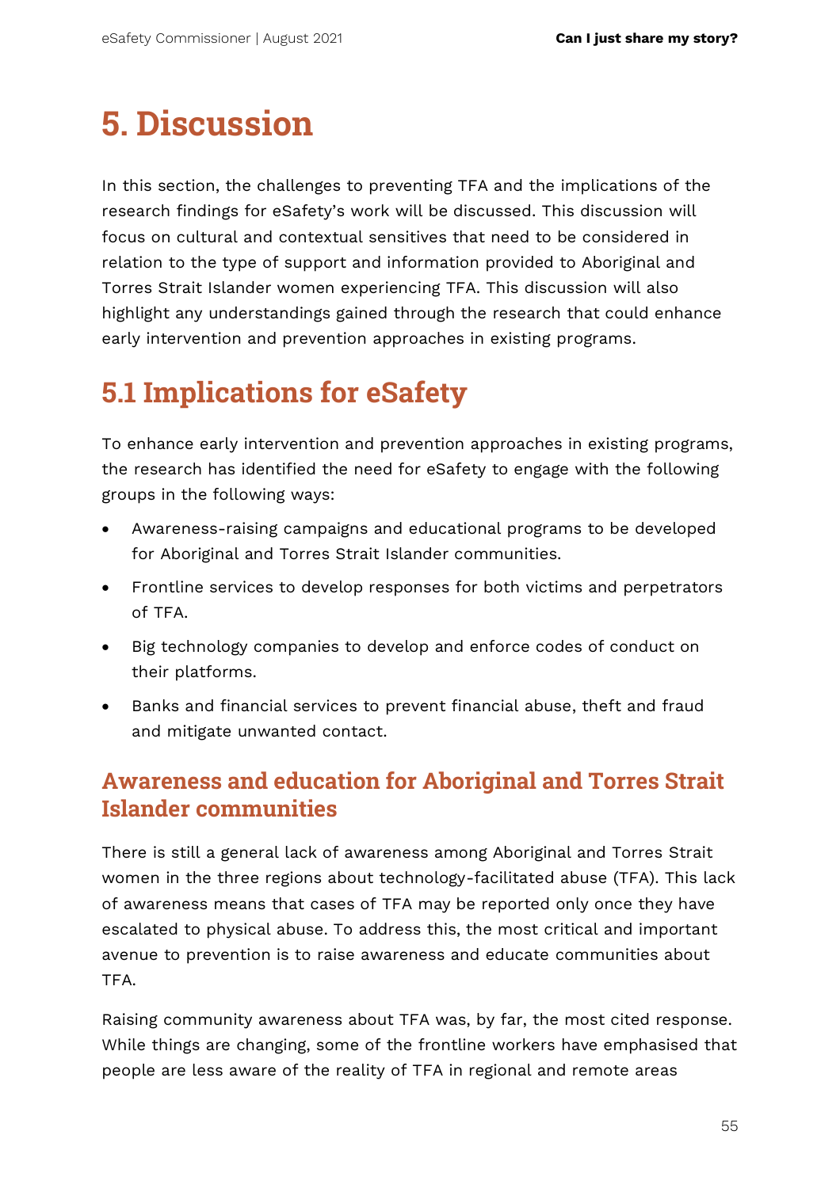# 5. Discussion

In this section, the challenges to preventing TFA and the implications of the research findings for eSafety's work will be discussed. This discussion will focus on cultural and contextual sensitives that need to be considered in relation to the type of support and information provided to Aboriginal and Torres Strait Islander women experiencing TFA. This discussion will also highlight any understandings gained through the research that could enhance early intervention and prevention approaches in existing programs.

## 5.1 Implications for eSafety

To enhance early intervention and prevention approaches in existing programs, the research has identified the need for eSafety to engage with the following groups in the following ways:

- Awareness-raising campaigns and educational programs to be developed for Aboriginal and Torres Strait Islander communities.
- Frontline services to develop responses for both victims and perpetrators of TFA.
- Big technology companies to develop and enforce codes of conduct on their platforms.
- Banks and financial services to prevent financial abuse, theft and fraud and mitigate unwanted contact.

### Awareness and education for Aboriginal and Torres Strait Islander communities

There is still a general lack of awareness among Aboriginal and Torres Strait women in the three regions about technology-facilitated abuse (TFA). This lack of awareness means that cases of TFA may be reported only once they have escalated to physical abuse. To address this, the most critical and important avenue to prevention is to raise awareness and educate communities about TFA.

Raising community awareness about TFA was, by far, the most cited response. While things are changing, some of the frontline workers have emphasised that people are less aware of the reality of TFA in regional and remote areas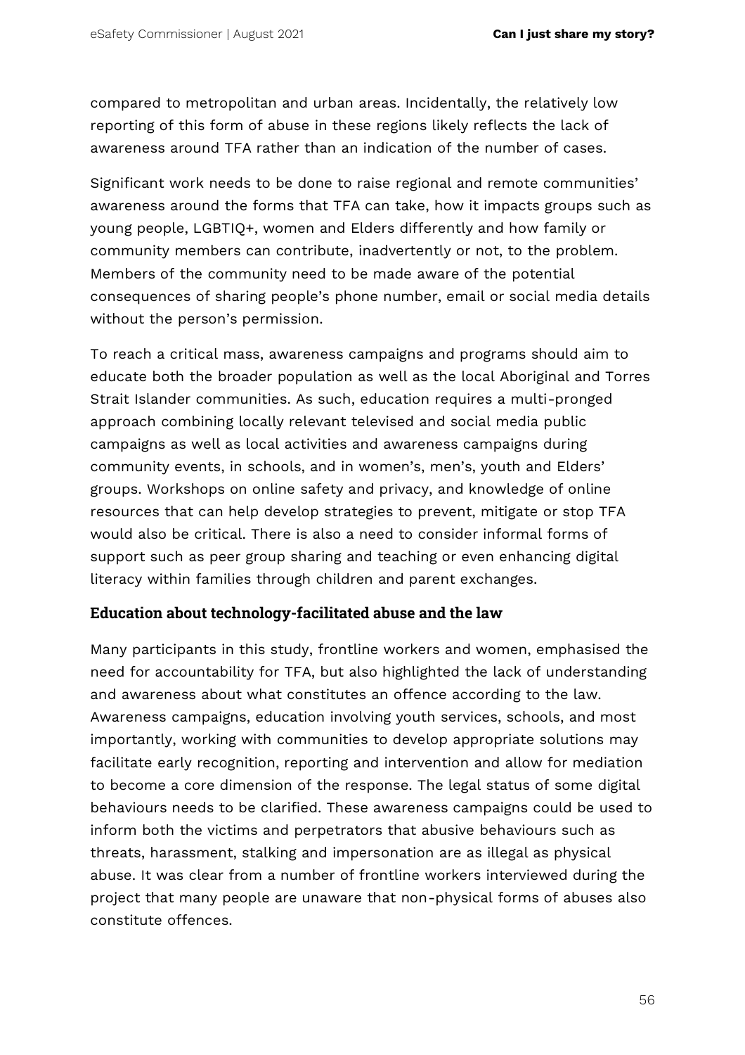compared to metropolitan and urban areas. Incidentally, the relatively low reporting of this form of abuse in these regions likely reflects the lack of awareness around TFA rather than an indication of the number of cases.

Significant work needs to be done to raise regional and remote communities' awareness around the forms that TFA can take, how it impacts groups such as young people, LGBTIQ+, women and Elders differently and how family or community members can contribute, inadvertently or not, to the problem. Members of the community need to be made aware of the potential consequences of sharing people's phone number, email or social media details without the person's permission.

To reach a critical mass, awareness campaigns and programs should aim to educate both the broader population as well as the local Aboriginal and Torres Strait Islander communities. As such, education requires a multi-pronged approach combining locally relevant televised and social media public campaigns as well as local activities and awareness campaigns during community events, in schools, and in women's, men's, youth and Elders' groups. Workshops on online safety and privacy, and knowledge of online resources that can help develop strategies to prevent, mitigate or stop TFA would also be critical. There is also a need to consider informal forms of support such as peer group sharing and teaching or even enhancing digital literacy within families through children and parent exchanges.

### Education about technology-facilitated abuse and the law

Many participants in this study, frontline workers and women, emphasised the need for accountability for TFA, but also highlighted the lack of understanding and awareness about what constitutes an offence according to the law. Awareness campaigns, education involving youth services, schools, and most importantly, working with communities to develop appropriate solutions may facilitate early recognition, reporting and intervention and allow for mediation to become a core dimension of the response. The legal status of some digital behaviours needs to be clarified. These awareness campaigns could be used to inform both the victims and perpetrators that abusive behaviours such as threats, harassment, stalking and impersonation are as illegal as physical abuse. It was clear from a number of frontline workers interviewed during the project that many people are unaware that non-physical forms of abuses also constitute offences.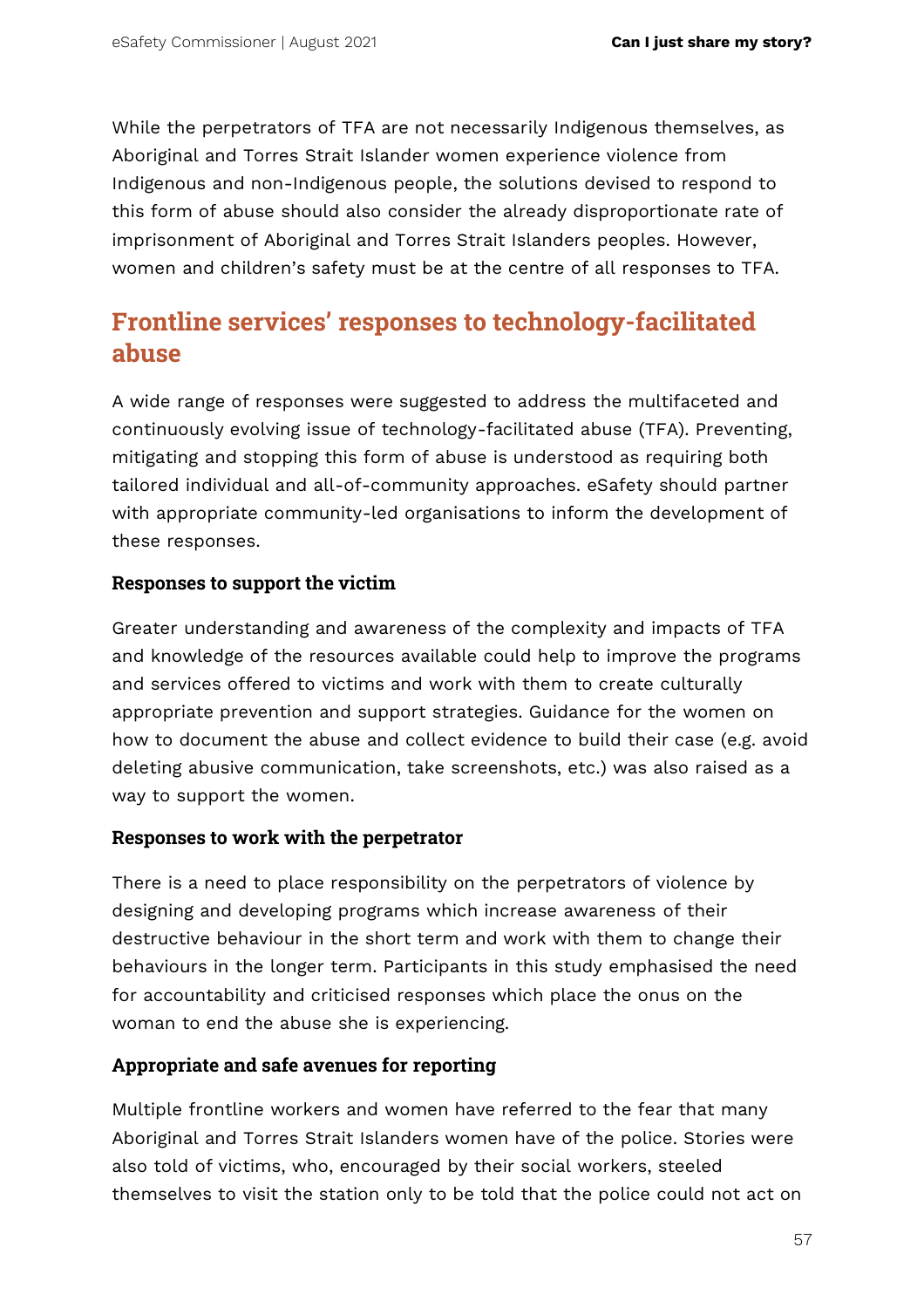While the perpetrators of TFA are not necessarily Indigenous themselves, as Aboriginal and Torres Strait Islander women experience violence from Indigenous and non-Indigenous people, the solutions devised to respond to this form of abuse should also consider the already disproportionate rate of imprisonment of Aboriginal and Torres Strait Islanders peoples. However, women and children's safety must be at the centre of all responses to TFA.

## Frontline services' responses to technology-facilitated abuse

A wide range of responses were suggested to address the multifaceted and continuously evolving issue of technology-facilitated abuse (TFA). Preventing, mitigating and stopping this form of abuse is understood as requiring both tailored individual and all-of-community approaches. eSafety should partner with appropriate community-led organisations to inform the development of these responses.

### Responses to support the victim

Greater understanding and awareness of the complexity and impacts of TFA and knowledge of the resources available could help to improve the programs and services offered to victims and work with them to create culturally appropriate prevention and support strategies. Guidance for the women on how to document the abuse and collect evidence to build their case (e.g. avoid deleting abusive communication, take screenshots, etc.) was also raised as a way to support the women.

### Responses to work with the perpetrator

There is a need to place responsibility on the perpetrators of violence by designing and developing programs which increase awareness of their destructive behaviour in the short term and work with them to change their behaviours in the longer term. Participants in this study emphasised the need for accountability and criticised responses which place the onus on the woman to end the abuse she is experiencing.

### Appropriate and safe avenues for reporting

Multiple frontline workers and women have referred to the fear that many Aboriginal and Torres Strait Islanders women have of the police. Stories were also told of victims, who, encouraged by their social workers, steeled themselves to visit the station only to be told that the police could not act on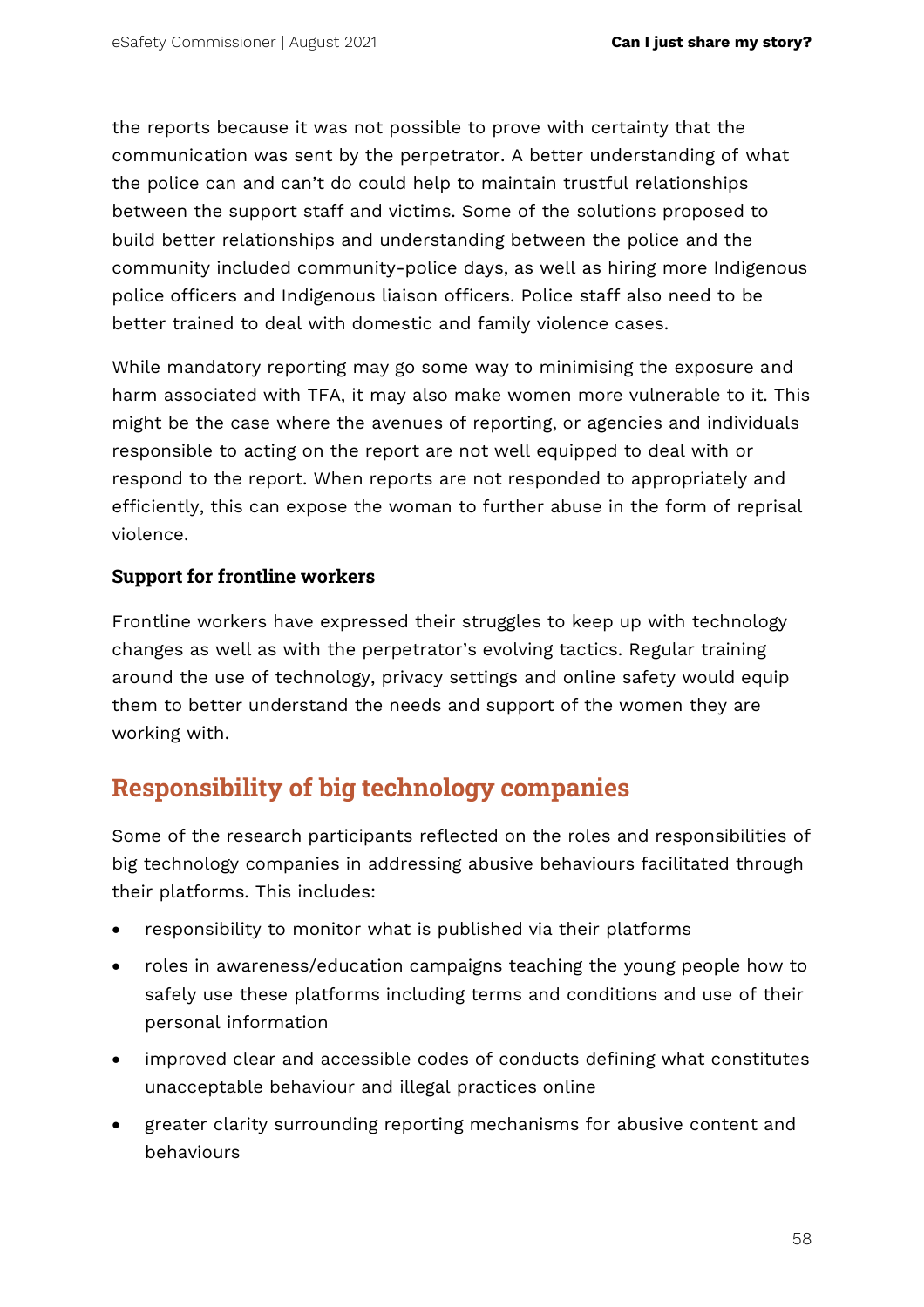the reports because it was not possible to prove with certainty that the communication was sent by the perpetrator. A better understanding of what the police can and can't do could help to maintain trustful relationships between the support staff and victims. Some of the solutions proposed to build better relationships and understanding between the police and the community included community-police days, as well as hiring more Indigenous police officers and Indigenous liaison officers. Police staff also need to be better trained to deal with domestic and family violence cases.

While mandatory reporting may go some way to minimising the exposure and harm associated with TFA, it may also make women more vulnerable to it. This might be the case where the avenues of reporting, or agencies and individuals responsible to acting on the report are not well equipped to deal with or respond to the report. When reports are not responded to appropriately and efficiently, this can expose the woman to further abuse in the form of reprisal violence.

### Support for frontline workers

Frontline workers have expressed their struggles to keep up with technology changes as well as with the perpetrator's evolving tactics. Regular training around the use of technology, privacy settings and online safety would equip them to better understand the needs and support of the women they are working with.

## Responsibility of big technology companies

Some of the research participants reflected on the roles and responsibilities of big technology companies in addressing abusive behaviours facilitated through their platforms. This includes:

- responsibility to monitor what is published via their platforms
- roles in awareness/education campaigns teaching the young people how to safely use these platforms including terms and conditions and use of their personal information
- improved clear and accessible codes of conducts defining what constitutes unacceptable behaviour and illegal practices online
- greater clarity surrounding reporting mechanisms for abusive content and behaviours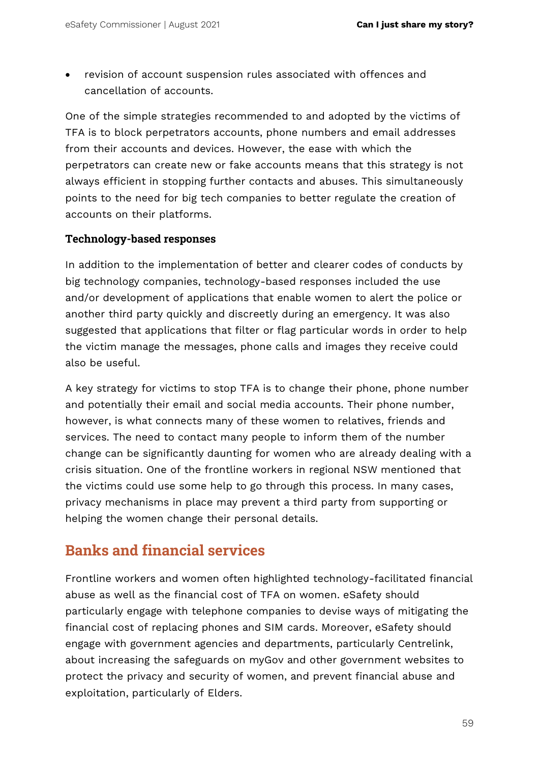- revision of account suspension rules associated with offences and cancellation of accounts.

One of the simple strategies recommended to and adopted by the victims of TFA is to block perpetrators accounts, phone numbers and email addresses from their accounts and devices. However, the ease with which the perpetrators can create new or fake accounts means that this strategy is not always efficient in stopping further contacts and abuses. This simultaneously points to the need for big tech companies to better regulate the creation of accounts on their platforms.

### Technology-based responses

In addition to the implementation of better and clearer codes of conducts by big technology companies, technology-based responses included the use and/or development of applications that enable women to alert the police or another third party quickly and discreetly during an emergency. It was also suggested that applications that filter or flag particular words in order to help the victim manage the messages, phone calls and images they receive could also be useful.

A key strategy for victims to stop TFA is to change their phone, phone number and potentially their email and social media accounts. Their phone number, however, is what connects many of these women to relatives, friends and services. The need to contact many people to inform them of the number change can be significantly daunting for women who are already dealing with a crisis situation. One of the frontline workers in regional NSW mentioned that the victims could use some help to go through this process. In many cases, privacy mechanisms in place may prevent a third party from supporting or helping the women change their personal details.

## Banks and financial services

Frontline workers and women often highlighted technology-facilitated financial abuse as well as the financial cost of TFA on women. eSafety should particularly engage with telephone companies to devise ways of mitigating the financial cost of replacing phones and SIM cards. Moreover, eSafety should engage with government agencies and departments, particularly Centrelink, about increasing the safeguards on myGov and other government websites to protect the privacy and security of women, and prevent financial abuse and exploitation, particularly of Elders.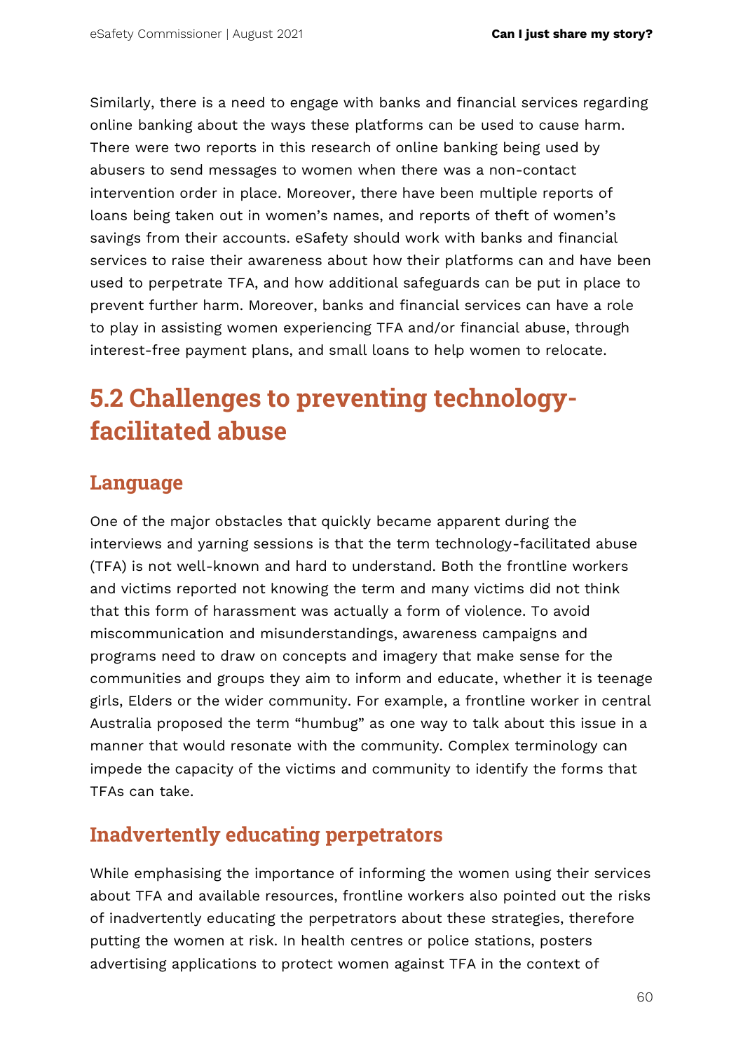Similarly, there is a need to engage with banks and financial services regarding online banking about the ways these platforms can be used to cause harm. There were two reports in this research of online banking being used by abusers to send messages to women when there was a non-contact intervention order in place. Moreover, there have been multiple reports of loans being taken out in women's names, and reports of theft of women's savings from their accounts. eSafety should work with banks and financial services to raise their awareness about how their platforms can and have been used to perpetrate TFA, and how additional safeguards can be put in place to prevent further harm. Moreover, banks and financial services can have a role to play in assisting women experiencing TFA and/or financial abuse, through interest-free payment plans, and small loans to help women to relocate.

## 5.2 Challenges to preventing technology-facilitated abuse

### Language

One of the major obstacles that quickly became apparent during the interviews and yarning sessions is that the term technology-facilitated abuse (TFA) is not well-known and hard to understand. Both the frontline workers and victims reported not knowing the term and many victims did not think that this form of harassment was actually a form of violence. To avoid miscommunication and misunderstandings, awareness campaigns and programs need to draw on concepts and imagery that make sense for the communities and groups they aim to inform and educate, whether it is teenage girls, Elders or the wider community. For example, a frontline worker in central Australia proposed the term "humbug" as one way to talk about this issue in a manner that would resonate with the community. Complex terminology can impede the capacity of the victims and community to identify the forms that TFAs can take.

### Inadvertently educating perpetrators

While emphasising the importance of informing the women using their services about TFA and available resources, frontline workers also pointed out the risks of inadvertently educating the perpetrators about these strategies, therefore putting the women at risk. In health centres or police stations, posters advertising applications to protect women against TFA in the context of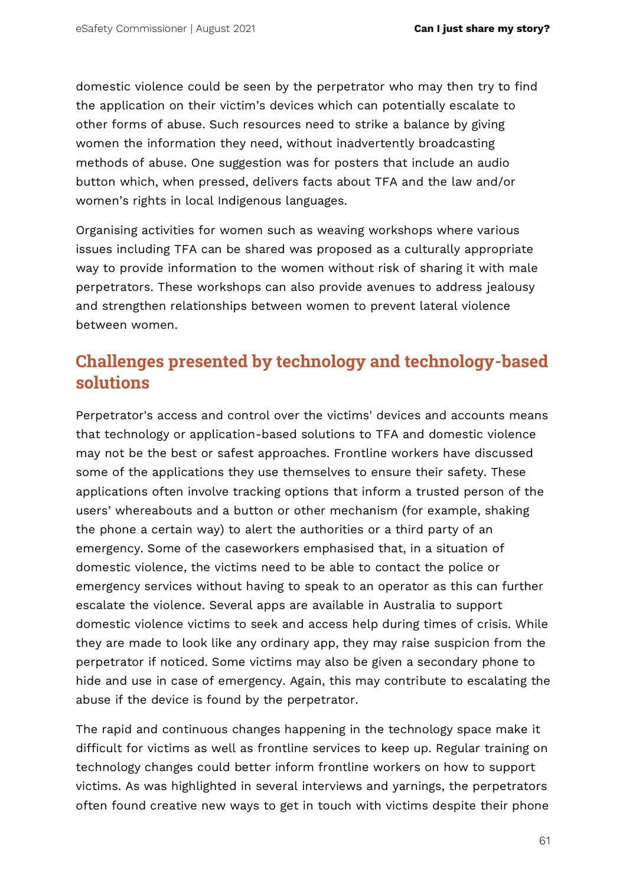domestic violence could be seen by the perpetrator who may then try to find the application on their victim's devices which can potentially escalate to other forms of abuse. Such resources need to strike a balance by giving women the information they need, without inadvertently broadcasting methods of abuse. One suggestion was for posters that include an audio button which, when pressed, delivers facts about TFA and the law and/or women's rights in local Indigenous languages.

Organising activities for women such as weaving workshops where various issues including TFA can be shared was proposed as a culturally appropriate way to provide information to the women without risk of sharing it with male perpetrators. These workshops can also provide avenues to address jealousy and strengthen relationships between women to prevent lateral violence between women.

## Challenges presented by technology and technology-based solutions

Perpetrator's access and control over the victims' devices and accounts means that technology or application-based solutions to TFA and domestic violence may not be the best or safest approaches. Frontline workers have discussed some of the applications they use themselves to ensure their safety. These applications often involve tracking options that inform a trusted person of the users' whereabouts and a button or other mechanism (for example, shaking the phone a certain way) to alert the authorities or a third party of an emergency. Some of the caseworkers emphasised that, in a situation of domestic violence, the victims need to be able to contact the police or emergency services without having to speak to an operator as this can further escalate the violence. Several apps are available in Australia to support domestic violence victims to seek and access help during times of crisis. While they are made to look like any ordinary app, they may raise suspicion from the perpetrator if noticed. Some victims may also be given a secondary phone to hide and use in case of emergency. Again, this may contribute to escalating the abuse if the device is found by the perpetrator.

The rapid and continuous changes happening in the technology space make it difficult for victims as well as frontline services to keep up. Regular training on technology changes could better inform frontline workers on how to support victims. As was highlighted in several interviews and yarnings, the perpetrators often found creative new ways to get in touch with victims despite their phone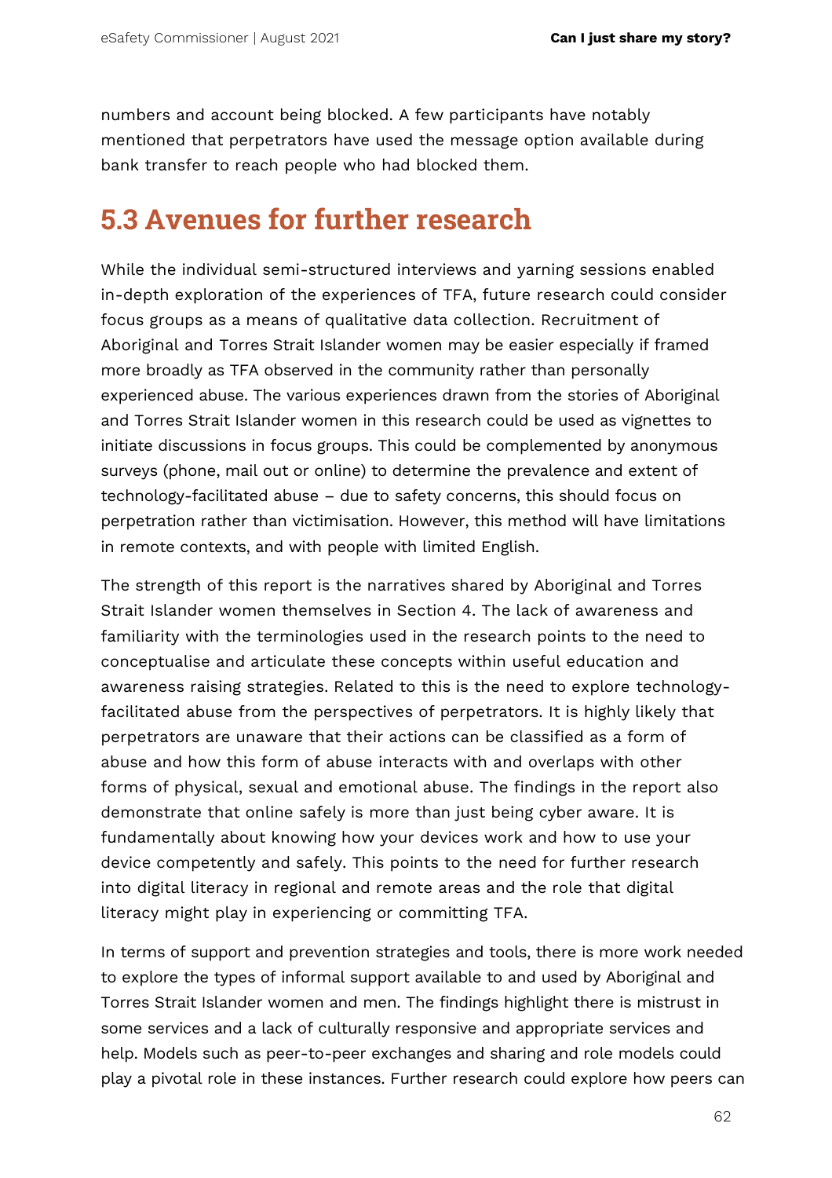numbers and account being blocked. A few participants have notably mentioned that perpetrators have used the message option available during bank transfer to reach people who had blocked them.

## 5.3 Avenues for further research

While the individual semi-structured interviews and yarning sessions enabled in-depth exploration of the experiences of TFA, future research could consider focus groups as a means of qualitative data collection. Recruitment of Aboriginal and Torres Strait Islander women may be easier especially if framed more broadly as TFA observed in the community rather than personally experienced abuse. The various experiences drawn from the stories of Aboriginal and Torres Strait Islander women in this research could be used as vignettes to initiate discussions in focus groups. This could be complemented by anonymous surveys (phone, mail out or online) to determine the prevalence and extent of technology-facilitated abuse – due to safety concerns, this should focus on perpetration rather than victimisation. However, this method will have limitations in remote contexts, and with people with limited English.

The strength of this report is the narratives shared by Aboriginal and Torres Strait Islander women themselves in Section 4. The lack of awareness and familiarity with the terminologies used in the research points to the need to conceptualise and articulate these concepts within useful education and awareness raising strategies. Related to this is the need to explore technology-facilitated abuse from the perspectives of perpetrators. It is highly likely that perpetrators are unaware that their actions can be classified as a form of abuse and how this form of abuse interacts with and overlaps with other forms of physical, sexual and emotional abuse. The findings in the report also demonstrate that online safely is more than just being cyber aware. It is fundamentally about knowing how your devices work and how to use your device competently and safely. This points to the need for further research into digital literacy in regional and remote areas and the role that digital literacy might play in experiencing or committing TFA.

In terms of support and prevention strategies and tools, there is more work needed to explore the types of informal support available to and used by Aboriginal and Torres Strait Islander women and men. The findings highlight there is mistrust in some services and a lack of culturally responsive and appropriate services and help. Models such as peer-to-peer exchanges and sharing and role models could play a pivotal role in these instances. Further research could explore how peers can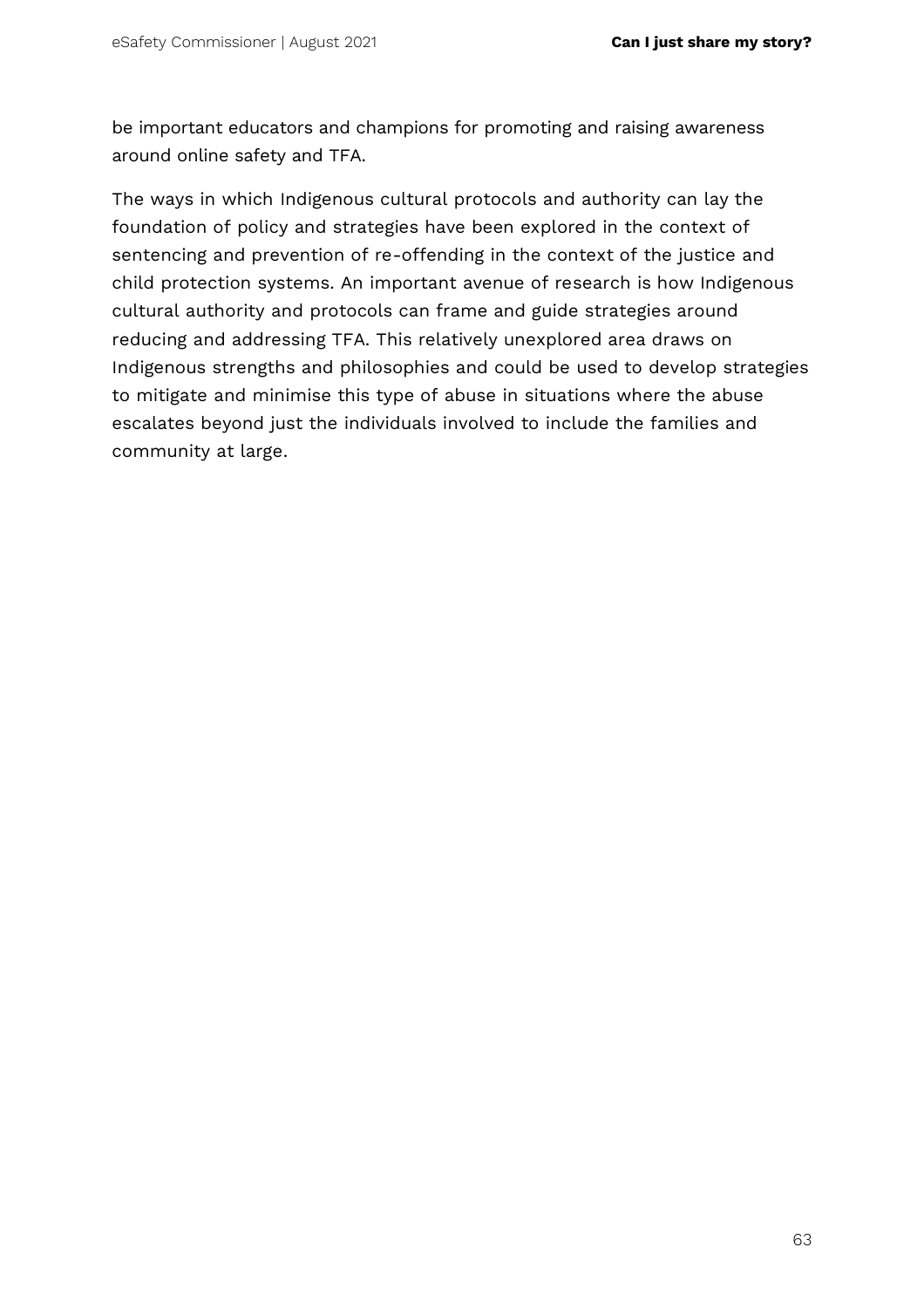be important educators and champions for promoting and raising awareness around online safety and TFA.

The ways in which Indigenous cultural protocols and authority can lay the foundation of policy and strategies have been explored in the context of sentencing and prevention of re-offending in the context of the justice and child protection systems. An important avenue of research is how Indigenous cultural authority and protocols can frame and guide strategies around reducing and addressing TFA. This relatively unexplored area draws on Indigenous strengths and philosophies and could be used to develop strategies to mitigate and minimise this type of abuse in situations where the abuse escalates beyond just the individuals involved to include the families and community at large.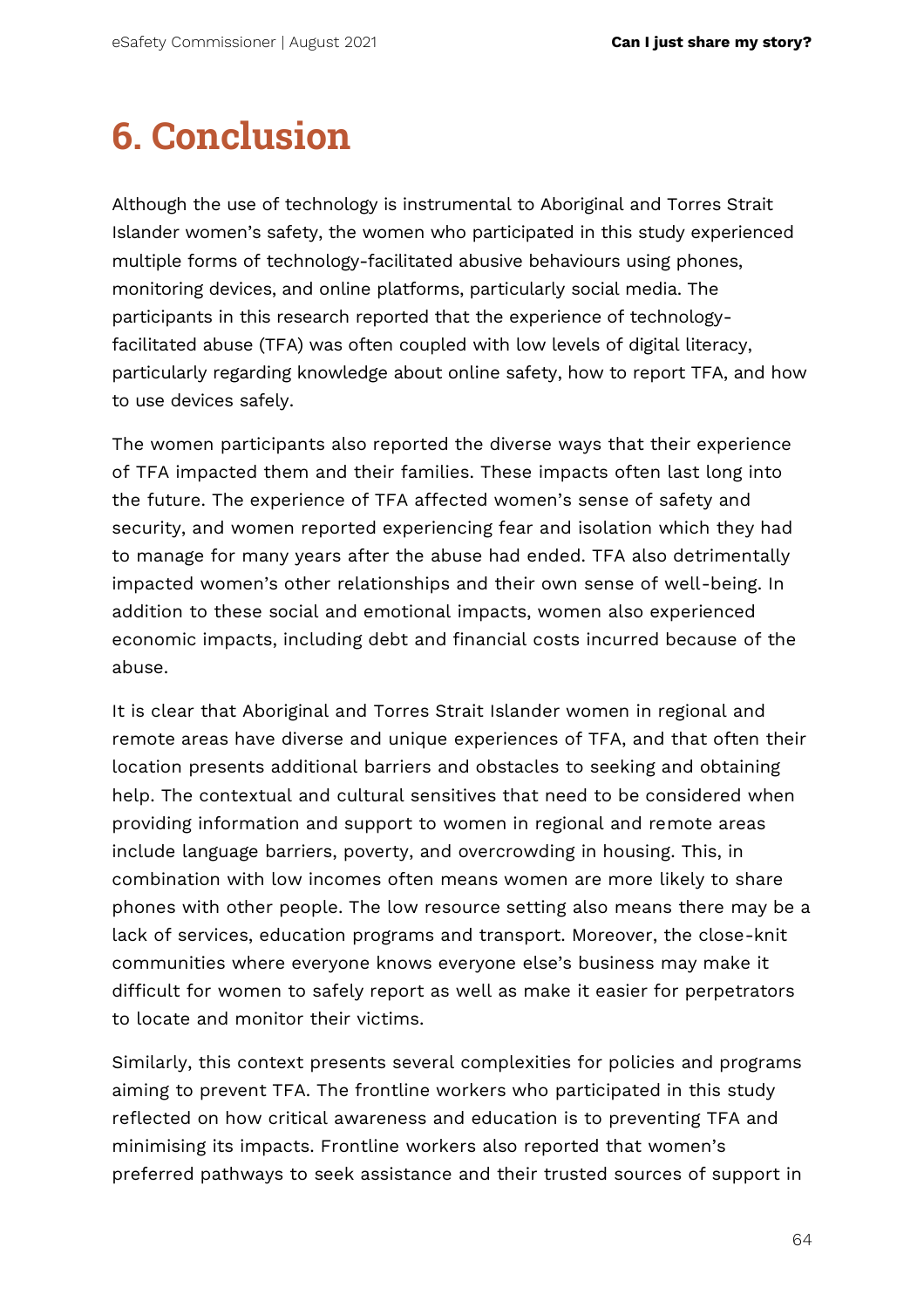# 6. Conclusion

Although the use of technology is instrumental to Aboriginal and Torres Strait Islander women's safety, the women who participated in this study experienced multiple forms of technology-facilitated abusive behaviours using phones, monitoring devices, and online platforms, particularly social media. The participants in this research reported that the experience of technology-facilitated abuse (TFA) was often coupled with low levels of digital literacy, particularly regarding knowledge about online safety, how to report TFA, and how to use devices safely.

The women participants also reported the diverse ways that their experience of TFA impacted them and their families. These impacts often last long into the future. The experience of TFA affected women's sense of safety and security, and women reported experiencing fear and isolation which they had to manage for many years after the abuse had ended. TFA also detrimentally impacted women's other relationships and their own sense of well-being. In addition to these social and emotional impacts, women also experienced economic impacts, including debt and financial costs incurred because of the abuse.

It is clear that Aboriginal and Torres Strait Islander women in regional and remote areas have diverse and unique experiences of TFA, and that often their location presents additional barriers and obstacles to seeking and obtaining help. The contextual and cultural sensitives that need to be considered when providing information and support to women in regional and remote areas include language barriers, poverty, and overcrowding in housing. This, in combination with low incomes often means women are more likely to share phones with other people. The low resource setting also means there may be a lack of services, education programs and transport. Moreover, the close-knit communities where everyone knows everyone else's business may make it difficult for women to safely report as well as make it easier for perpetrators to locate and monitor their victims.

Similarly, this context presents several complexities for policies and programs aiming to prevent TFA. The frontline workers who participated in this study reflected on how critical awareness and education is to preventing TFA and minimising its impacts. Frontline workers also reported that women's preferred pathways to seek assistance and their trusted sources of support in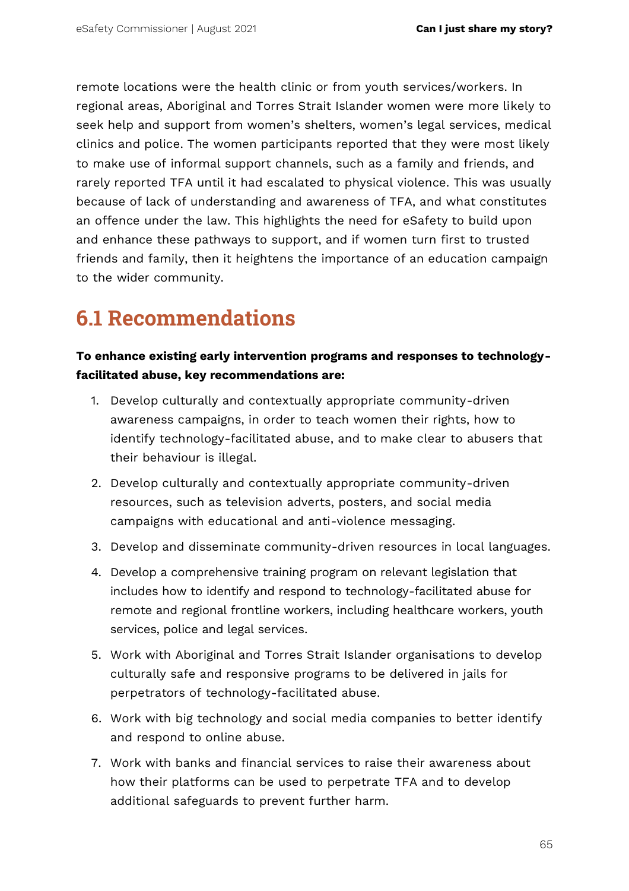remote locations were the health clinic or from youth services/workers. In regional areas, Aboriginal and Torres Strait Islander women were more likely to seek help and support from women's shelters, women's legal services, medical clinics and police. The women participants reported that they were most likely to make use of informal support channels, such as a family and friends, and rarely reported TFA until it had escalated to physical violence. This was usually because of lack of understanding and awareness of TFA, and what constitutes an offence under the law. This highlights the need for eSafety to build upon and enhance these pathways to support, and if women turn first to trusted friends and family, then it heightens the importance of an education campaign to the wider community.

## 6.1 Recommendations

**To enhance existing early intervention programs and responses to technology-facilitated abuse, key recommendations are:**

1. Develop culturally and contextually appropriate community-driven awareness campaigns, in order to teach women their rights, how to identify technology-facilitated abuse, and to make clear to abusers that their behaviour is illegal.
2. Develop culturally and contextually appropriate community-driven resources, such as television adverts, posters, and social media campaigns with educational and anti-violence messaging.
3. Develop and disseminate community-driven resources in local languages.
4. Develop a comprehensive training program on relevant legislation that includes how to identify and respond to technology-facilitated abuse for remote and regional frontline workers, including healthcare workers, youth services, police and legal services.
5. Work with Aboriginal and Torres Strait Islander organisations to develop culturally safe and responsive programs to be delivered in jails for perpetrators of technology-facilitated abuse.
6. Work with big technology and social media companies to better identify and respond to online abuse.
7. Work with banks and financial services to raise their awareness about how their platforms can be used to perpetrate TFA and to develop additional safeguards to prevent further harm.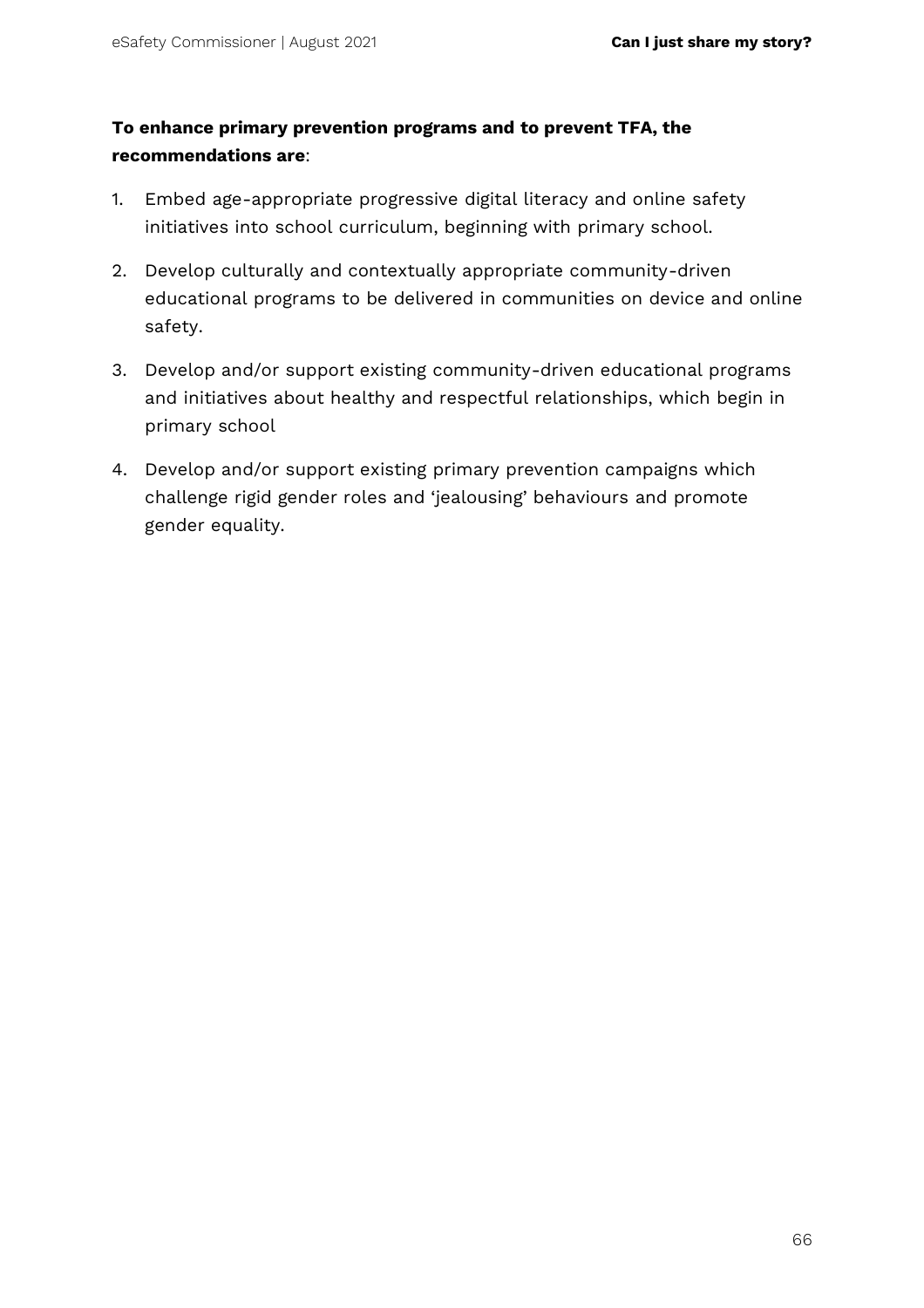**To enhance primary prevention programs and to prevent TFA, the recommendations are**:

1. Embed age-appropriate progressive digital literacy and online safety initiatives into school curriculum, beginning with primary school.
2. Develop culturally and contextually appropriate community-driven educational programs to be delivered in communities on device and online safety.
3. Develop and/or support existing community-driven educational programs and initiatives about healthy and respectful relationships, which begin in primary school
4. Develop and/or support existing primary prevention campaigns which challenge rigid gender roles and 'jealousing' behaviours and promote gender equality.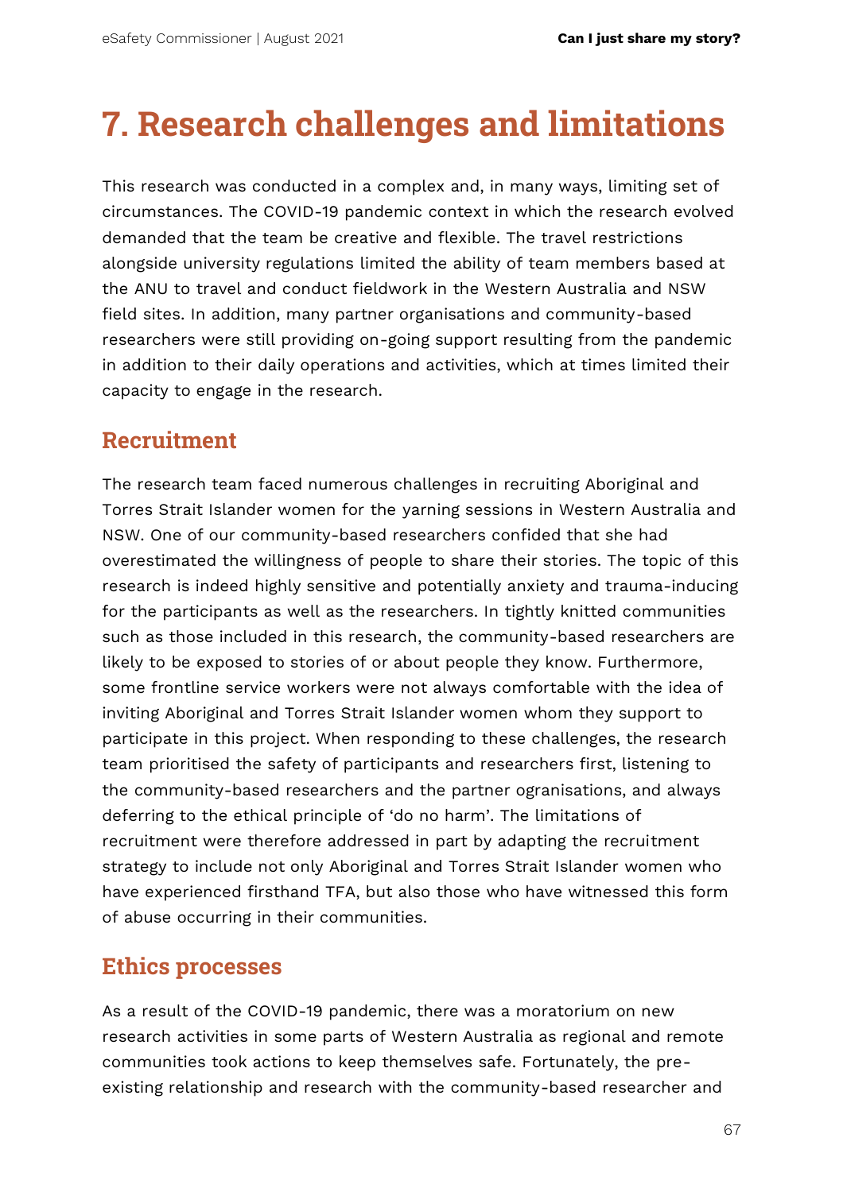# 7. Research challenges and limitations

This research was conducted in a complex and, in many ways, limiting set of circumstances. The COVID-19 pandemic context in which the research evolved demanded that the team be creative and flexible. The travel restrictions alongside university regulations limited the ability of team members based at the ANU to travel and conduct fieldwork in the Western Australia and NSW field sites. In addition, many partner organisations and community-based researchers were still providing on-going support resulting from the pandemic in addition to their daily operations and activities, which at times limited their capacity to engage in the research.

## Recruitment

The research team faced numerous challenges in recruiting Aboriginal and Torres Strait Islander women for the yarning sessions in Western Australia and NSW. One of our community-based researchers confided that she had overestimated the willingness of people to share their stories. The topic of this research is indeed highly sensitive and potentially anxiety and trauma-inducing for the participants as well as the researchers. In tightly knitted communities such as those included in this research, the community-based researchers are likely to be exposed to stories of or about people they know. Furthermore, some frontline service workers were not always comfortable with the idea of inviting Aboriginal and Torres Strait Islander women whom they support to participate in this project. When responding to these challenges, the research team prioritised the safety of participants and researchers first, listening to the community-based researchers and the partner ogranisations, and always deferring to the ethical principle of 'do no harm'. The limitations of recruitment were therefore addressed in part by adapting the recruitment strategy to include not only Aboriginal and Torres Strait Islander women who have experienced firsthand TFA, but also those who have witnessed this form of abuse occurring in their communities.

## Ethics processes

As a result of the COVID-19 pandemic, there was a moratorium on new research activities in some parts of Western Australia as regional and remote communities took actions to keep themselves safe. Fortunately, the pre-existing relationship and research with the community-based researcher and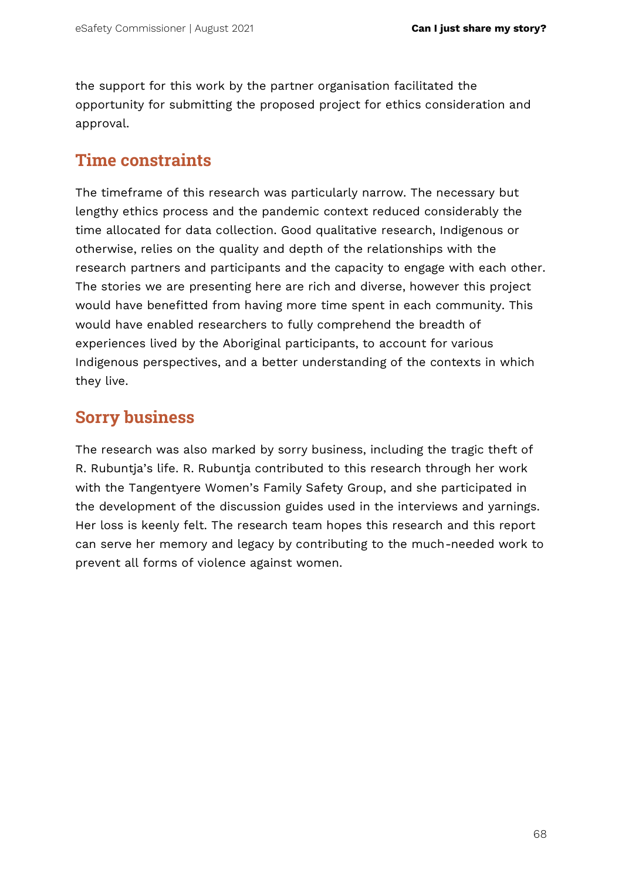the support for this work by the partner organisation facilitated the opportunity for submitting the proposed project for ethics consideration and approval.

## Time constraints

The timeframe of this research was particularly narrow. The necessary but lengthy ethics process and the pandemic context reduced considerably the time allocated for data collection. Good qualitative research, Indigenous or otherwise, relies on the quality and depth of the relationships with the research partners and participants and the capacity to engage with each other. The stories we are presenting here are rich and diverse, however this project would have benefitted from having more time spent in each community. This would have enabled researchers to fully comprehend the breadth of experiences lived by the Aboriginal participants, to account for various Indigenous perspectives, and a better understanding of the contexts in which they live.

## Sorry business

The research was also marked by sorry business, including the tragic theft of R. Rubuntja's life. R. Rubuntja contributed to this research through her work with the Tangentyere Women's Family Safety Group, and she participated in the development of the discussion guides used in the interviews and yarnings. Her loss is keenly felt. The research team hopes this research and this report can serve her memory and legacy by contributing to the much-needed work to prevent all forms of violence against women.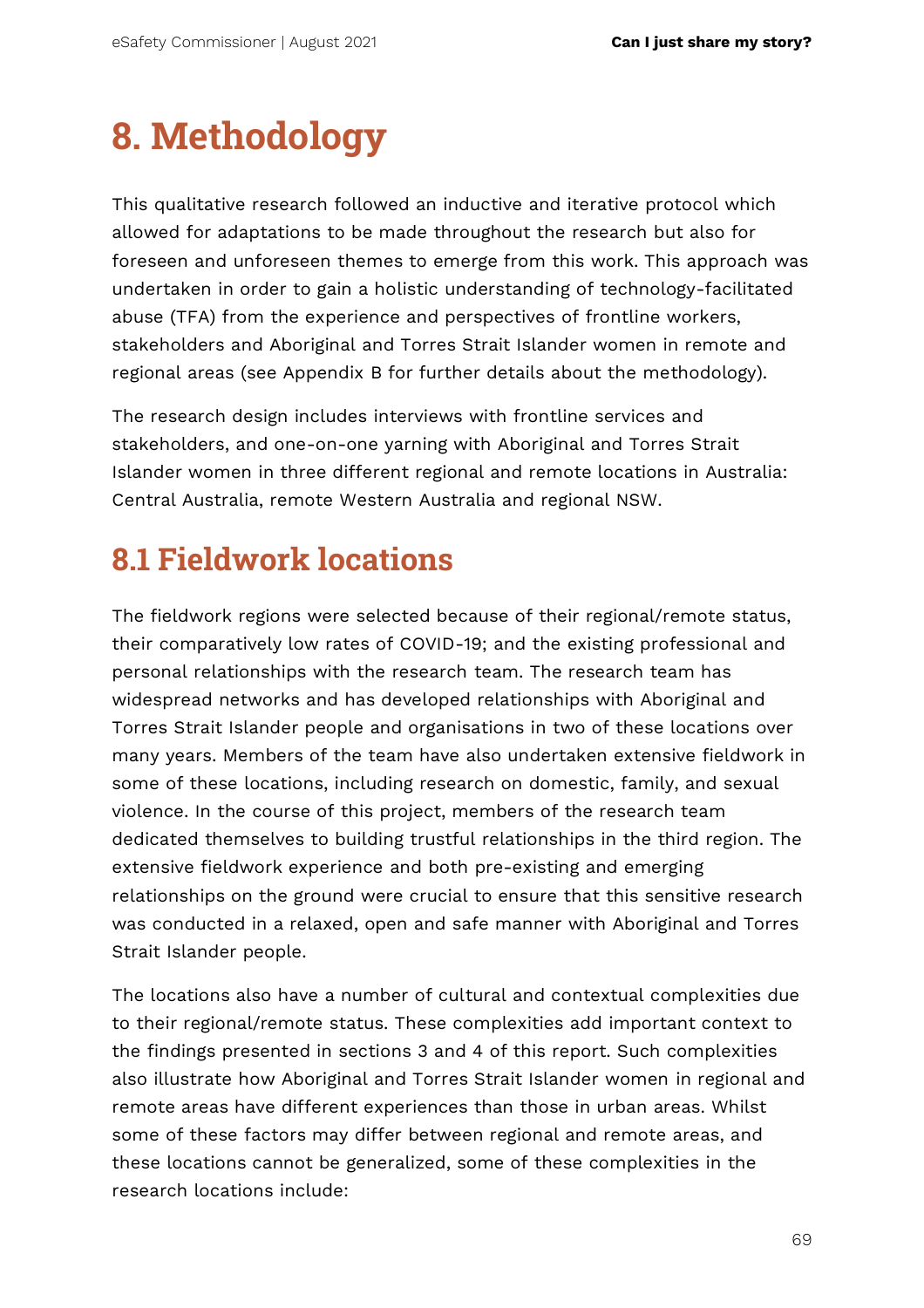# 8. Methodology

This qualitative research followed an inductive and iterative protocol which allowed for adaptations to be made throughout the research but also for foreseen and unforeseen themes to emerge from this work. This approach was undertaken in order to gain a holistic understanding of technology-facilitated abuse (TFA) from the experience and perspectives of frontline workers, stakeholders and Aboriginal and Torres Strait Islander women in remote and regional areas (see Appendix B for further details about the methodology).

The research design includes interviews with frontline services and stakeholders, and one-on-one yarning with Aboriginal and Torres Strait Islander women in three different regional and remote locations in Australia: Central Australia, remote Western Australia and regional NSW.

## 8.1 Fieldwork locations

The fieldwork regions were selected because of their regional/remote status, their comparatively low rates of COVID-19; and the existing professional and personal relationships with the research team. The research team has widespread networks and has developed relationships with Aboriginal and Torres Strait Islander people and organisations in two of these locations over many years. Members of the team have also undertaken extensive fieldwork in some of these locations, including research on domestic, family, and sexual violence. In the course of this project, members of the research team dedicated themselves to building trustful relationships in the third region. The extensive fieldwork experience and both pre-existing and emerging relationships on the ground were crucial to ensure that this sensitive research was conducted in a relaxed, open and safe manner with Aboriginal and Torres Strait Islander people.

The locations also have a number of cultural and contextual complexities due to their regional/remote status. These complexities add important context to the findings presented in sections 3 and 4 of this report. Such complexities also illustrate how Aboriginal and Torres Strait Islander women in regional and remote areas have different experiences than those in urban areas. Whilst some of these factors may differ between regional and remote areas, and these locations cannot be generalized, some of these complexities in the research locations include: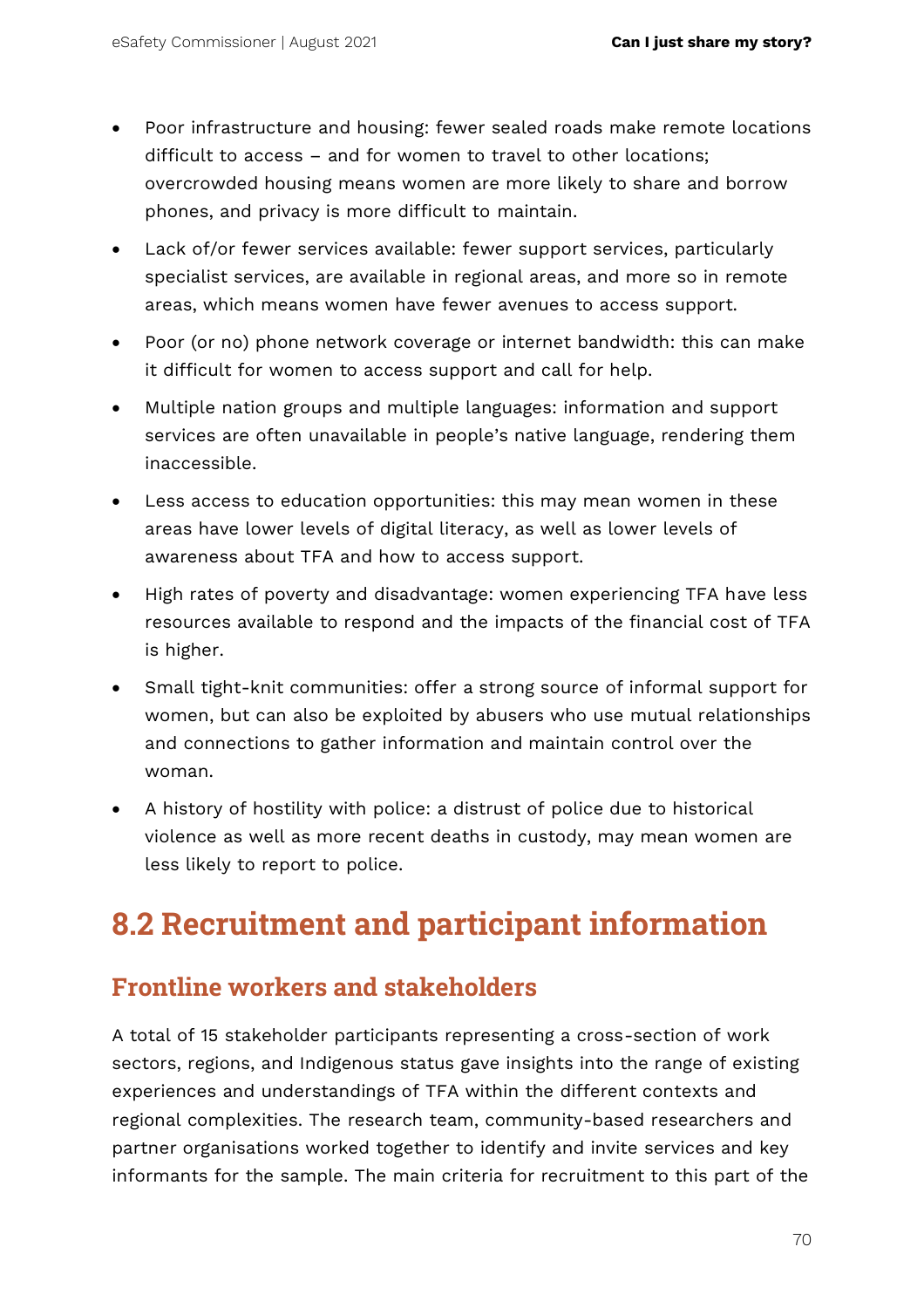- Poor infrastructure and housing: fewer sealed roads make remote locations difficult to access – and for women to travel to other locations; overcrowded housing means women are more likely to share and borrow phones, and privacy is more difficult to maintain.
- Lack of/or fewer services available: fewer support services, particularly specialist services, are available in regional areas, and more so in remote areas, which means women have fewer avenues to access support.
- Poor (or no) phone network coverage or internet bandwidth: this can make it difficult for women to access support and call for help.
- Multiple nation groups and multiple languages: information and support services are often unavailable in people's native language, rendering them inaccessible.
- Less access to education opportunities: this may mean women in these areas have lower levels of digital literacy, as well as lower levels of awareness about TFA and how to access support.
- High rates of poverty and disadvantage: women experiencing TFA have less resources available to respond and the impacts of the financial cost of TFA is higher.
- Small tight-knit communities: offer a strong source of informal support for women, but can also be exploited by abusers who use mutual relationships and connections to gather information and maintain control over the woman.
- A history of hostility with police: a distrust of police due to historical violence as well as more recent deaths in custody, may mean women are less likely to report to police.

## 8.2 Recruitment and participant information

### Frontline workers and stakeholders

A total of 15 stakeholder participants representing a cross-section of work sectors, regions, and Indigenous status gave insights into the range of existing experiences and understandings of TFA within the different contexts and regional complexities. The research team, community-based researchers and partner organisations worked together to identify and invite services and key informants for the sample. The main criteria for recruitment to this part of the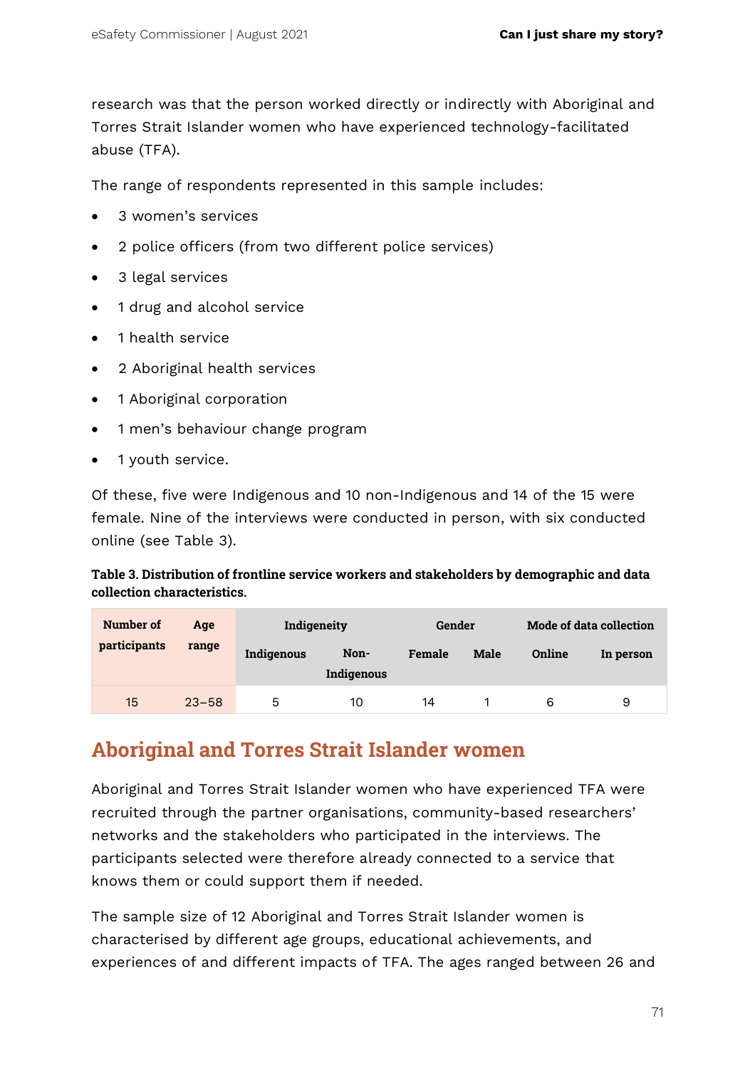research was that the person worked directly or indirectly with Aboriginal and Torres Strait Islander women who have experienced technology-facilitated abuse (TFA).

The range of respondents represented in this sample includes:

- 3 women's services
- 2 police officers (from two different police services)
- 3 legal services
- 1 drug and alcohol service
- 1 health service
- 2 Aboriginal health services
- 1 Aboriginal corporation
- 1 men's behaviour change program
- 1 youth service.

Of these, five were Indigenous and 10 non-Indigenous and 14 of the 15 were female. Nine of the interviews were conducted in person, with six conducted online (see Table 3).

**Table 3. Distribution of frontline service workers and stakeholders by demographic and data collection characteristics.**

| Number of participants | Age range | Indigeneity | | Gender | | Mode of data collection | |
|---|---|---|---|---|---|---|---|
| | | Indigenous | Non-Indigenous | Female | Male | Online | In person |
| 15 | 23–58 | 5 | 10 | 14 | 1 | 6 | 9 |

## Aboriginal and Torres Strait Islander women

Aboriginal and Torres Strait Islander women who have experienced TFA were recruited through the partner organisations, community-based researchers' networks and the stakeholders who participated in the interviews. The participants selected were therefore already connected to a service that knows them or could support them if needed.

The sample size of 12 Aboriginal and Torres Strait Islander women is characterised by different age groups, educational achievements, and experiences of and different impacts of TFA. The ages ranged between 26 and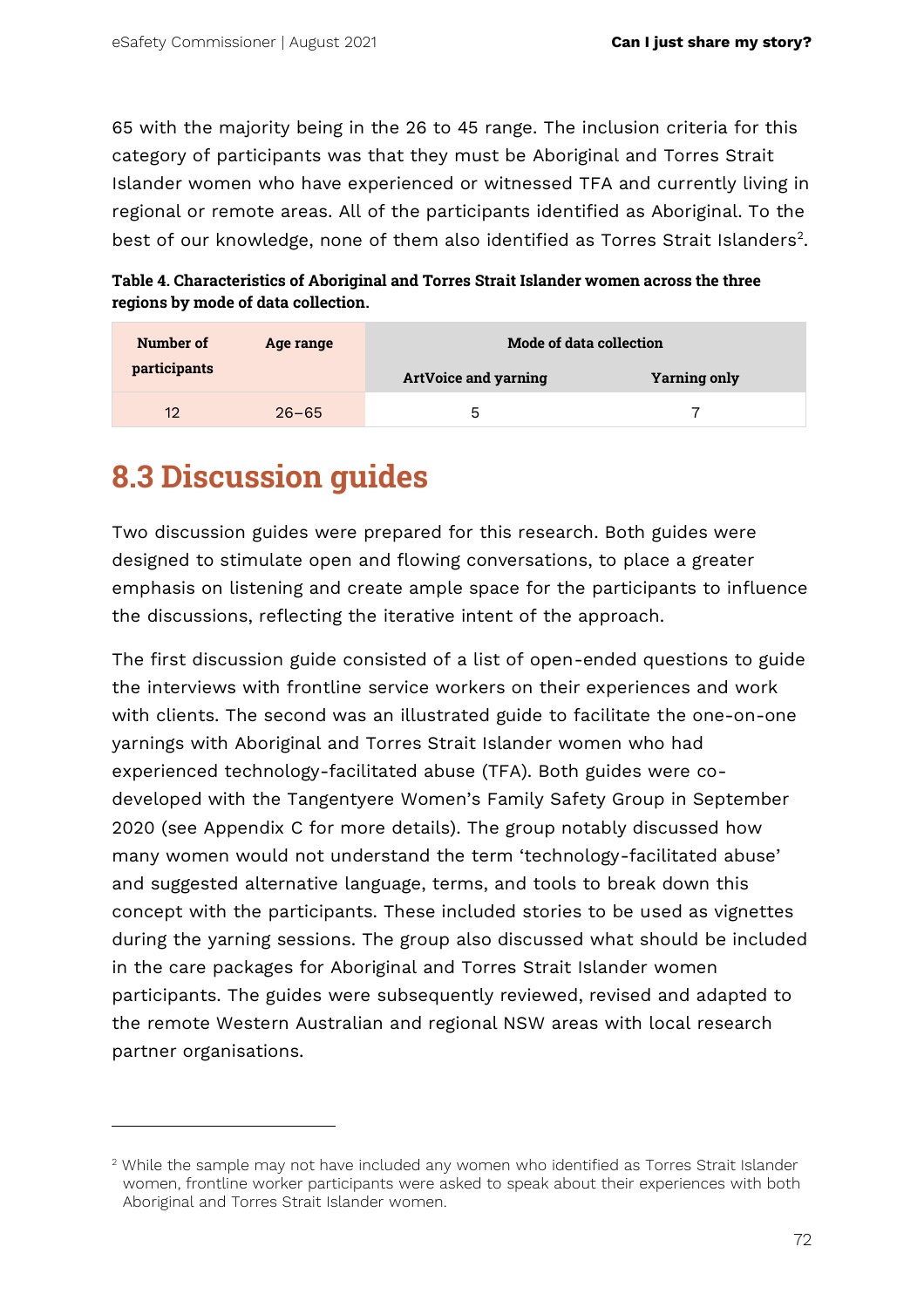65 with the majority being in the 26 to 45 range. The inclusion criteria for this category of participants was that they must be Aboriginal and Torres Strait Islander women who have experienced or witnessed TFA and currently living in regional or remote areas. All of the participants identified as Aboriginal. To the best of our knowledge, none of them also identified as Torres Strait Islanders[2].

**Table 4. Characteristics of Aboriginal and Torres Strait Islander women across the three regions by mode of data collection.**

| Number of participants | Age range | Mode of data collection | |
|---|---|---|---|
| | | ArtVoice and yarning | Yarning only |
| 12 | 26–65 | 5 | 7 |

## 8.3 Discussion guides

Two discussion guides were prepared for this research. Both guides were designed to stimulate open and flowing conversations, to place a greater emphasis on listening and create ample space for the participants to influence the discussions, reflecting the iterative intent of the approach.

The first discussion guide consisted of a list of open-ended questions to guide the interviews with frontline service workers on their experiences and work with clients. The second was an illustrated guide to facilitate the one-on-one yarnings with Aboriginal and Torres Strait Islander women who had experienced technology-facilitated abuse (TFA). Both guides were co-developed with the Tangentyere Women's Family Safety Group in September 2020 (see Appendix C for more details). The group notably discussed how many women would not understand the term 'technology-facilitated abuse' and suggested alternative language, terms, and tools to break down this concept with the participants. These included stories to be used as vignettes during the yarning sessions. The group also discussed what should be included in the care packages for Aboriginal and Torres Strait Islander women participants. The guides were subsequently reviewed, revised and adapted to the remote Western Australian and regional NSW areas with local research partner organisations.

---

[2] While the sample may not have included any women who identified as Torres Strait Islander women, frontline worker participants were asked to speak about their experiences with both Aboriginal and Torres Strait Islander women.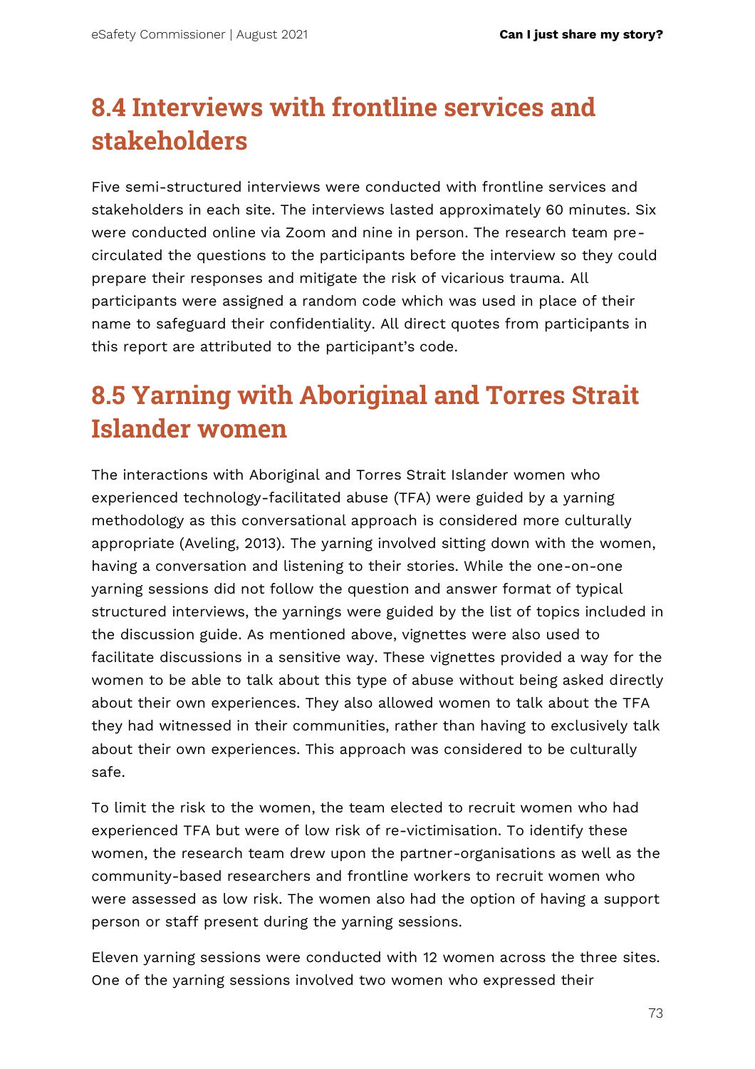## 8.4 Interviews with frontline services and stakeholders

Five semi-structured interviews were conducted with frontline services and stakeholders in each site. The interviews lasted approximately 60 minutes. Six were conducted online via Zoom and nine in person. The research team pre-circulated the questions to the participants before the interview so they could prepare their responses and mitigate the risk of vicarious trauma. All participants were assigned a random code which was used in place of their name to safeguard their confidentiality. All direct quotes from participants in this report are attributed to the participant's code.

## 8.5 Yarning with Aboriginal and Torres Strait Islander women

The interactions with Aboriginal and Torres Strait Islander women who experienced technology-facilitated abuse (TFA) were guided by a yarning methodology as this conversational approach is considered more culturally appropriate (Aveling, 2013). The yarning involved sitting down with the women, having a conversation and listening to their stories. While the one-on-one yarning sessions did not follow the question and answer format of typical structured interviews, the yarnings were guided by the list of topics included in the discussion guide. As mentioned above, vignettes were also used to facilitate discussions in a sensitive way. These vignettes provided a way for the women to be able to talk about this type of abuse without being asked directly about their own experiences. They also allowed women to talk about the TFA they had witnessed in their communities, rather than having to exclusively talk about their own experiences. This approach was considered to be culturally safe.

To limit the risk to the women, the team elected to recruit women who had experienced TFA but were of low risk of re-victimisation. To identify these women, the research team drew upon the partner-organisations as well as the community-based researchers and frontline workers to recruit women who were assessed as low risk. The women also had the option of having a support person or staff present during the yarning sessions.

Eleven yarning sessions were conducted with 12 women across the three sites. One of the yarning sessions involved two women who expressed their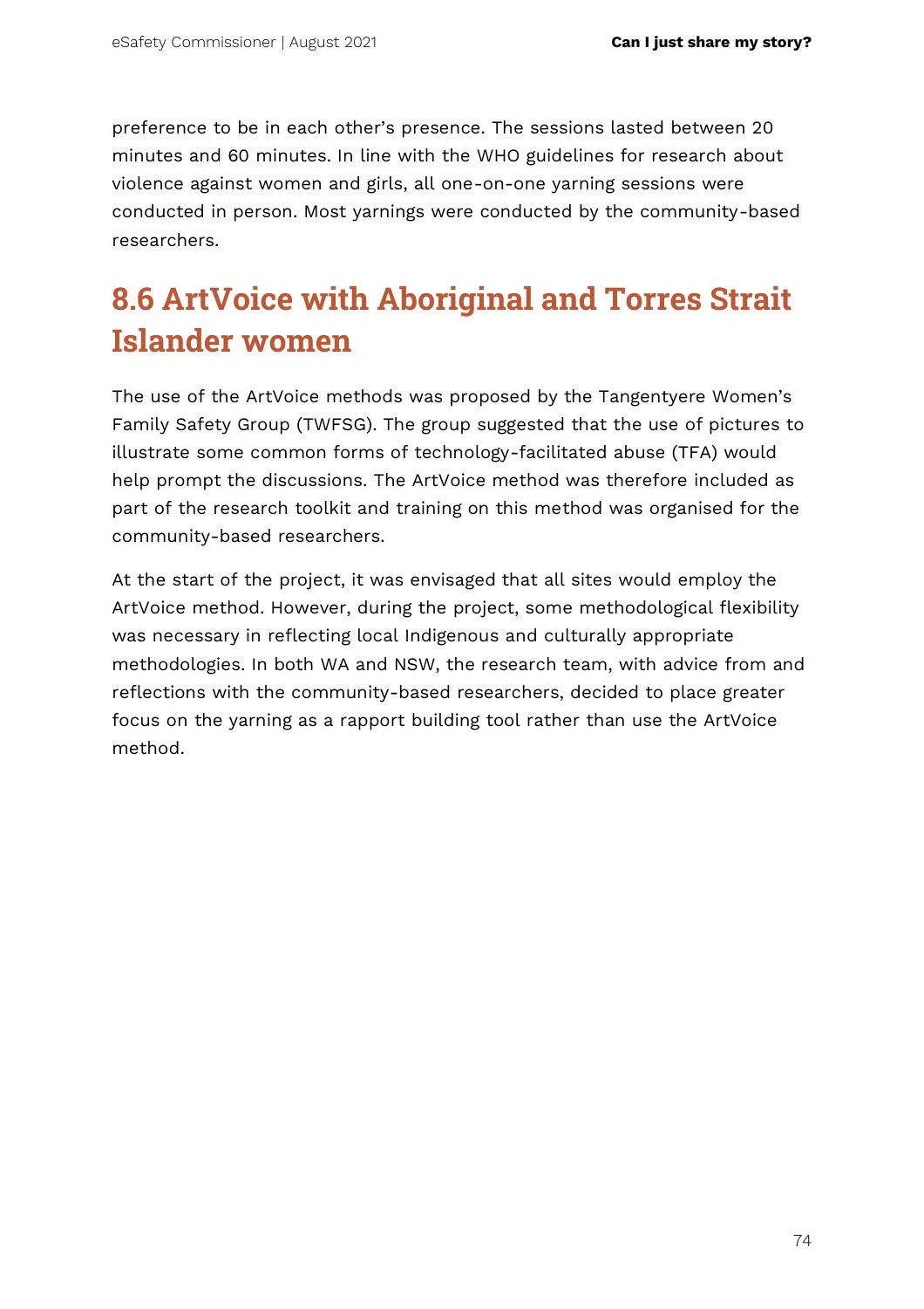preference to be in each other's presence. The sessions lasted between 20 minutes and 60 minutes. In line with the WHO guidelines for research about violence against women and girls, all one-on-one yarning sessions were conducted in person. Most yarnings were conducted by the community-based researchers.

## 8.6 ArtVoice with Aboriginal and Torres Strait Islander women

The use of the ArtVoice methods was proposed by the Tangentyere Women's Family Safety Group (TWFSG). The group suggested that the use of pictures to illustrate some common forms of technology-facilitated abuse (TFA) would help prompt the discussions. The ArtVoice method was therefore included as part of the research toolkit and training on this method was organised for the community-based researchers.

At the start of the project, it was envisaged that all sites would employ the ArtVoice method. However, during the project, some methodological flexibility was necessary in reflecting local Indigenous and culturally appropriate methodologies. In both WA and NSW, the research team, with advice from and reflections with the community-based researchers, decided to place greater focus on the yarning as a rapport building tool rather than use the ArtVoice method.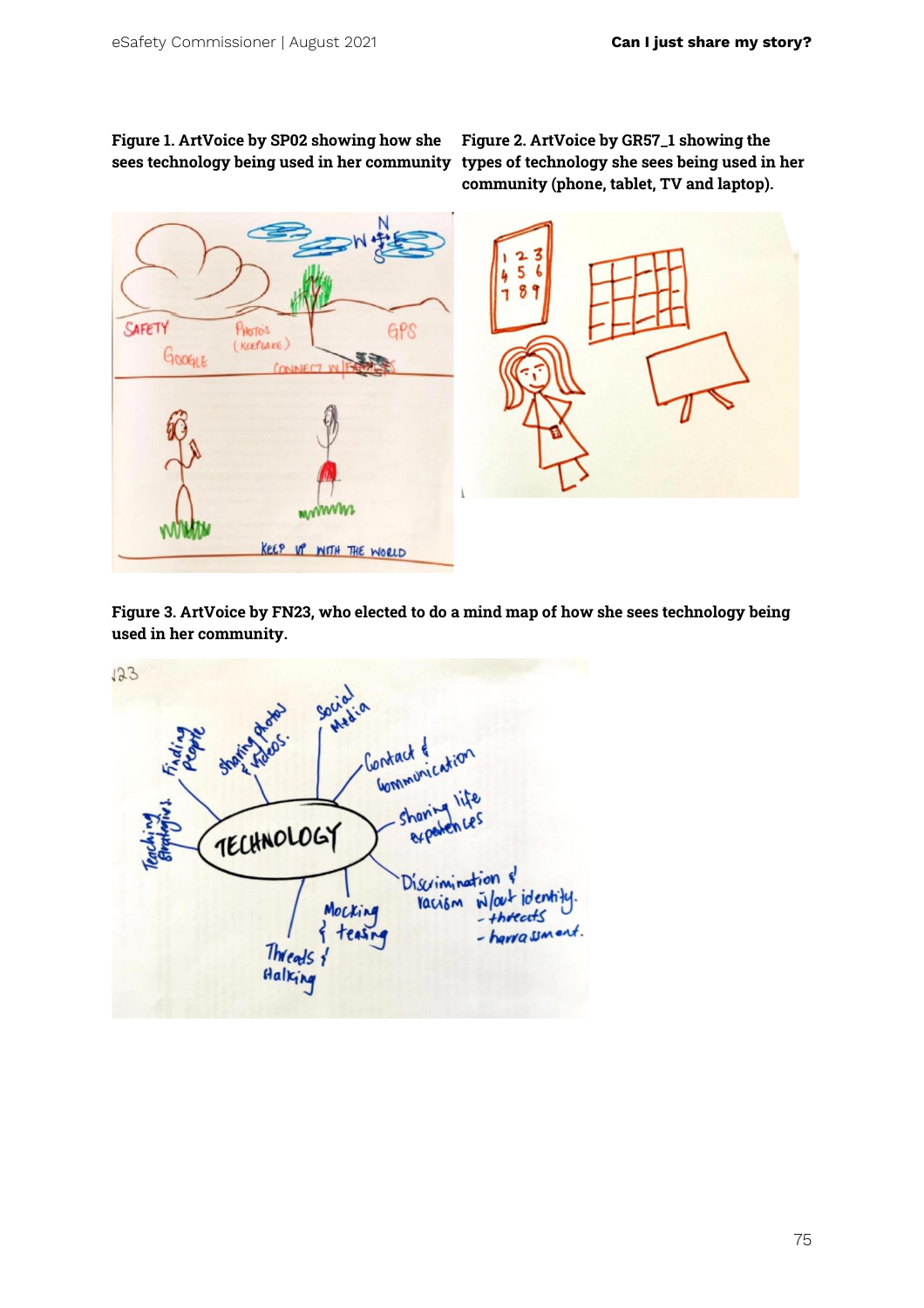**Figure 1. ArtVoice by SP02 showing how she sees technology being used in her community**

**Figure 2. ArtVoice by GR57_1 showing the types of technology she sees being used in her community (phone, tablet, TV and laptop).**

**Figure 3. ArtVoice by FN23, who elected to do a mind map of how she sees technology being used in her community.**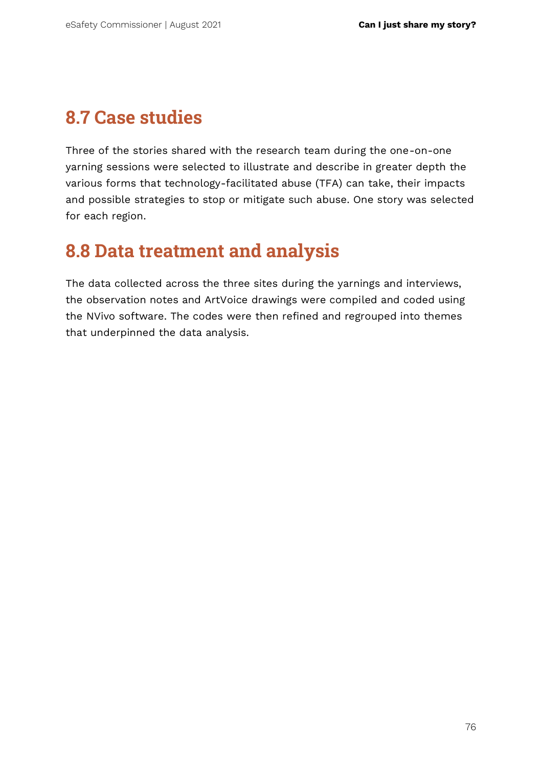## 8.7 Case studies

Three of the stories shared with the research team during the one-on-one yarning sessions were selected to illustrate and describe in greater depth the various forms that technology-facilitated abuse (TFA) can take, their impacts and possible strategies to stop or mitigate such abuse. One story was selected for each region.

## 8.8 Data treatment and analysis

The data collected across the three sites during the yarnings and interviews, the observation notes and ArtVoice drawings were compiled and coded using the NVivo software. The codes were then refined and regrouped into themes that underpinned the data analysis.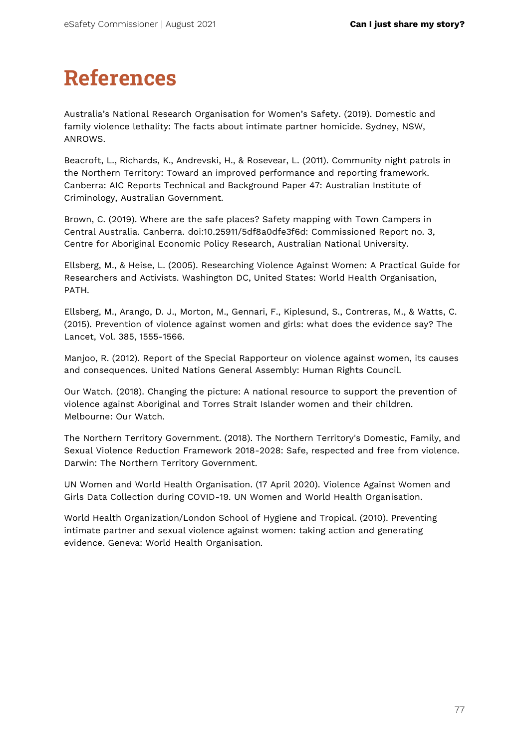# References

Australia's National Research Organisation for Women's Safety. (2019). Domestic and family violence lethality: The facts about intimate partner homicide. Sydney, NSW, ANROWS.

Beacroft, L., Richards, K., Andrevski, H., & Rosevear, L. (2011). Community night patrols in the Northern Territory: Toward an improved performance and reporting framework. Canberra: AIC Reports Technical and Background Paper 47: Australian Institute of Criminology, Australian Government.

Brown, C. (2019). Where are the safe places? Safety mapping with Town Campers in Central Australia. Canberra. doi:10.25911/5df8a0dfe3f6d: Commissioned Report no. 3, Centre for Aboriginal Economic Policy Research, Australian National University.

Ellsberg, M., & Heise, L. (2005). Researching Violence Against Women: A Practical Guide for Researchers and Activists. Washington DC, United States: World Health Organisation, PATH.

Ellsberg, M., Arango, D. J., Morton, M., Gennari, F., Kiplesund, S., Contreras, M., & Watts, C. (2015). Prevention of violence against women and girls: what does the evidence say? The Lancet, Vol. 385, 1555-1566.

Manjoo, R. (2012). Report of the Special Rapporteur on violence against women, its causes and consequences. United Nations General Assembly: Human Rights Council.

Our Watch. (2018). Changing the picture: A national resource to support the prevention of violence against Aboriginal and Torres Strait Islander women and their children. Melbourne: Our Watch.

The Northern Territory Government. (2018). The Northern Territory's Domestic, Family, and Sexual Violence Reduction Framework 2018-2028: Safe, respected and free from violence. Darwin: The Northern Territory Government.

UN Women and World Health Organisation. (17 April 2020). Violence Against Women and Girls Data Collection during COVID-19. UN Women and World Health Organisation.

World Health Organization/London School of Hygiene and Tropical. (2010). Preventing intimate partner and sexual violence against women: taking action and generating evidence. Geneva: World Health Organisation.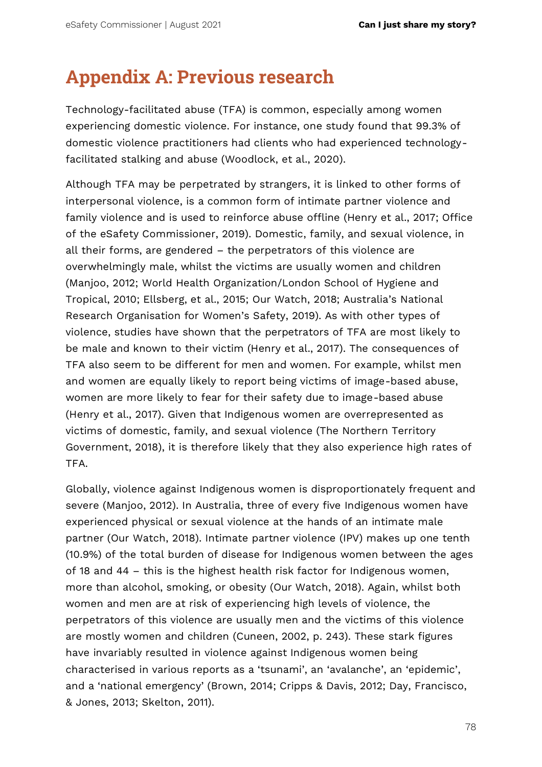# Appendix A: Previous research

Technology-facilitated abuse (TFA) is common, especially among women experiencing domestic violence. For instance, one study found that 99.3% of domestic violence practitioners had clients who had experienced technology-facilitated stalking and abuse (Woodlock, et al., 2020).

Although TFA may be perpetrated by strangers, it is linked to other forms of interpersonal violence, is a common form of intimate partner violence and family violence and is used to reinforce abuse offline (Henry et al., 2017; Office of the eSafety Commissioner, 2019). Domestic, family, and sexual violence, in all their forms, are gendered – the perpetrators of this violence are overwhelmingly male, whilst the victims are usually women and children (Manjoo, 2012; World Health Organization/London School of Hygiene and Tropical, 2010; Ellsberg, et al., 2015; Our Watch, 2018; Australia's National Research Organisation for Women's Safety, 2019). As with other types of violence, studies have shown that the perpetrators of TFA are most likely to be male and known to their victim (Henry et al., 2017). The consequences of TFA also seem to be different for men and women. For example, whilst men and women are equally likely to report being victims of image-based abuse, women are more likely to fear for their safety due to image-based abuse (Henry et al., 2017). Given that Indigenous women are overrepresented as victims of domestic, family, and sexual violence (The Northern Territory Government, 2018), it is therefore likely that they also experience high rates of TFA.

Globally, violence against Indigenous women is disproportionately frequent and severe (Manjoo, 2012). In Australia, three of every five Indigenous women have experienced physical or sexual violence at the hands of an intimate male partner (Our Watch, 2018). Intimate partner violence (IPV) makes up one tenth (10.9%) of the total burden of disease for Indigenous women between the ages of 18 and 44 – this is the highest health risk factor for Indigenous women, more than alcohol, smoking, or obesity (Our Watch, 2018). Again, whilst both women and men are at risk of experiencing high levels of violence, the perpetrators of this violence are usually men and the victims of this violence are mostly women and children (Cuneen, 2002, p. 243). These stark figures have invariably resulted in violence against Indigenous women being characterised in various reports as a 'tsunami', an 'avalanche', an 'epidemic', and a 'national emergency' (Brown, 2014; Cripps & Davis, 2012; Day, Francisco, & Jones, 2013; Skelton, 2011).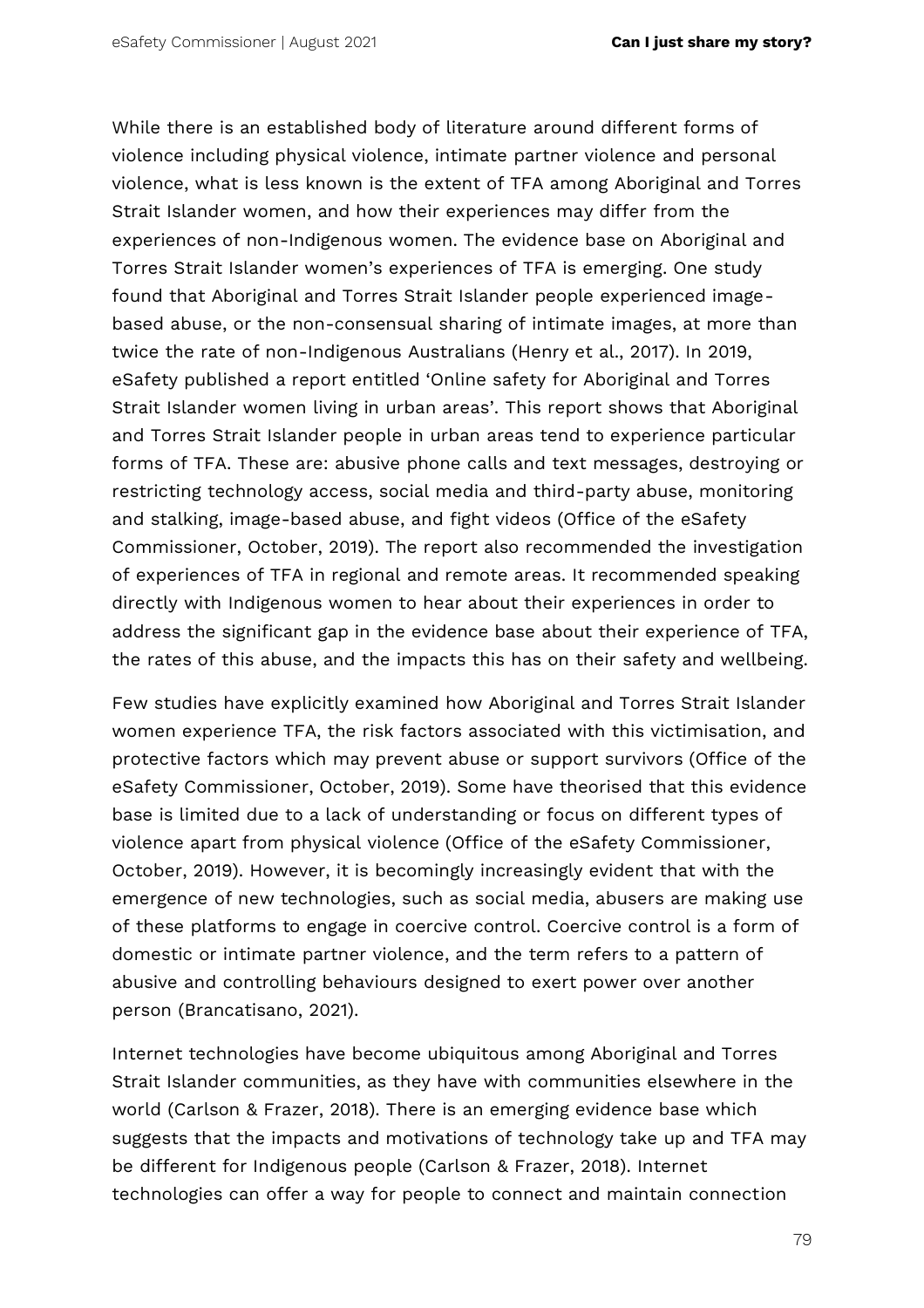While there is an established body of literature around different forms of violence including physical violence, intimate partner violence and personal violence, what is less known is the extent of TFA among Aboriginal and Torres Strait Islander women, and how their experiences may differ from the experiences of non-Indigenous women. The evidence base on Aboriginal and Torres Strait Islander women's experiences of TFA is emerging. One study found that Aboriginal and Torres Strait Islander people experienced image-based abuse, or the non-consensual sharing of intimate images, at more than twice the rate of non-Indigenous Australians (Henry et al., 2017). In 2019, eSafety published a report entitled 'Online safety for Aboriginal and Torres Strait Islander women living in urban areas'. This report shows that Aboriginal and Torres Strait Islander people in urban areas tend to experience particular forms of TFA. These are: abusive phone calls and text messages, destroying or restricting technology access, social media and third-party abuse, monitoring and stalking, image-based abuse, and fight videos (Office of the eSafety Commissioner, October, 2019). The report also recommended the investigation of experiences of TFA in regional and remote areas. It recommended speaking directly with Indigenous women to hear about their experiences in order to address the significant gap in the evidence base about their experience of TFA, the rates of this abuse, and the impacts this has on their safety and wellbeing.

Few studies have explicitly examined how Aboriginal and Torres Strait Islander women experience TFA, the risk factors associated with this victimisation, and protective factors which may prevent abuse or support survivors (Office of the eSafety Commissioner, October, 2019). Some have theorised that this evidence base is limited due to a lack of understanding or focus on different types of violence apart from physical violence (Office of the eSafety Commissioner, October, 2019). However, it is becomingly increasingly evident that with the emergence of new technologies, such as social media, abusers are making use of these platforms to engage in coercive control. Coercive control is a form of domestic or intimate partner violence, and the term refers to a pattern of abusive and controlling behaviours designed to exert power over another person (Brancatisano, 2021).

Internet technologies have become ubiquitous among Aboriginal and Torres Strait Islander communities, as they have with communities elsewhere in the world (Carlson & Frazer, 2018). There is an emerging evidence base which suggests that the impacts and motivations of technology take up and TFA may be different for Indigenous people (Carlson & Frazer, 2018). Internet technologies can offer a way for people to connect and maintain connection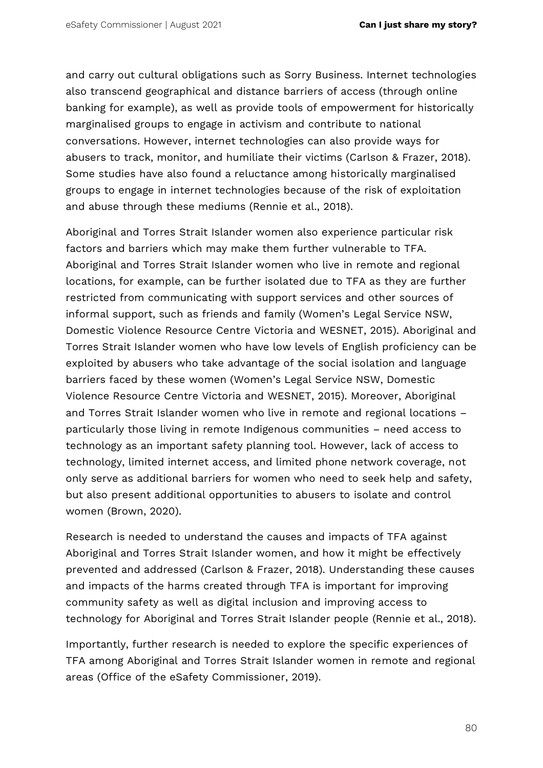and carry out cultural obligations such as Sorry Business. Internet technologies also transcend geographical and distance barriers of access (through online banking for example), as well as provide tools of empowerment for historically marginalised groups to engage in activism and contribute to national conversations. However, internet technologies can also provide ways for abusers to track, monitor, and humiliate their victims (Carlson & Frazer, 2018). Some studies have also found a reluctance among historically marginalised groups to engage in internet technologies because of the risk of exploitation and abuse through these mediums (Rennie et al., 2018).

Aboriginal and Torres Strait Islander women also experience particular risk factors and barriers which may make them further vulnerable to TFA. Aboriginal and Torres Strait Islander women who live in remote and regional locations, for example, can be further isolated due to TFA as they are further restricted from communicating with support services and other sources of informal support, such as friends and family (Women's Legal Service NSW, Domestic Violence Resource Centre Victoria and WESNET, 2015). Aboriginal and Torres Strait Islander women who have low levels of English proficiency can be exploited by abusers who take advantage of the social isolation and language barriers faced by these women (Women's Legal Service NSW, Domestic Violence Resource Centre Victoria and WESNET, 2015). Moreover, Aboriginal and Torres Strait Islander women who live in remote and regional locations – particularly those living in remote Indigenous communities – need access to technology as an important safety planning tool. However, lack of access to technology, limited internet access, and limited phone network coverage, not only serve as additional barriers for women who need to seek help and safety, but also present additional opportunities to abusers to isolate and control women (Brown, 2020).

Research is needed to understand the causes and impacts of TFA against Aboriginal and Torres Strait Islander women, and how it might be effectively prevented and addressed (Carlson & Frazer, 2018). Understanding these causes and impacts of the harms created through TFA is important for improving community safety as well as digital inclusion and improving access to technology for Aboriginal and Torres Strait Islander people (Rennie et al., 2018).

Importantly, further research is needed to explore the specific experiences of TFA among Aboriginal and Torres Strait Islander women in remote and regional areas (Office of the eSafety Commissioner, 2019).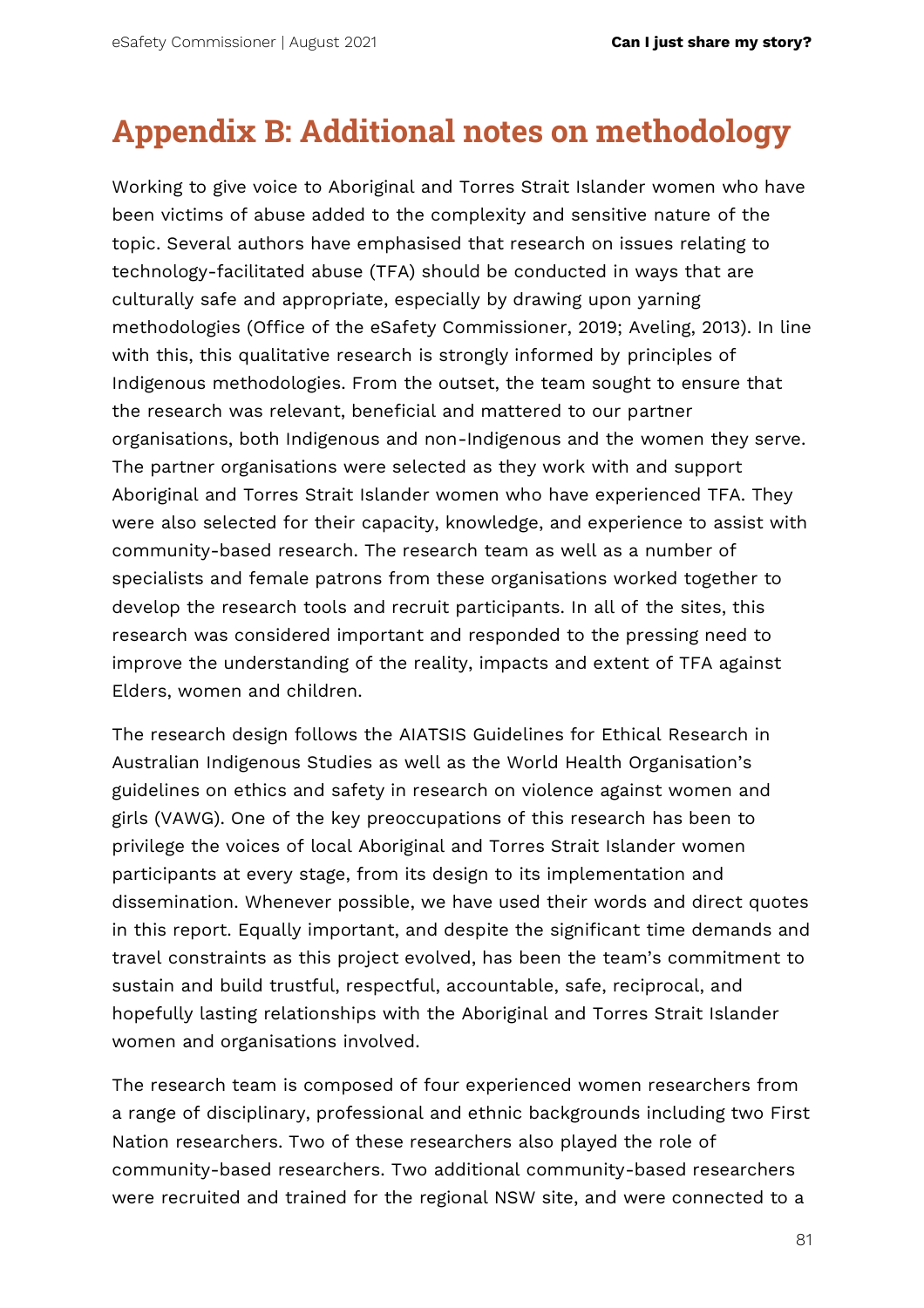# Appendix B: Additional notes on methodology

Working to give voice to Aboriginal and Torres Strait Islander women who have been victims of abuse added to the complexity and sensitive nature of the topic. Several authors have emphasised that research on issues relating to technology-facilitated abuse (TFA) should be conducted in ways that are culturally safe and appropriate, especially by drawing upon yarning methodologies (Office of the eSafety Commissioner, 2019; Aveling, 2013). In line with this, this qualitative research is strongly informed by principles of Indigenous methodologies. From the outset, the team sought to ensure that the research was relevant, beneficial and mattered to our partner organisations, both Indigenous and non-Indigenous and the women they serve. The partner organisations were selected as they work with and support Aboriginal and Torres Strait Islander women who have experienced TFA. They were also selected for their capacity, knowledge, and experience to assist with community-based research. The research team as well as a number of specialists and female patrons from these organisations worked together to develop the research tools and recruit participants. In all of the sites, this research was considered important and responded to the pressing need to improve the understanding of the reality, impacts and extent of TFA against Elders, women and children.

The research design follows the AIATSIS Guidelines for Ethical Research in Australian Indigenous Studies as well as the World Health Organisation's guidelines on ethics and safety in research on violence against women and girls (VAWG). One of the key preoccupations of this research has been to privilege the voices of local Aboriginal and Torres Strait Islander women participants at every stage, from its design to its implementation and dissemination. Whenever possible, we have used their words and direct quotes in this report. Equally important, and despite the significant time demands and travel constraints as this project evolved, has been the team's commitment to sustain and build trustful, respectful, accountable, safe, reciprocal, and hopefully lasting relationships with the Aboriginal and Torres Strait Islander women and organisations involved.

The research team is composed of four experienced women researchers from a range of disciplinary, professional and ethnic backgrounds including two First Nation researchers. Two of these researchers also played the role of community-based researchers. Two additional community-based researchers were recruited and trained for the regional NSW site, and were connected to a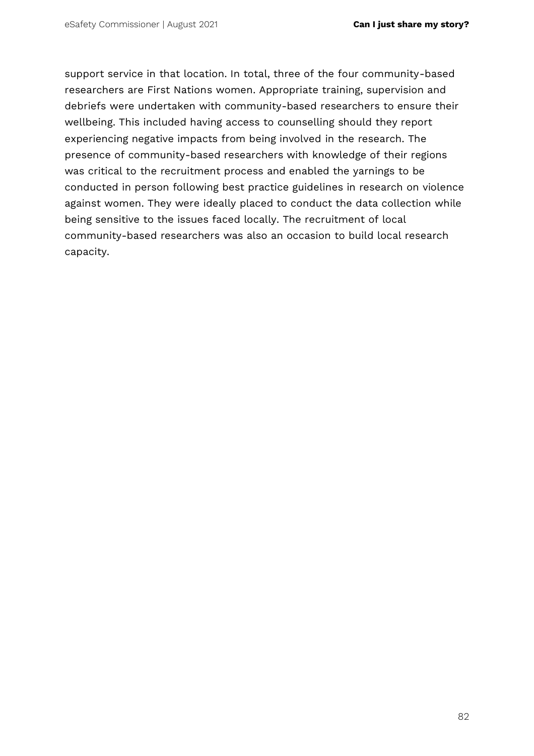support service in that location. In total, three of the four community-based researchers are First Nations women. Appropriate training, supervision and debriefs were undertaken with community-based researchers to ensure their wellbeing. This included having access to counselling should they report experiencing negative impacts from being involved in the research. The presence of community-based researchers with knowledge of their regions was critical to the recruitment process and enabled the yarnings to be conducted in person following best practice guidelines in research on violence against women. They were ideally placed to conduct the data collection while being sensitive to the issues faced locally. The recruitment of local community-based researchers was also an occasion to build local research capacity.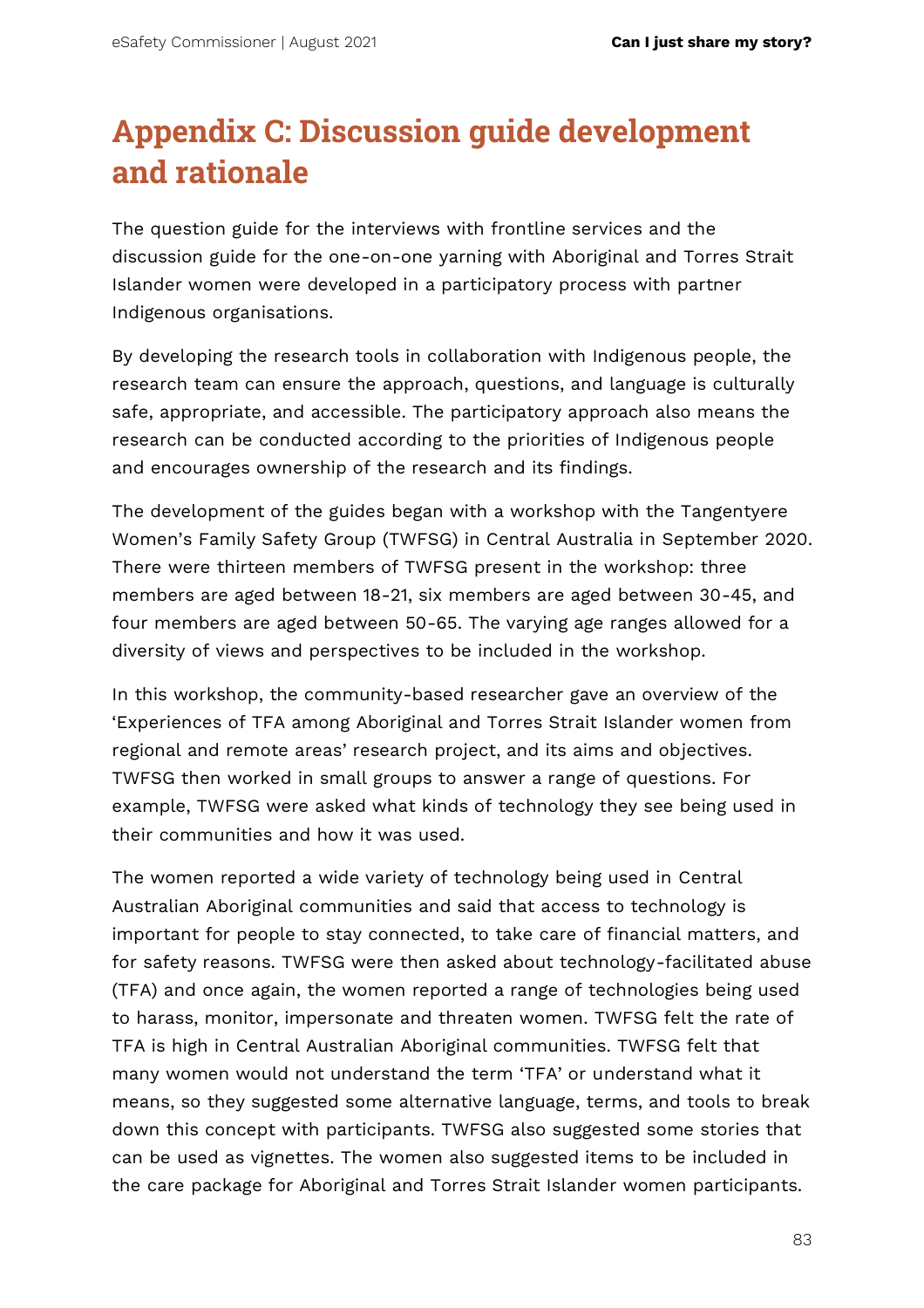# Appendix C: Discussion guide development and rationale

The question guide for the interviews with frontline services and the discussion guide for the one-on-one yarning with Aboriginal and Torres Strait Islander women were developed in a participatory process with partner Indigenous organisations.

By developing the research tools in collaboration with Indigenous people, the research team can ensure the approach, questions, and language is culturally safe, appropriate, and accessible. The participatory approach also means the research can be conducted according to the priorities of Indigenous people and encourages ownership of the research and its findings.

The development of the guides began with a workshop with the Tangentyere Women's Family Safety Group (TWFSG) in Central Australia in September 2020. There were thirteen members of TWFSG present in the workshop: three members are aged between 18-21, six members are aged between 30-45, and four members are aged between 50-65. The varying age ranges allowed for a diversity of views and perspectives to be included in the workshop.

In this workshop, the community-based researcher gave an overview of the 'Experiences of TFA among Aboriginal and Torres Strait Islander women from regional and remote areas' research project, and its aims and objectives. TWFSG then worked in small groups to answer a range of questions. For example, TWFSG were asked what kinds of technology they see being used in their communities and how it was used.

The women reported a wide variety of technology being used in Central Australian Aboriginal communities and said that access to technology is important for people to stay connected, to take care of financial matters, and for safety reasons. TWFSG were then asked about technology-facilitated abuse (TFA) and once again, the women reported a range of technologies being used to harass, monitor, impersonate and threaten women. TWFSG felt the rate of TFA is high in Central Australian Aboriginal communities. TWFSG felt that many women would not understand the term 'TFA' or understand what it means, so they suggested some alternative language, terms, and tools to break down this concept with participants. TWFSG also suggested some stories that can be used as vignettes. The women also suggested items to be included in the care package for Aboriginal and Torres Strait Islander women participants.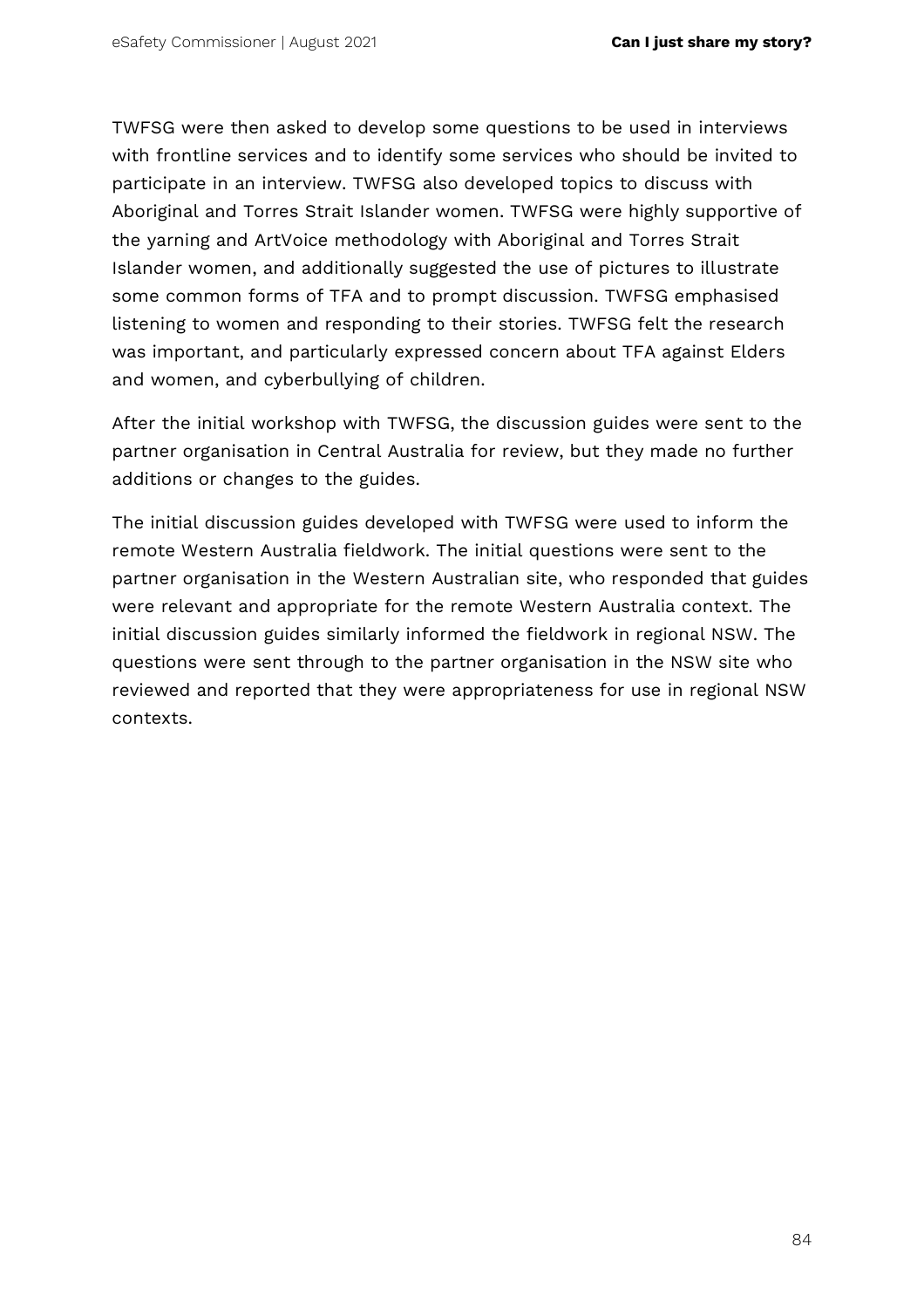TWFSG were then asked to develop some questions to be used in interviews with frontline services and to identify some services who should be invited to participate in an interview. TWFSG also developed topics to discuss with Aboriginal and Torres Strait Islander women. TWFSG were highly supportive of the yarning and ArtVoice methodology with Aboriginal and Torres Strait Islander women, and additionally suggested the use of pictures to illustrate some common forms of TFA and to prompt discussion. TWFSG emphasised listening to women and responding to their stories. TWFSG felt the research was important, and particularly expressed concern about TFA against Elders and women, and cyberbullying of children.

After the initial workshop with TWFSG, the discussion guides were sent to the partner organisation in Central Australia for review, but they made no further additions or changes to the guides.

The initial discussion guides developed with TWFSG were used to inform the remote Western Australia fieldwork. The initial questions were sent to the partner organisation in the Western Australian site, who responded that guides were relevant and appropriate for the remote Western Australia context. The initial discussion guides similarly informed the fieldwork in regional NSW. The questions were sent through to the partner organisation in the NSW site who reviewed and reported that they were appropriateness for use in regional NSW contexts.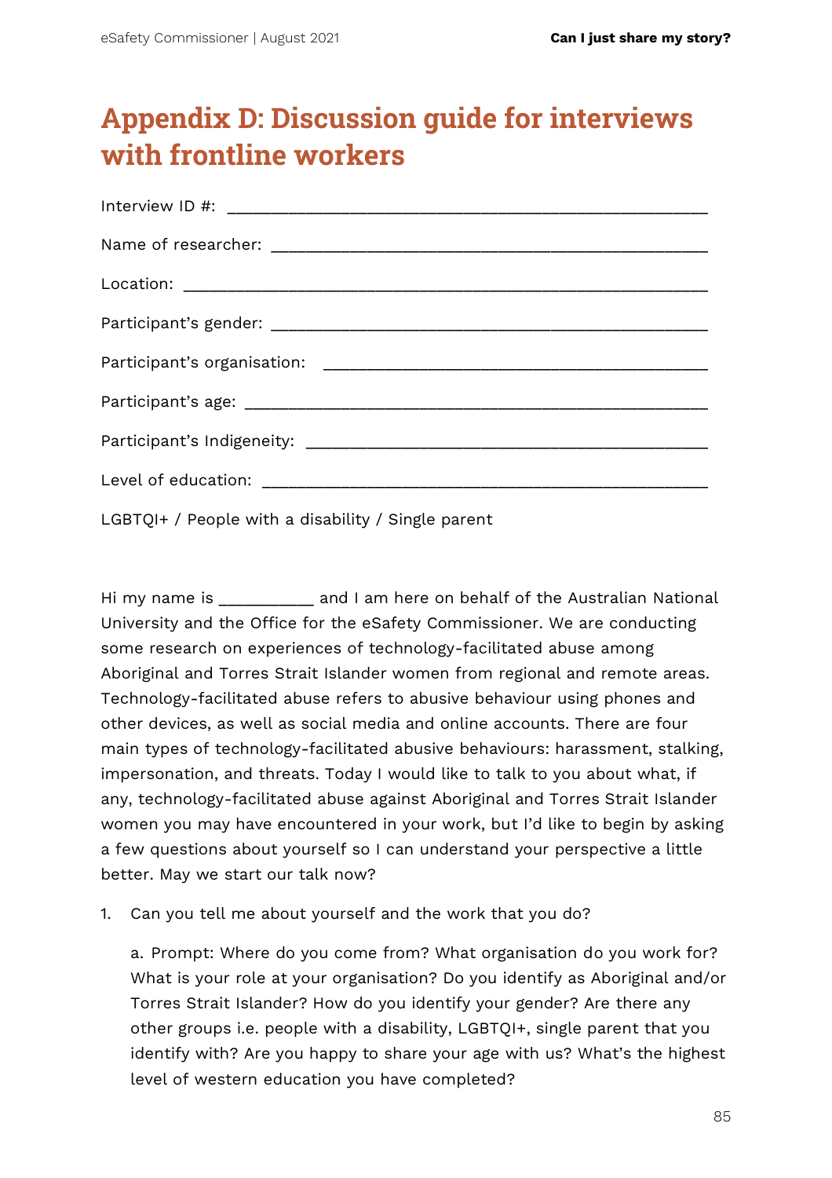# Appendix D: Discussion guide for interviews with frontline workers

Interview ID #: ____________________________________________________

Name of researcher: ________________________________________________

Location: __________________________________________________________

Participant's gender: ______________________________________________

Participant's organisation: ________________________________________

Participant's age: _________________________________________________

Participant's Indigeneity: _________________________________________

Level of education: ________________________________________________

LGBTQI+ / People with a disability / Single parent

Hi my name is __________ and I am here on behalf of the Australian National University and the Office for the eSafety Commissioner. We are conducting some research on experiences of technology-facilitated abuse among Aboriginal and Torres Strait Islander women from regional and remote areas. Technology-facilitated abuse refers to abusive behaviour using phones and other devices, as well as social media and online accounts. There are four main types of technology-facilitated abusive behaviours: harassment, stalking, impersonation, and threats. Today I would like to talk to you about what, if any, technology-facilitated abuse against Aboriginal and Torres Strait Islander women you may have encountered in your work, but I'd like to begin by asking a few questions about yourself so I can understand your perspective a little better. May we start our talk now?

1. Can you tell me about yourself and the work that you do?

   a. Prompt: Where do you come from? What organisation do you work for? What is your role at your organisation? Do you identify as Aboriginal and/or Torres Strait Islander? How do you identify your gender? Are there any other groups i.e. people with a disability, LGBTQI+, single parent that you identify with? Are you happy to share your age with us? What's the highest level of western education you have completed?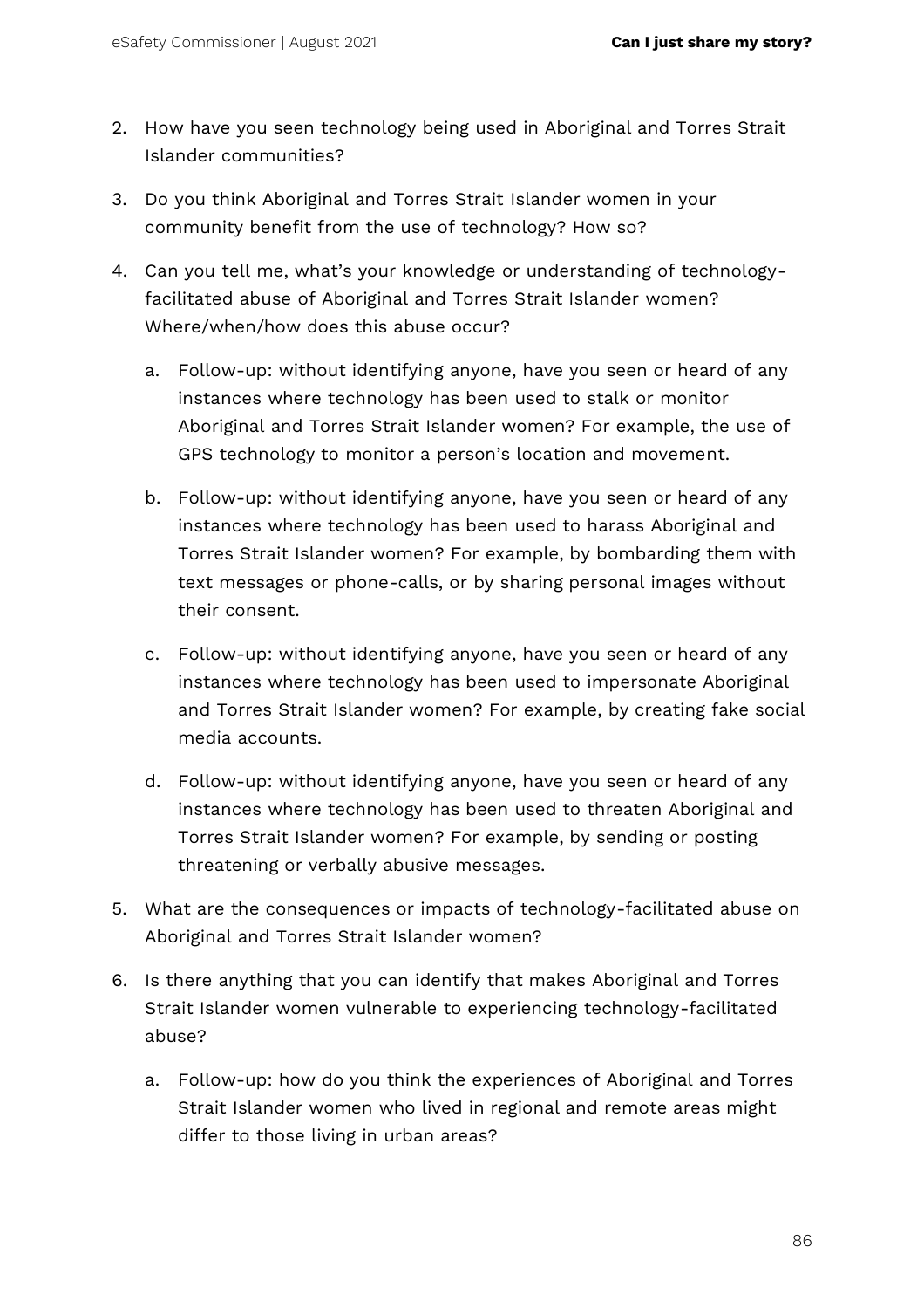2. How have you seen technology being used in Aboriginal and Torres Strait Islander communities?
3. Do you think Aboriginal and Torres Strait Islander women in your community benefit from the use of technology? How so?
4. Can you tell me, what's your knowledge or understanding of technology-facilitated abuse of Aboriginal and Torres Strait Islander women? Where/when/how does this abuse occur?
   a. Follow-up: without identifying anyone, have you seen or heard of any instances where technology has been used to stalk or monitor Aboriginal and Torres Strait Islander women? For example, the use of GPS technology to monitor a person's location and movement.
   b. Follow-up: without identifying anyone, have you seen or heard of any instances where technology has been used to harass Aboriginal and Torres Strait Islander women? For example, by bombarding them with text messages or phone-calls, or by sharing personal images without their consent.
   c. Follow-up: without identifying anyone, have you seen or heard of any instances where technology has been used to impersonate Aboriginal and Torres Strait Islander women? For example, by creating fake social media accounts.
   d. Follow-up: without identifying anyone, have you seen or heard of any instances where technology has been used to threaten Aboriginal and Torres Strait Islander women? For example, by sending or posting threatening or verbally abusive messages.
5. What are the consequences or impacts of technology-facilitated abuse on Aboriginal and Torres Strait Islander women?
6. Is there anything that you can identify that makes Aboriginal and Torres Strait Islander women vulnerable to experiencing technology-facilitated abuse?
   a. Follow-up: how do you think the experiences of Aboriginal and Torres Strait Islander women who lived in regional and remote areas might differ to those living in urban areas?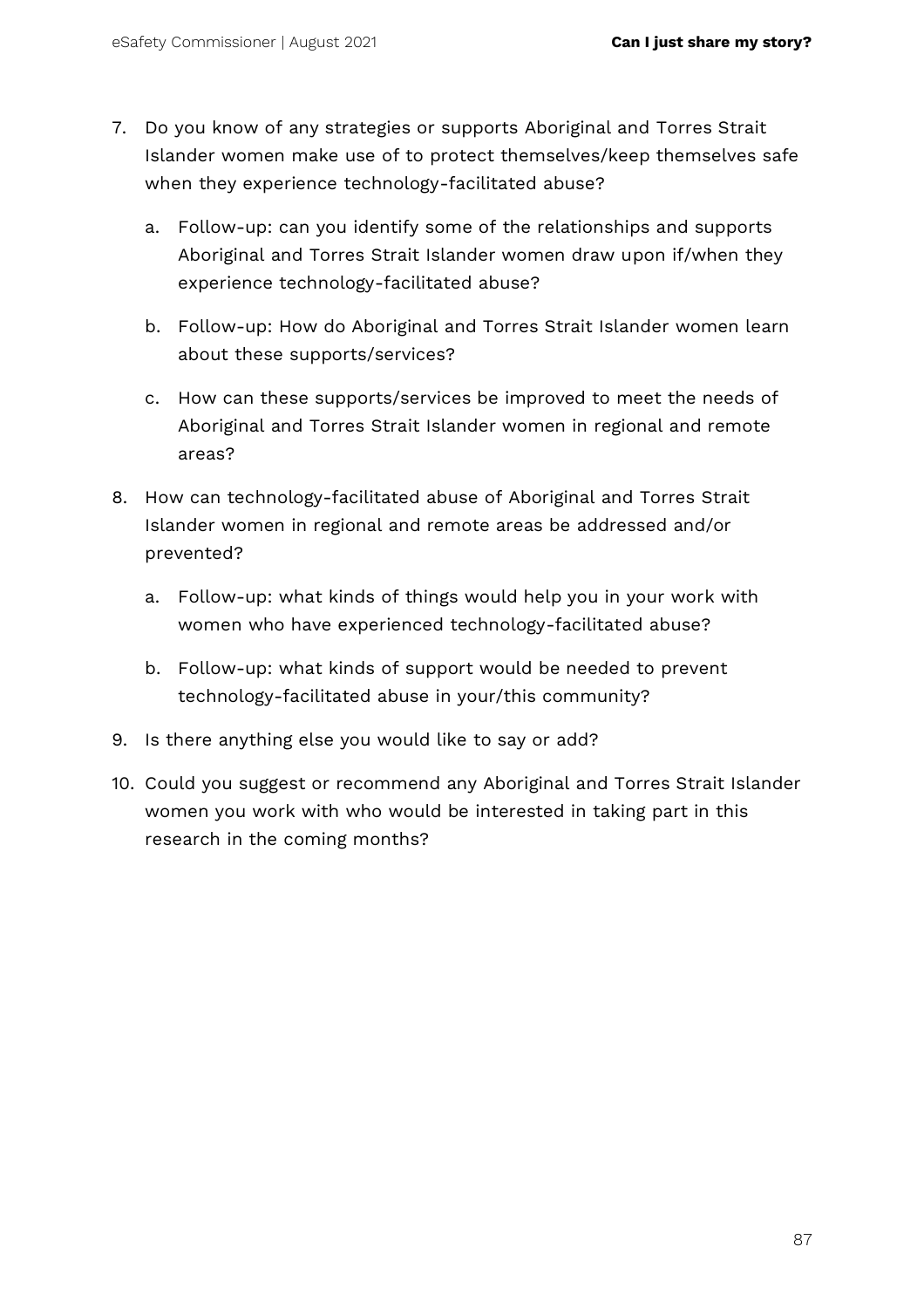7. Do you know of any strategies or supports Aboriginal and Torres Strait Islander women make use of to protect themselves/keep themselves safe when they experience technology-facilitated abuse?

   a. Follow-up: can you identify some of the relationships and supports Aboriginal and Torres Strait Islander women draw upon if/when they experience technology-facilitated abuse?

   b. Follow-up: How do Aboriginal and Torres Strait Islander women learn about these supports/services?

   c. How can these supports/services be improved to meet the needs of Aboriginal and Torres Strait Islander women in regional and remote areas?

8. How can technology-facilitated abuse of Aboriginal and Torres Strait Islander women in regional and remote areas be addressed and/or prevented?

   a. Follow-up: what kinds of things would help you in your work with women who have experienced technology-facilitated abuse?

   b. Follow-up: what kinds of support would be needed to prevent technology-facilitated abuse in your/this community?

9. Is there anything else you would like to say or add?

10. Could you suggest or recommend any Aboriginal and Torres Strait Islander women you work with who would be interested in taking part in this research in the coming months?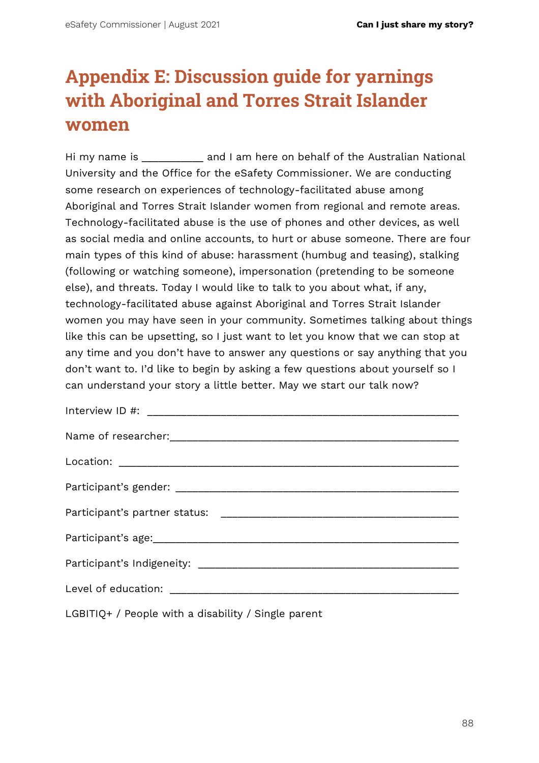# Appendix E: Discussion guide for yarnings with Aboriginal and Torres Strait Islander women

Hi my name is __________ and I am here on behalf of the Australian National University and the Office for the eSafety Commissioner. We are conducting some research on experiences of technology-facilitated abuse among Aboriginal and Torres Strait Islander women from regional and remote areas. Technology-facilitated abuse is the use of phones and other devices, as well as social media and online accounts, to hurt or abuse someone. There are four main types of this kind of abuse: harassment (humbug and teasing), stalking (following or watching someone), impersonation (pretending to be someone else), and threats. Today I would like to talk to you about what, if any, technology-facilitated abuse against Aboriginal and Torres Strait Islander women you may have seen in your community. Sometimes talking about things like this can be upsetting, so I just want to let you know that we can stop at any time and you don't have to answer any questions or say anything that you don't want to. I'd like to begin by asking a few questions about yourself so I can understand your story a little better. May we start our talk now?

Interview ID #: ____________________________________________

Name of researcher:________________________________________

Location: _______________________________________________

Participant's gender: _______________________________________

Participant's partner status: _________________________________

Participant's age:__________________________________________

Participant's Indigeneity: ____________________________________

Level of education: ________________________________________

LGBITIQ+ / People with a disability / Single parent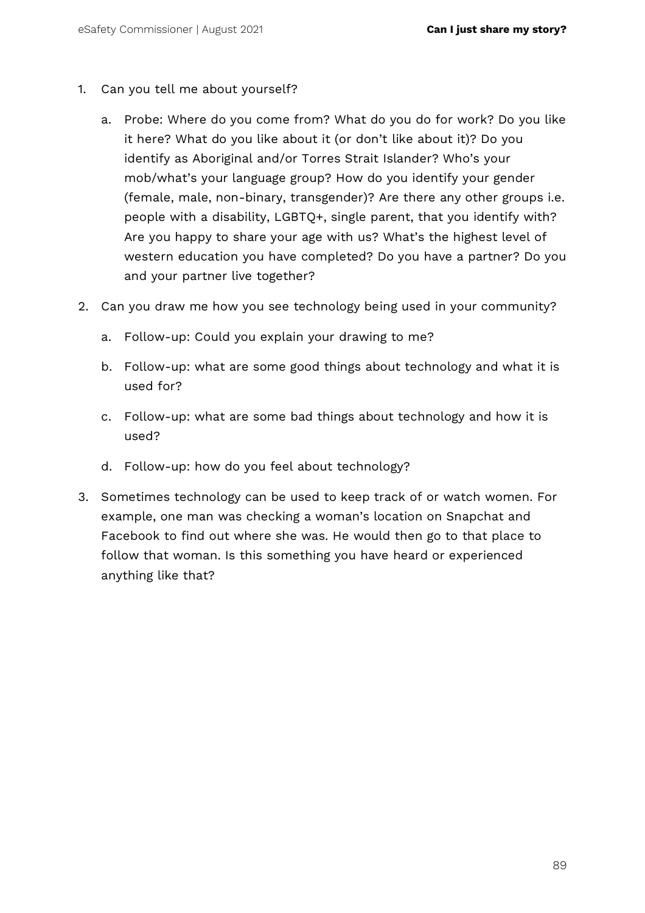1. Can you tell me about yourself?
   a. Probe: Where do you come from? What do you do for work? Do you like it here? What do you like about it (or don't like about it)? Do you identify as Aboriginal and/or Torres Strait Islander? Who's your mob/what's your language group? How do you identify your gender (female, male, non-binary, transgender)? Are there any other groups i.e. people with a disability, LGBTQ+, single parent, that you identify with? Are you happy to share your age with us? What's the highest level of western education you have completed? Do you have a partner? Do you and your partner live together?
2. Can you draw me how you see technology being used in your community?
   a. Follow-up: Could you explain your drawing to me?
   b. Follow-up: what are some good things about technology and what it is used for?
   c. Follow-up: what are some bad things about technology and how it is used?
   d. Follow-up: how do you feel about technology?
3. Sometimes technology can be used to keep track of or watch women. For example, one man was checking a woman's location on Snapchat and Facebook to find out where she was. He would then go to that place to follow that woman. Is this something you have heard or experienced anything like that?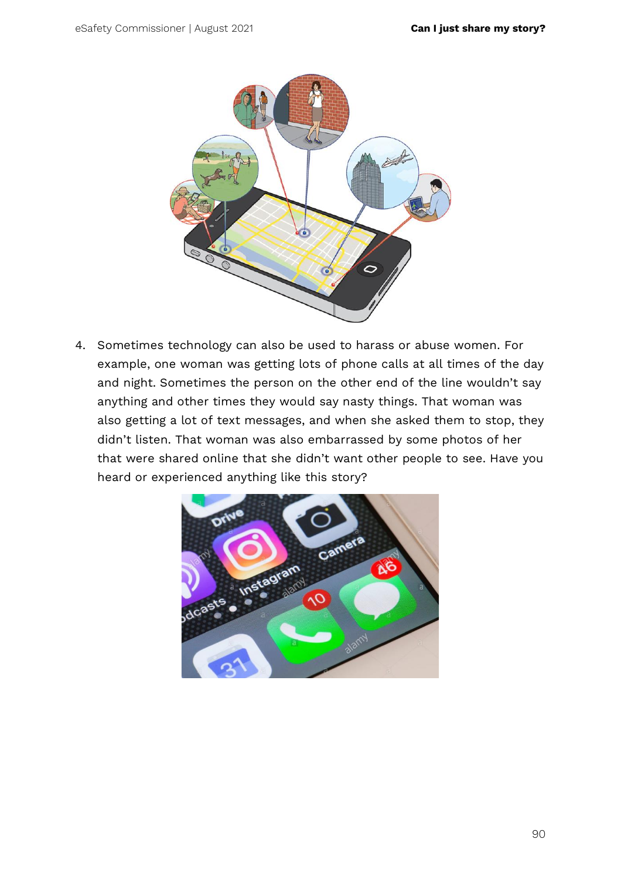4. Sometimes technology can also be used to harass or abuse women. For example, one woman was getting lots of phone calls at all times of the day and night. Sometimes the person on the other end of the line wouldn't say anything and other times they would say nasty things. That woman was also getting a lot of text messages, and when she asked them to stop, they didn't listen. That woman was also embarrassed by some photos of her that were shared online that she didn't want other people to see. Have you heard or experienced anything like this story?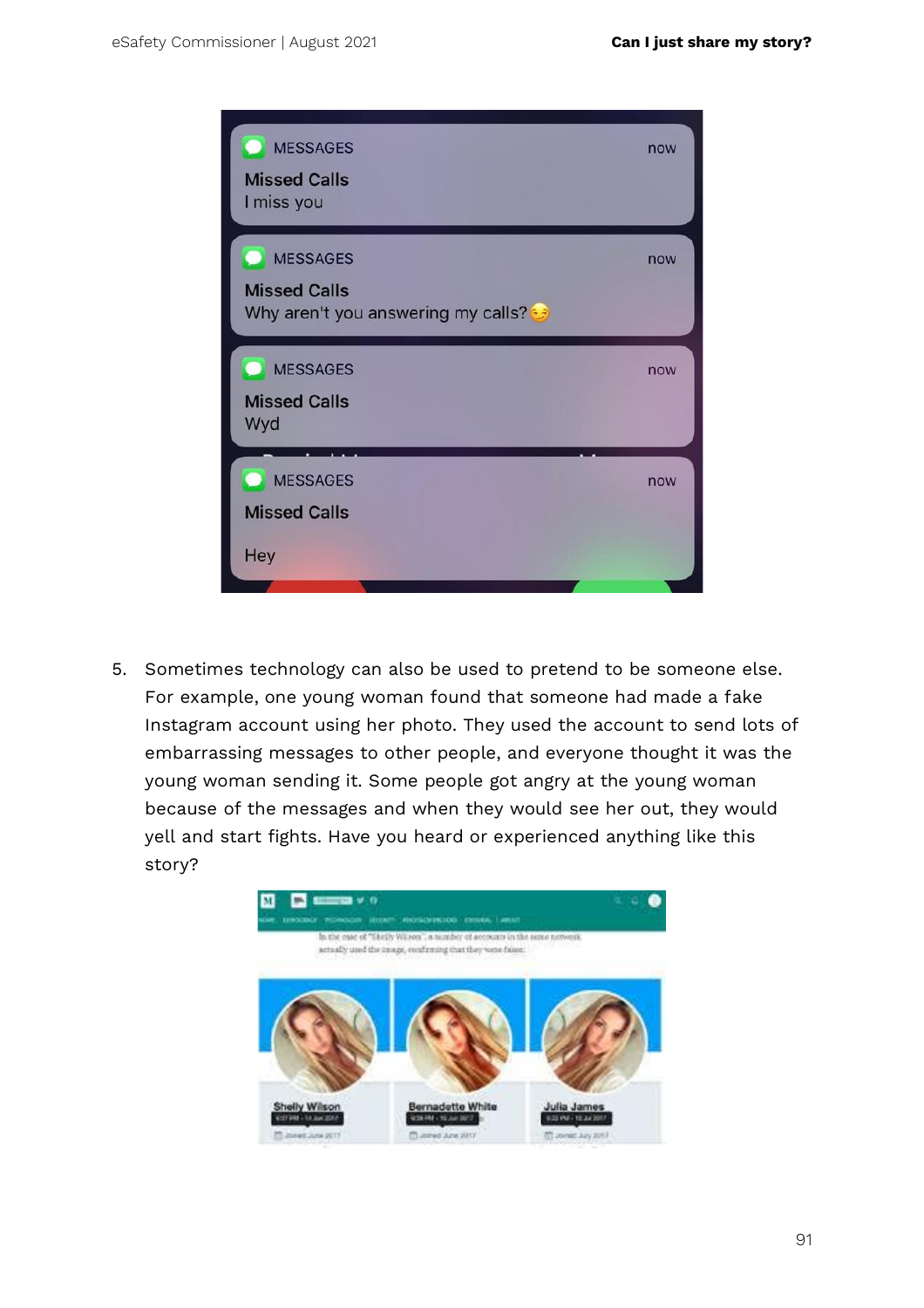5. Sometimes technology can also be used to pretend to be someone else. For example, one young woman found that someone had made a fake Instagram account using her photo. They used the account to send lots of embarrassing messages to other people, and everyone thought it was the young woman sending it. Some people got angry at the young woman because of the messages and when they would see her out, they would yell and start fights. Have you heard or experienced anything like this story?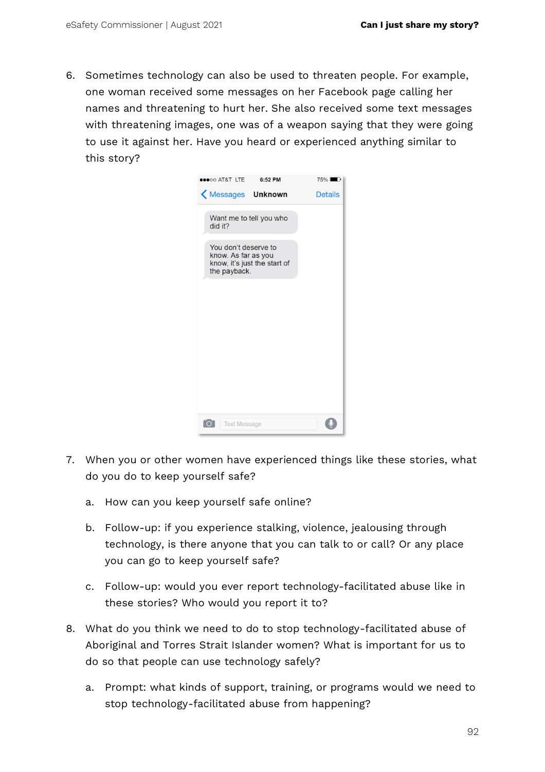6. Sometimes technology can also be used to threaten people. For example, one woman received some messages on her Facebook page calling her names and threatening to hurt her. She also received some text messages with threatening images, one was of a weapon saying that they were going to use it against her. Have you heard or experienced anything similar to this story?

7. When you or other women have experienced things like these stories, what do you do to keep yourself safe?

   a. How can you keep yourself safe online?

   b. Follow-up: if you experience stalking, violence, jealousing through technology, is there anyone that you can talk to or call? Or any place you can go to keep yourself safe?

   c. Follow-up: would you ever report technology-facilitated abuse like in these stories? Who would you report it to?

8. What do you think we need to do to stop technology-facilitated abuse of Aboriginal and Torres Strait Islander women? What is important for us to do so that people can use technology safely?

   a. Prompt: what kinds of support, training, or programs would we need to stop technology-facilitated abuse from happening?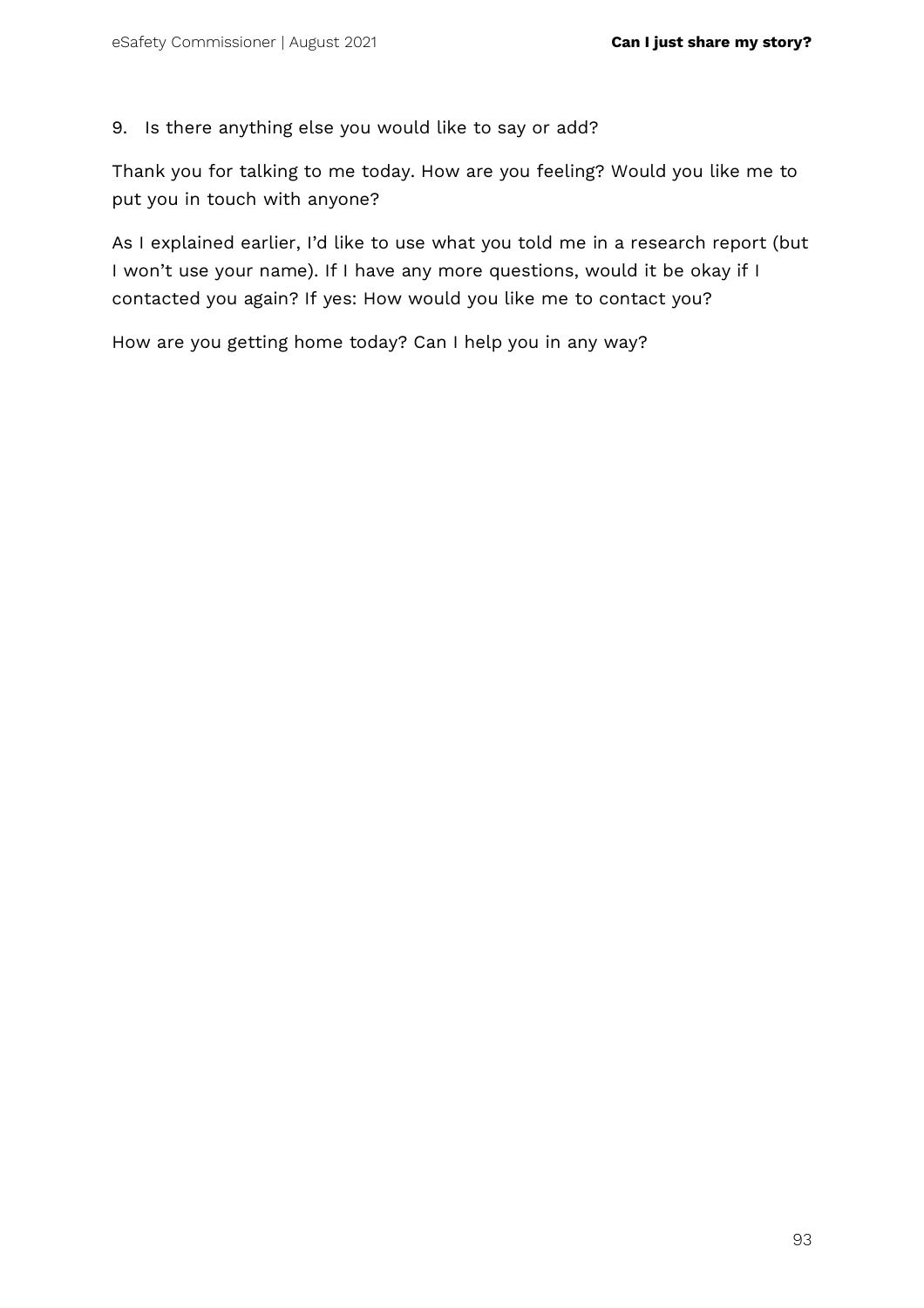9. Is there anything else you would like to say or add?

Thank you for talking to me today. How are you feeling? Would you like me to put you in touch with anyone?

As I explained earlier, I'd like to use what you told me in a research report (but I won't use your name). If I have any more questions, would it be okay if I contacted you again? If yes: How would you like me to contact you?

How are you getting home today? Can I help you in any way?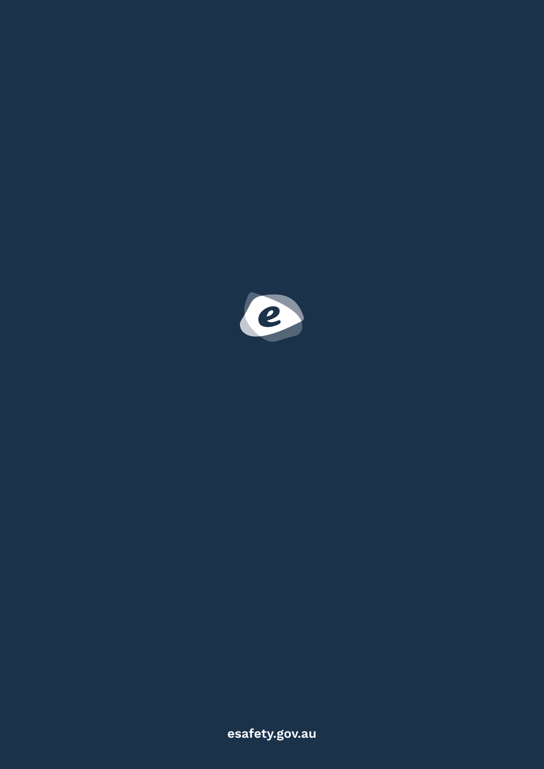esafety.gov.au